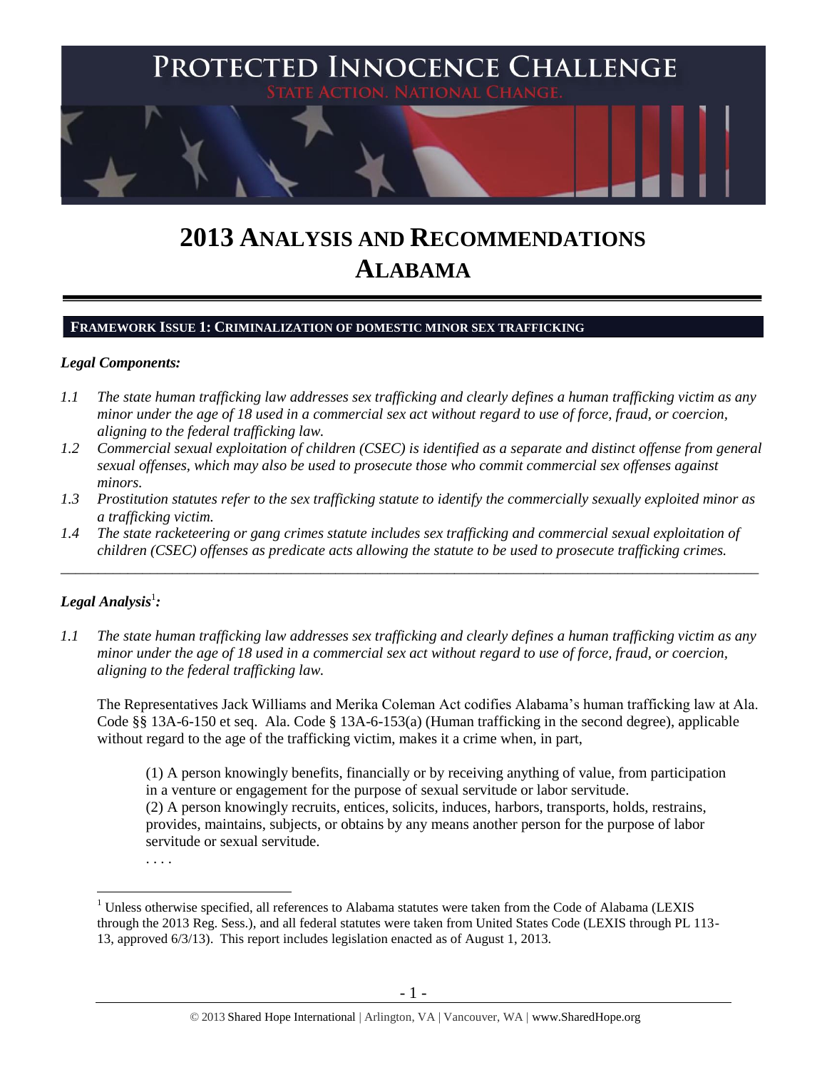# PROTECTED INNOCENCE CHALLENGE

STATE ACTION. NATIONAL CHANGE.

# 2013 ANALYSIS AND RECOMMENDATIONS ALABAMA

## FRAMEWORK ISSUE 1: CRIMINALIZATION OF DOMESTIC MINOR SEX TRAFFICKING

### *Legal Components:*

*1.1 The state human trafficking law addresses sex trafficking and clearly defines a human trafficking victim as any minor under the age of 18 used in a commercial sex act without regard to use of force, fraud, or coercion, aligning to the federal trafficking law.*

*1.2 Commercial sexual exploitation of children (CSEC) is identified as a separate and distinct offense from general sexual offenses, which may also be used to prosecute those who commit commercial sex offenses against minors.*

*1.3 Prostitution statutes refer to the sex trafficking statute to identify the commercially sexually exploited minor as a trafficking victim.*

*1.4 The state racketeering or gang crimes statute includes sex trafficking and commercial sexual exploitation of children (CSEC) offenses as predicate acts allowing the statute to be used to prosecute trafficking crimes.*

---

### *Legal Analysis*[1]*:*

*1.1 The state human trafficking law addresses sex trafficking and clearly defines a human trafficking victim as any minor under the age of 18 used in a commercial sex act without regard to use of force, fraud, or coercion, aligning to the federal trafficking law.*

The Representatives Jack Williams and Merika Coleman Act codifies Alabama's human trafficking law at Ala. Code §§ 13A-6-150 et seq. Ala. Code § 13A-6-153(a) (Human trafficking in the second degree), applicable without regard to the age of the trafficking victim, makes it a crime when, in part,

> (1) A person knowingly benefits, financially or by receiving anything of value, from participation in a venture or engagement for the purpose of sexual servitude or labor servitude.
> (2) A person knowingly recruits, entices, solicits, induces, harbors, transports, holds, restrains, provides, maintains, subjects, or obtains by any means another person for the purpose of labor servitude or sexual servitude.
> . . . .

---

[1] Unless otherwise specified, all references to Alabama statutes were taken from the Code of Alabama (LEXIS through the 2013 Reg. Sess.), and all federal statutes were taken from United States Code (LEXIS through PL 113-13, approved 6/3/13). This report includes legislation enacted as of August 1, 2013.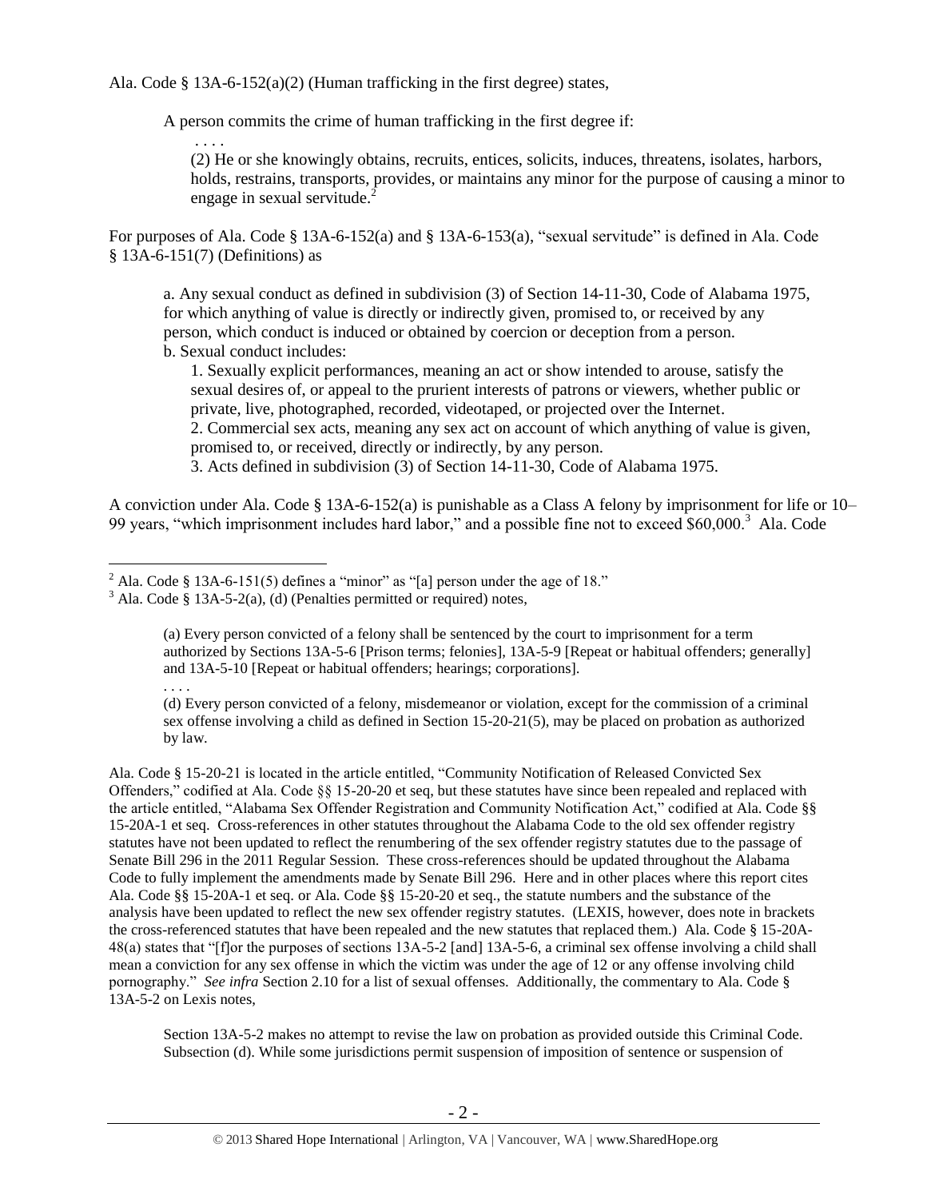Ala. Code § 13A-6-152(a)(2) (Human trafficking in the first degree) states,

> A person commits the crime of human trafficking in the first degree if:
>
> . . . .
>
> (2) He or she knowingly obtains, recruits, entices, solicits, induces, threatens, isolates, harbors, holds, restrains, transports, provides, or maintains any minor for the purpose of causing a minor to engage in sexual servitude.[2]

For purposes of Ala. Code § 13A-6-152(a) and § 13A-6-153(a), "sexual servitude" is defined in Ala. Code § 13A-6-151(7) (Definitions) as

> a. Any sexual conduct as defined in subdivision (3) of Section 14-11-30, Code of Alabama 1975, for which anything of value is directly or indirectly given, promised to, or received by any person, which conduct is induced or obtained by coercion or deception from a person.
>
> b. Sexual conduct includes:
>
> 1. Sexually explicit performances, meaning an act or show intended to arouse, satisfy the sexual desires of, or appeal to the prurient interests of patrons or viewers, whether public or private, live, photographed, recorded, videotaped, or projected over the Internet.
> 2. Commercial sex acts, meaning any sex act on account of which anything of value is given, promised to, or received, directly or indirectly, by any person.
> 3. Acts defined in subdivision (3) of Section 14-11-30, Code of Alabama 1975.

A conviction under Ala. Code § 13A-6-152(a) is punishable as a Class A felony by imprisonment for life or 10–99 years, "which imprisonment includes hard labor," and a possible fine not to exceed $60,000.[3] Ala. Code

---

[2] Ala. Code § 13A-6-151(5) defines a "minor" as "[a] person under the age of 18."

[3] Ala. Code § 13A-5-2(a), (d) (Penalties permitted or required) notes,

> (a) Every person convicted of a felony shall be sentenced by the court to imprisonment for a term authorized by Sections 13A-5-6 [Prison terms; felonies], 13A-5-9 [Repeat or habitual offenders; generally] and 13A-5-10 [Repeat or habitual offenders; hearings; corporations].
>
> . . . .
>
> (d) Every person convicted of a felony, misdemeanor or violation, except for the commission of a criminal sex offense involving a child as defined in Section 15-20-21(5), may be placed on probation as authorized by law.

Ala. Code § 15-20-21 is located in the article entitled, "Community Notification of Released Convicted Sex Offenders," codified at Ala. Code §§ 15-20-20 et seq, but these statutes have since been repealed and replaced with the article entitled, "Alabama Sex Offender Registration and Community Notification Act," codified at Ala. Code §§ 15-20A-1 et seq. Cross-references in other statutes throughout the Alabama Code to the old sex offender registry statutes have not been updated to reflect the renumbering of the sex offender registry statutes due to the passage of Senate Bill 296 in the 2011 Regular Session. These cross-references should be updated throughout the Alabama Code to fully implement the amendments made by Senate Bill 296. Here and in other places where this report cites Ala. Code §§ 15-20A-1 et seq. or Ala. Code §§ 15-20-20 et seq., the statute numbers and the substance of the analysis have been updated to reflect the new sex offender registry statutes. (LEXIS, however, does note in brackets the cross-referenced statutes that have been repealed and the new statutes that replaced them.) Ala. Code § 15-20A-48(a) states that "[f]or the purposes of sections 13A-5-2 [and] 13A-5-6, a criminal sex offense involving a child shall mean a conviction for any sex offense in which the victim was under the age of 12 or any offense involving child pornography." *See infra* Section 2.10 for a list of sexual offenses. Additionally, the commentary to Ala. Code § 13A-5-2 on Lexis notes,

> Section 13A-5-2 makes no attempt to revise the law on probation as provided outside this Criminal Code. Subsection (d). While some jurisdictions permit suspension of imposition of sentence or suspension of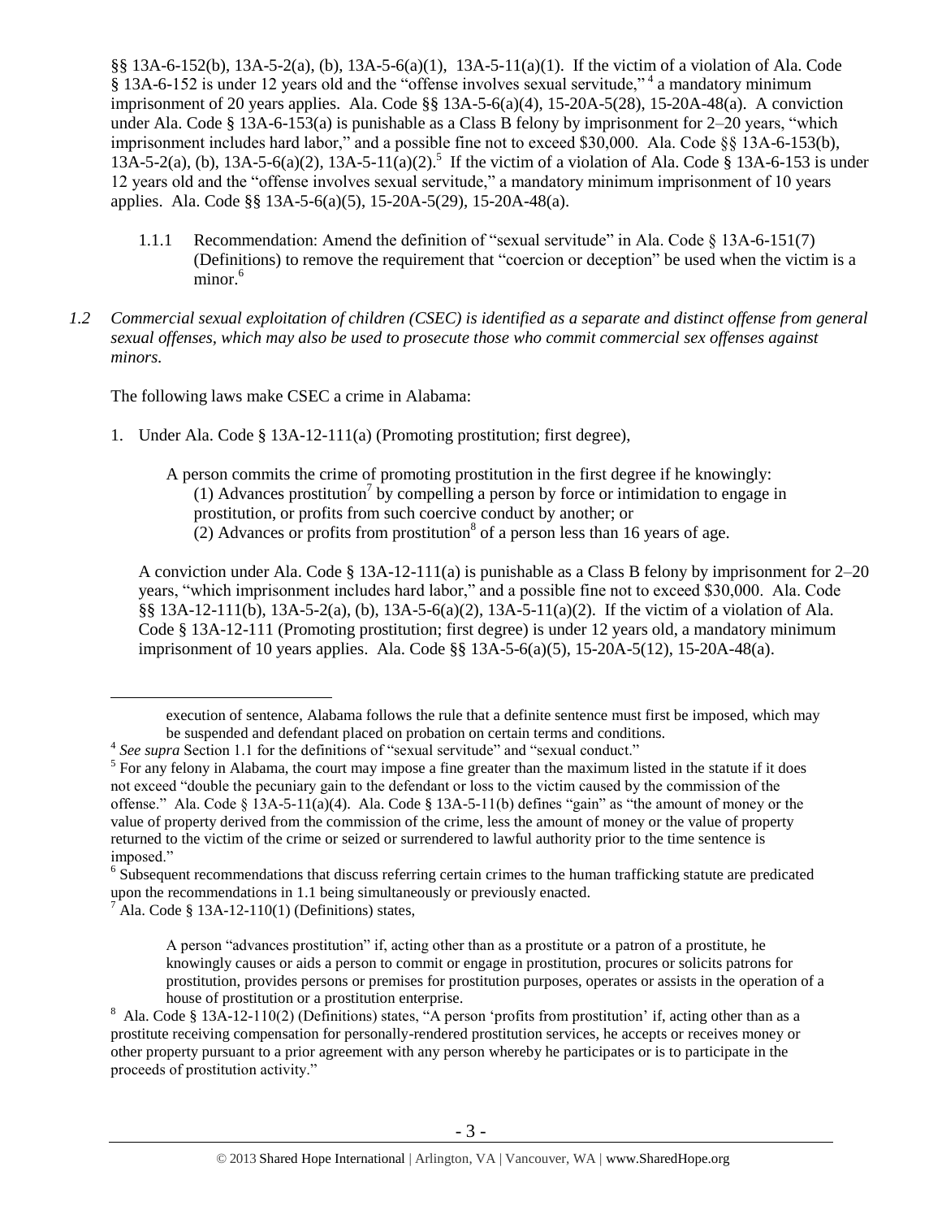§§ 13A-6-152(b), 13A-5-2(a), (b), 13A-5-6(a)(1), 13A-5-11(a)(1). If the victim of a violation of Ala. Code § 13A-6-152 is under 12 years old and the "offense involves sexual servitude,"[4] a mandatory minimum imprisonment of 20 years applies. Ala. Code §§ 13A-5-6(a)(4), 15-20A-5(28), 15-20A-48(a). A conviction under Ala. Code § 13A-6-153(a) is punishable as a Class B felony by imprisonment for 2–20 years, "which imprisonment includes hard labor," and a possible fine not to exceed $30,000. Ala. Code §§ 13A-6-153(b), 13A-5-2(a), (b), 13A-5-6(a)(2), 13A-5-11(a)(2).[5] If the victim of a violation of Ala. Code § 13A-6-153 is under 12 years old and the "offense involves sexual servitude," a mandatory minimum imprisonment of 10 years applies. Ala. Code §§ 13A-5-6(a)(5), 15-20A-5(29), 15-20A-48(a).

1.1.1 Recommendation: Amend the definition of "sexual servitude" in Ala. Code § 13A-6-151(7) (Definitions) to remove the requirement that "coercion or deception" be used when the victim is a minor.[6]

*1.2 Commercial sexual exploitation of children (CSEC) is identified as a separate and distinct offense from general sexual offenses, which may also be used to prosecute those who commit commercial sex offenses against minors.*

The following laws make CSEC a crime in Alabama:

1. Under Ala. Code § 13A-12-111(a) (Promoting prostitution; first degree),

   A person commits the crime of promoting prostitution in the first degree if he knowingly:
   (1) Advances prostitution[7] by compelling a person by force or intimidation to engage in prostitution, or profits from such coercive conduct by another; or
   (2) Advances or profits from prostitution[8] of a person less than 16 years of age.

   A conviction under Ala. Code § 13A-12-111(a) is punishable as a Class B felony by imprisonment for 2–20 years, "which imprisonment includes hard labor," and a possible fine not to exceed $30,000. Ala. Code §§ 13A-12-111(b), 13A-5-2(a), (b), 13A-5-6(a)(2), 13A-5-11(a)(2). If the victim of a violation of Ala. Code § 13A-12-111 (Promoting prostitution; first degree) is under 12 years old, a mandatory minimum imprisonment of 10 years applies. Ala. Code §§ 13A-5-6(a)(5), 15-20A-5(12), 15-20A-48(a).

---

execution of sentence, Alabama follows the rule that a definite sentence must first be imposed, which may be suspended and defendant placed on probation on certain terms and conditions.

[4] *See supra* Section 1.1 for the definitions of "sexual servitude" and "sexual conduct."

[5] For any felony in Alabama, the court may impose a fine greater than the maximum listed in the statute if it does not exceed "double the pecuniary gain to the defendant or loss to the victim caused by the commission of the offense." Ala. Code § 13A-5-11(a)(4). Ala. Code § 13A-5-11(b) defines "gain" as "the amount of money or the value of property derived from the commission of the crime, less the amount of money or the value of property returned to the victim of the crime or seized or surrendered to lawful authority prior to the time sentence is imposed."

[6] Subsequent recommendations that discuss referring certain crimes to the human trafficking statute are predicated upon the recommendations in 1.1 being simultaneously or previously enacted.

[7] Ala. Code § 13A-12-110(1) (Definitions) states,

A person "advances prostitution" if, acting other than as a prostitute or a patron of a prostitute, he knowingly causes or aids a person to commit or engage in prostitution, procures or solicits patrons for prostitution, provides persons or premises for prostitution purposes, operates or assists in the operation of a house of prostitution or a prostitution enterprise.

[8] Ala. Code § 13A-12-110(2) (Definitions) states, "A person 'profits from prostitution' if, acting other than as a prostitute receiving compensation for personally-rendered prostitution services, he accepts or receives money or other property pursuant to a prior agreement with any person whereby he participates or is to participate in the proceeds of prostitution activity."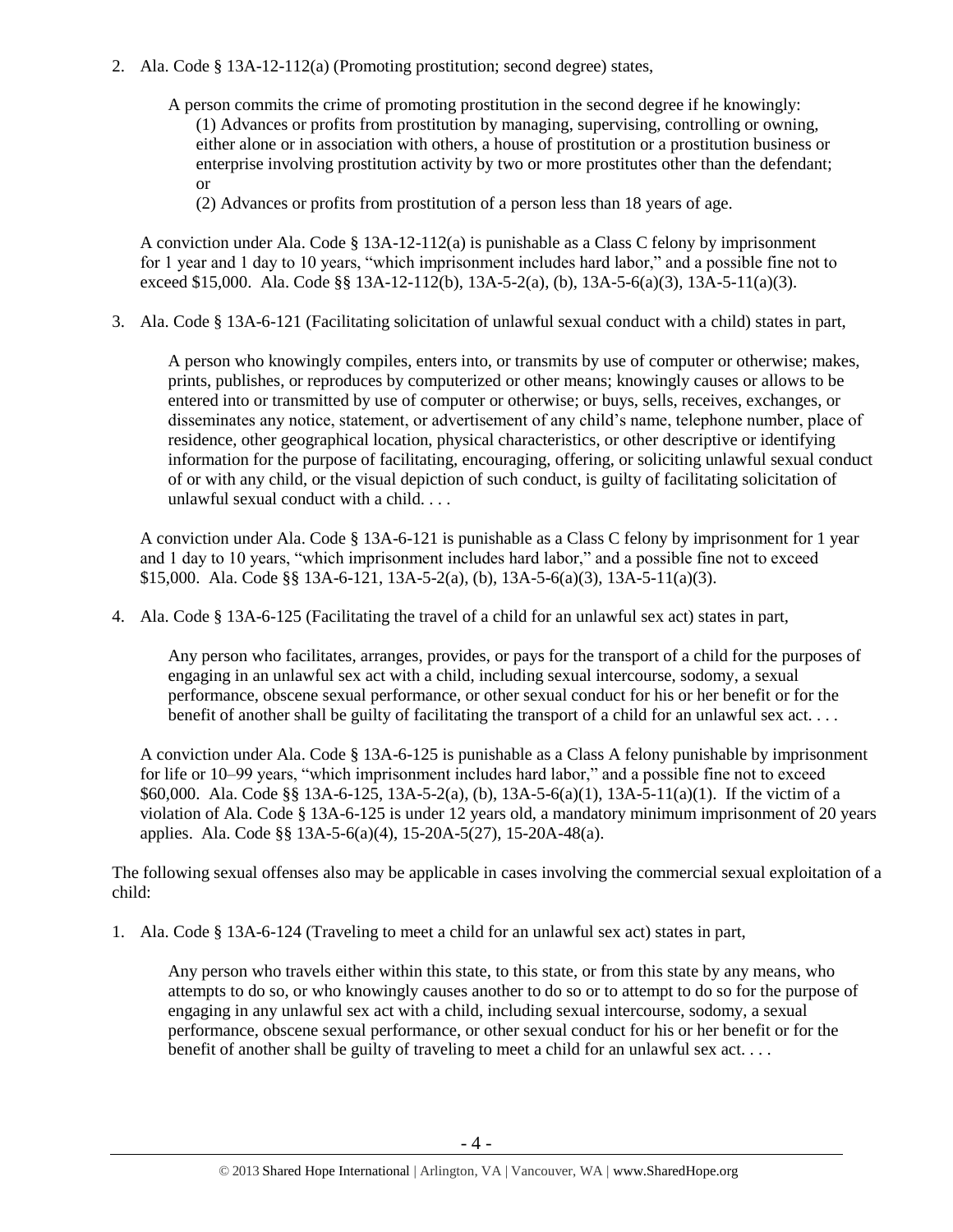2. Ala. Code § 13A-12-112(a) (Promoting prostitution; second degree) states,

   > A person commits the crime of promoting prostitution in the second degree if he knowingly:
   > (1) Advances or profits from prostitution by managing, supervising, controlling or owning, either alone or in association with others, a house of prostitution or a prostitution business or enterprise involving prostitution activity by two or more prostitutes other than the defendant; or
   > (2) Advances or profits from prostitution of a person less than 18 years of age.

   A conviction under Ala. Code § 13A-12-112(a) is punishable as a Class C felony by imprisonment for 1 year and 1 day to 10 years, "which imprisonment includes hard labor," and a possible fine not to exceed $15,000. Ala. Code §§ 13A-12-112(b), 13A-5-2(a), (b), 13A-5-6(a)(3), 13A-5-11(a)(3).

3. Ala. Code § 13A-6-121 (Facilitating solicitation of unlawful sexual conduct with a child) states in part,

   > A person who knowingly compiles, enters into, or transmits by use of computer or otherwise; makes, prints, publishes, or reproduces by computerized or other means; knowingly causes or allows to be entered into or transmitted by use of computer or otherwise; or buys, sells, receives, exchanges, or disseminates any notice, statement, or advertisement of any child's name, telephone number, place of residence, other geographical location, physical characteristics, or other descriptive or identifying information for the purpose of facilitating, encouraging, offering, or soliciting unlawful sexual conduct of or with any child, or the visual depiction of such conduct, is guilty of facilitating solicitation of unlawful sexual conduct with a child. . . .

   A conviction under Ala. Code § 13A-6-121 is punishable as a Class C felony by imprisonment for 1 year and 1 day to 10 years, "which imprisonment includes hard labor," and a possible fine not to exceed $15,000. Ala. Code §§ 13A-6-121, 13A-5-2(a), (b), 13A-5-6(a)(3), 13A-5-11(a)(3).

4. Ala. Code § 13A-6-125 (Facilitating the travel of a child for an unlawful sex act) states in part,

   > Any person who facilitates, arranges, provides, or pays for the transport of a child for the purposes of engaging in an unlawful sex act with a child, including sexual intercourse, sodomy, a sexual performance, obscene sexual performance, or other sexual conduct for his or her benefit or for the benefit of another shall be guilty of facilitating the transport of a child for an unlawful sex act. . . .

   A conviction under Ala. Code § 13A-6-125 is punishable as a Class A felony punishable by imprisonment for life or 10–99 years, "which imprisonment includes hard labor," and a possible fine not to exceed $60,000. Ala. Code §§ 13A-6-125, 13A-5-2(a), (b), 13A-5-6(a)(1), 13A-5-11(a)(1). If the victim of a violation of Ala. Code § 13A-6-125 is under 12 years old, a mandatory minimum imprisonment of 20 years applies. Ala. Code §§ 13A-5-6(a)(4), 15-20A-5(27), 15-20A-48(a).

The following sexual offenses also may be applicable in cases involving the commercial sexual exploitation of a child:

1. Ala. Code § 13A-6-124 (Traveling to meet a child for an unlawful sex act) states in part,

   > Any person who travels either within this state, to this state, or from this state by any means, who attempts to do so, or who knowingly causes another to do so or to attempt to do so for the purpose of engaging in any unlawful sex act with a child, including sexual intercourse, sodomy, a sexual performance, obscene sexual performance, or other sexual conduct for his or her benefit or for the benefit of another shall be guilty of traveling to meet a child for an unlawful sex act. . . .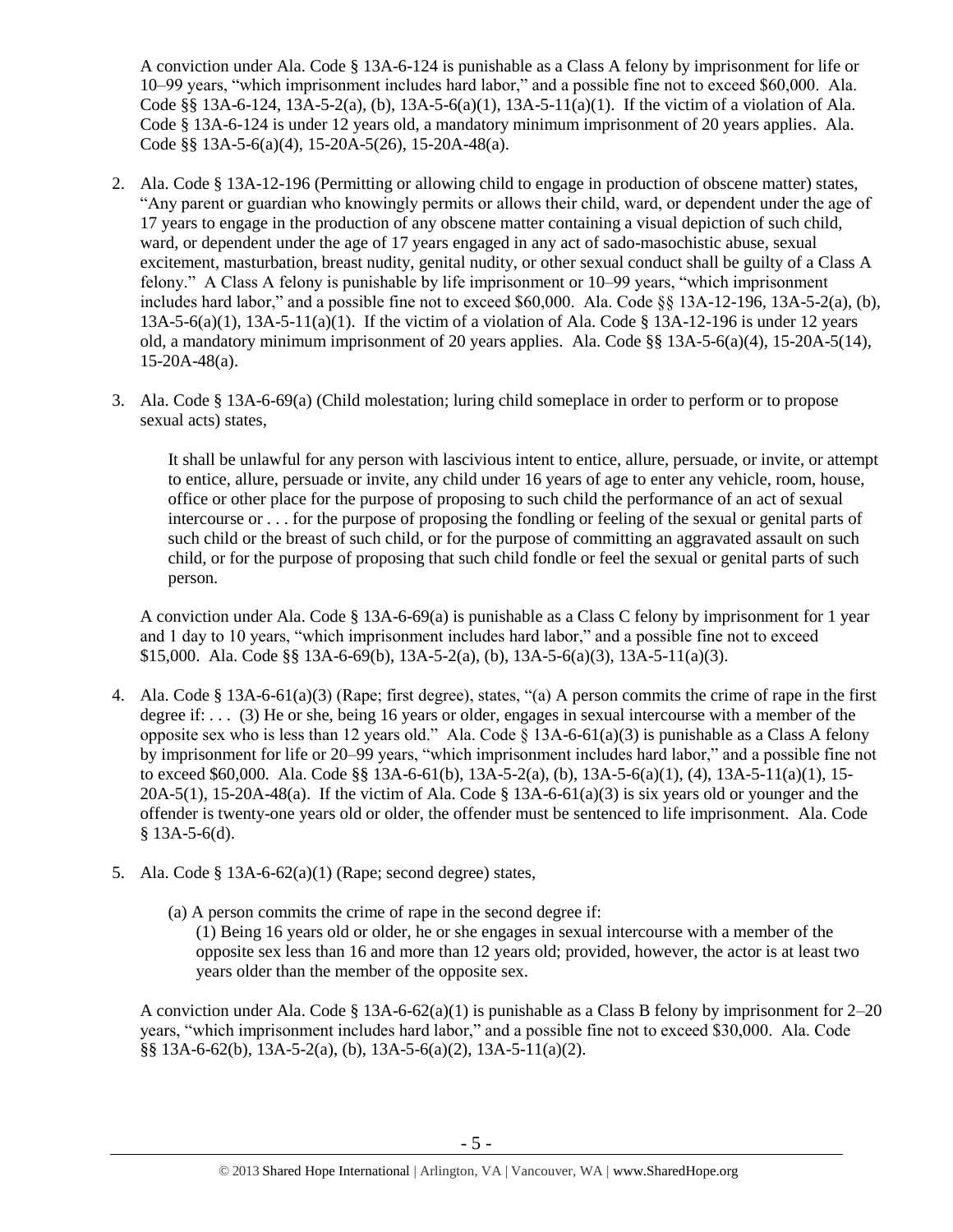A conviction under Ala. Code § 13A-6-124 is punishable as a Class A felony by imprisonment for life or 10–99 years, "which imprisonment includes hard labor," and a possible fine not to exceed $60,000. Ala. Code §§ 13A-6-124, 13A-5-2(a), (b), 13A-5-6(a)(1), 13A-5-11(a)(1). If the victim of a violation of Ala. Code § 13A-6-124 is under 12 years old, a mandatory minimum imprisonment of 20 years applies. Ala. Code §§ 13A-5-6(a)(4), 15-20A-5(26), 15-20A-48(a).

2. Ala. Code § 13A-12-196 (Permitting or allowing child to engage in production of obscene matter) states, "Any parent or guardian who knowingly permits or allows their child, ward, or dependent under the age of 17 years to engage in the production of any obscene matter containing a visual depiction of such child, ward, or dependent under the age of 17 years engaged in any act of sado-masochistic abuse, sexual excitement, masturbation, breast nudity, genital nudity, or other sexual conduct shall be guilty of a Class A felony." A Class A felony is punishable by life imprisonment or 10–99 years, "which imprisonment includes hard labor," and a possible fine not to exceed $60,000. Ala. Code §§ 13A-12-196, 13A-5-2(a), (b), 13A-5-6(a)(1), 13A-5-11(a)(1). If the victim of a violation of Ala. Code § 13A-12-196 is under 12 years old, a mandatory minimum imprisonment of 20 years applies. Ala. Code §§ 13A-5-6(a)(4), 15-20A-5(14), 15-20A-48(a).

3. Ala. Code § 13A-6-69(a) (Child molestation; luring child someplace in order to perform or to propose sexual acts) states,

   It shall be unlawful for any person with lascivious intent to entice, allure, persuade, or invite, or attempt to entice, allure, persuade or invite, any child under 16 years of age to enter any vehicle, room, house, office or other place for the purpose of proposing to such child the performance of an act of sexual intercourse or . . . for the purpose of proposing the fondling or feeling of the sexual or genital parts of such child or the breast of such child, or for the purpose of committing an aggravated assault on such child, or for the purpose of proposing that such child fondle or feel the sexual or genital parts of such person.

   A conviction under Ala. Code § 13A-6-69(a) is punishable as a Class C felony by imprisonment for 1 year and 1 day to 10 years, "which imprisonment includes hard labor," and a possible fine not to exceed $15,000. Ala. Code §§ 13A-6-69(b), 13A-5-2(a), (b), 13A-5-6(a)(3), 13A-5-11(a)(3).

4. Ala. Code § 13A-6-61(a)(3) (Rape; first degree), states, "(a) A person commits the crime of rape in the first degree if: . . . (3) He or she, being 16 years or older, engages in sexual intercourse with a member of the opposite sex who is less than 12 years old." Ala. Code § 13A-6-61(a)(3) is punishable as a Class A felony by imprisonment for life or 20–99 years, "which imprisonment includes hard labor," and a possible fine not to exceed $60,000. Ala. Code §§ 13A-6-61(b), 13A-5-2(a), (b), 13A-5-6(a)(1), (4), 13A-5-11(a)(1), 15-20A-5(1), 15-20A-48(a). If the victim of Ala. Code § 13A-6-61(a)(3) is six years old or younger and the offender is twenty-one years old or older, the offender must be sentenced to life imprisonment. Ala. Code § 13A-5-6(d).

5. Ala. Code § 13A-6-62(a)(1) (Rape; second degree) states,

   (a) A person commits the crime of rape in the second degree if:
   (1) Being 16 years old or older, he or she engages in sexual intercourse with a member of the opposite sex less than 16 and more than 12 years old; provided, however, the actor is at least two years older than the member of the opposite sex.

   A conviction under Ala. Code § 13A-6-62(a)(1) is punishable as a Class B felony by imprisonment for 2–20 years, "which imprisonment includes hard labor," and a possible fine not to exceed $30,000. Ala. Code §§ 13A-6-62(b), 13A-5-2(a), (b), 13A-5-6(a)(2), 13A-5-11(a)(2).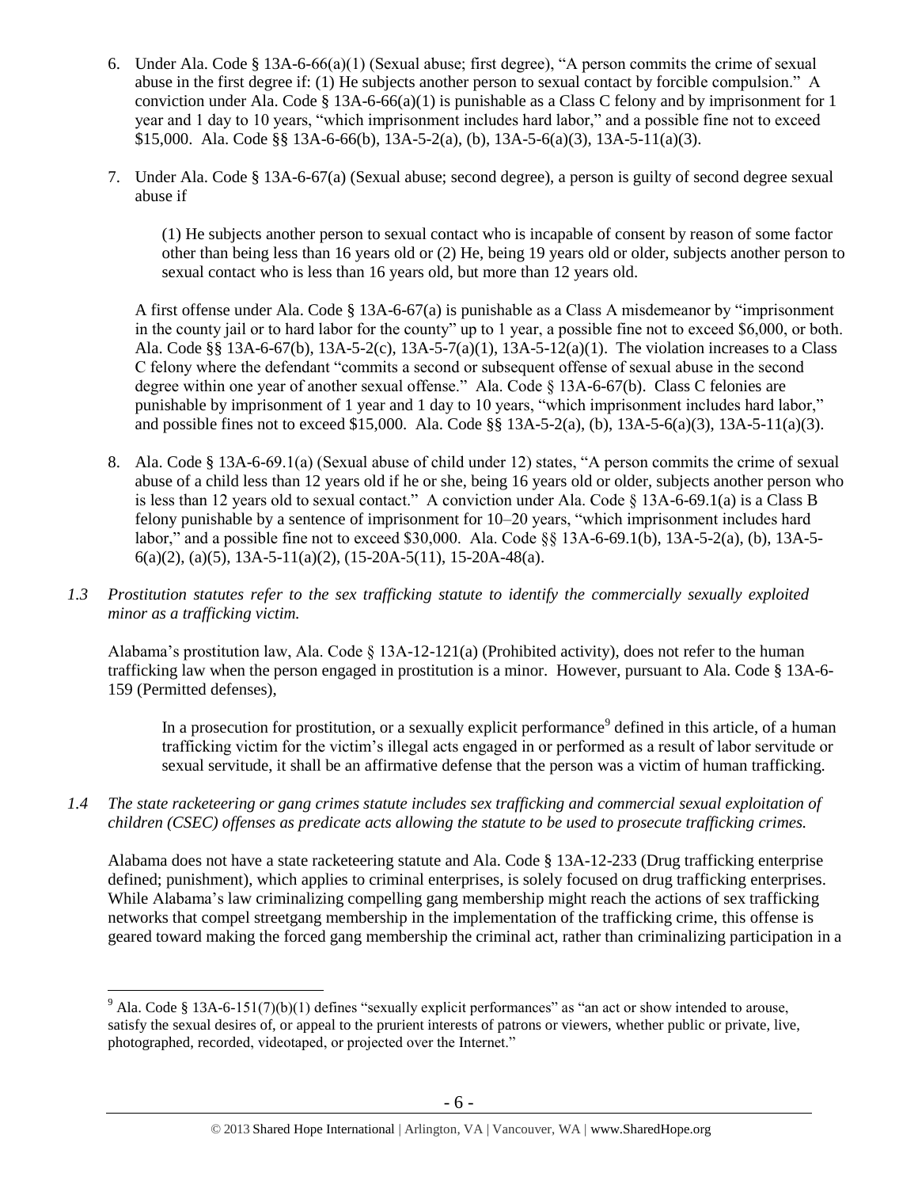6. Under Ala. Code § 13A-6-66(a)(1) (Sexual abuse; first degree), "A person commits the crime of sexual abuse in the first degree if: (1) He subjects another person to sexual contact by forcible compulsion." A conviction under Ala. Code § 13A-6-66(a)(1) is punishable as a Class C felony and by imprisonment for 1 year and 1 day to 10 years, "which imprisonment includes hard labor," and a possible fine not to exceed $15,000. Ala. Code §§ 13A-6-66(b), 13A-5-2(a), (b), 13A-5-6(a)(3), 13A-5-11(a)(3).

7. Under Ala. Code § 13A-6-67(a) (Sexual abuse; second degree), a person is guilty of second degree sexual abuse if

   (1) He subjects another person to sexual contact who is incapable of consent by reason of some factor other than being less than 16 years old or (2) He, being 19 years old or older, subjects another person to sexual contact who is less than 16 years old, but more than 12 years old.

   A first offense under Ala. Code § 13A-6-67(a) is punishable as a Class A misdemeanor by "imprisonment in the county jail or to hard labor for the county" up to 1 year, a possible fine not to exceed $6,000, or both. Ala. Code §§ 13A-6-67(b), 13A-5-2(c), 13A-5-7(a)(1), 13A-5-12(a)(1). The violation increases to a Class C felony where the defendant "commits a second or subsequent offense of sexual abuse in the second degree within one year of another sexual offense." Ala. Code § 13A-6-67(b). Class C felonies are punishable by imprisonment of 1 year and 1 day to 10 years, "which imprisonment includes hard labor," and possible fines not to exceed $15,000. Ala. Code §§ 13A-5-2(a), (b), 13A-5-6(a)(3), 13A-5-11(a)(3).

8. Ala. Code § 13A-6-69.1(a) (Sexual abuse of child under 12) states, "A person commits the crime of sexual abuse of a child less than 12 years old if he or she, being 16 years old or older, subjects another person who is less than 12 years old to sexual contact." A conviction under Ala. Code § 13A-6-69.1(a) is a Class B felony punishable by a sentence of imprisonment for 10–20 years, "which imprisonment includes hard labor," and a possible fine not to exceed $30,000. Ala. Code §§ 13A-6-69.1(b), 13A-5-2(a), (b), 13A-5-6(a)(2), (a)(5), 13A-5-11(a)(2), (15-20A-5(11), 15-20A-48(a).

*1.3 Prostitution statutes refer to the sex trafficking statute to identify the commercially sexually exploited minor as a trafficking victim.*

Alabama's prostitution law, Ala. Code § 13A-12-121(a) (Prohibited activity), does not refer to the human trafficking law when the person engaged in prostitution is a minor. However, pursuant to Ala. Code § 13A-6-159 (Permitted defenses),

> In a prosecution for prostitution, or a sexually explicit performance[9] defined in this article, of a human trafficking victim for the victim's illegal acts engaged in or performed as a result of labor servitude or sexual servitude, it shall be an affirmative defense that the person was a victim of human trafficking.

*1.4 The state racketeering or gang crimes statute includes sex trafficking and commercial sexual exploitation of children (CSEC) offenses as predicate acts allowing the statute to be used to prosecute trafficking crimes.*

Alabama does not have a state racketeering statute and Ala. Code § 13A-12-233 (Drug trafficking enterprise defined; punishment), which applies to criminal enterprises, is solely focused on drug trafficking enterprises. While Alabama's law criminalizing compelling gang membership might reach the actions of sex trafficking networks that compel streetgang membership in the implementation of the trafficking crime, this offense is geared toward making the forced gang membership the criminal act, rather than criminalizing participation in a

---

[9] Ala. Code § 13A-6-151(7)(b)(1) defines "sexually explicit performances" as "an act or show intended to arouse, satisfy the sexual desires of, or appeal to the prurient interests of patrons or viewers, whether public or private, live, photographed, recorded, videotaped, or projected over the Internet."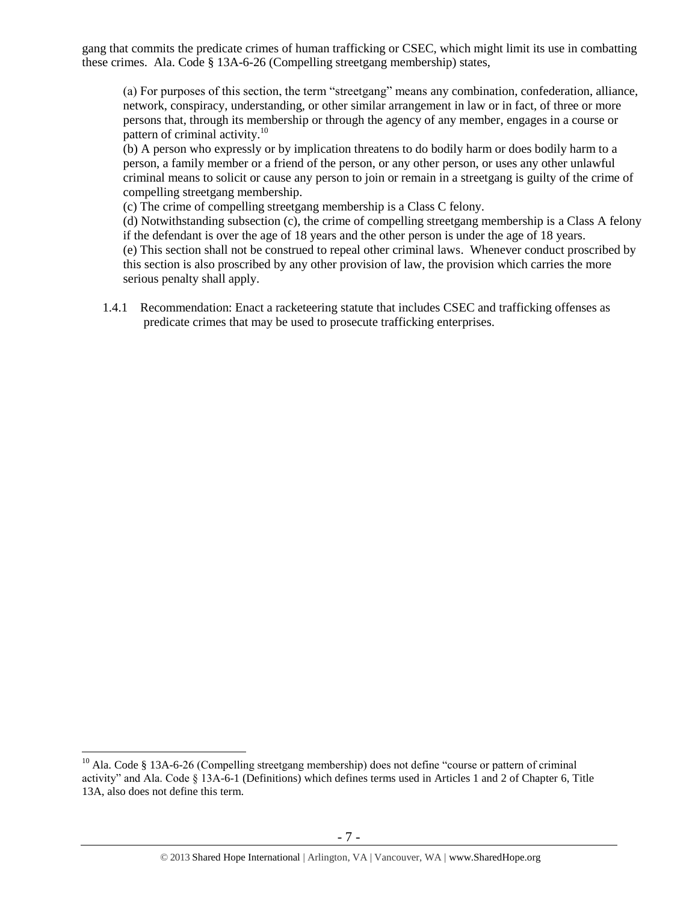gang that commits the predicate crimes of human trafficking or CSEC, which might limit its use in combatting these crimes. Ala. Code § 13A-6-26 (Compelling streetgang membership) states,

> (a) For purposes of this section, the term "streetgang" means any combination, confederation, alliance, network, conspiracy, understanding, or other similar arrangement in law or in fact, of three or more persons that, through its membership or through the agency of any member, engages in a course or pattern of criminal activity.[10]
> (b) A person who expressly or by implication threatens to do bodily harm or does bodily harm to a person, a family member or a friend of the person, or any other person, or uses any other unlawful criminal means to solicit or cause any person to join or remain in a streetgang is guilty of the crime of compelling streetgang membership.
> (c) The crime of compelling streetgang membership is a Class C felony.
> (d) Notwithstanding subsection (c), the crime of compelling streetgang membership is a Class A felony if the defendant is over the age of 18 years and the other person is under the age of 18 years.
> (e) This section shall not be construed to repeal other criminal laws. Whenever conduct proscribed by this section is also proscribed by any other provision of law, the provision which carries the more serious penalty shall apply.

1.4.1 Recommendation: Enact a racketeering statute that includes CSEC and trafficking offenses as predicate crimes that may be used to prosecute trafficking enterprises.

---

[10] Ala. Code § 13A-6-26 (Compelling streetgang membership) does not define "course or pattern of criminal activity" and Ala. Code § 13A-6-1 (Definitions) which defines terms used in Articles 1 and 2 of Chapter 6, Title 13A, also does not define this term.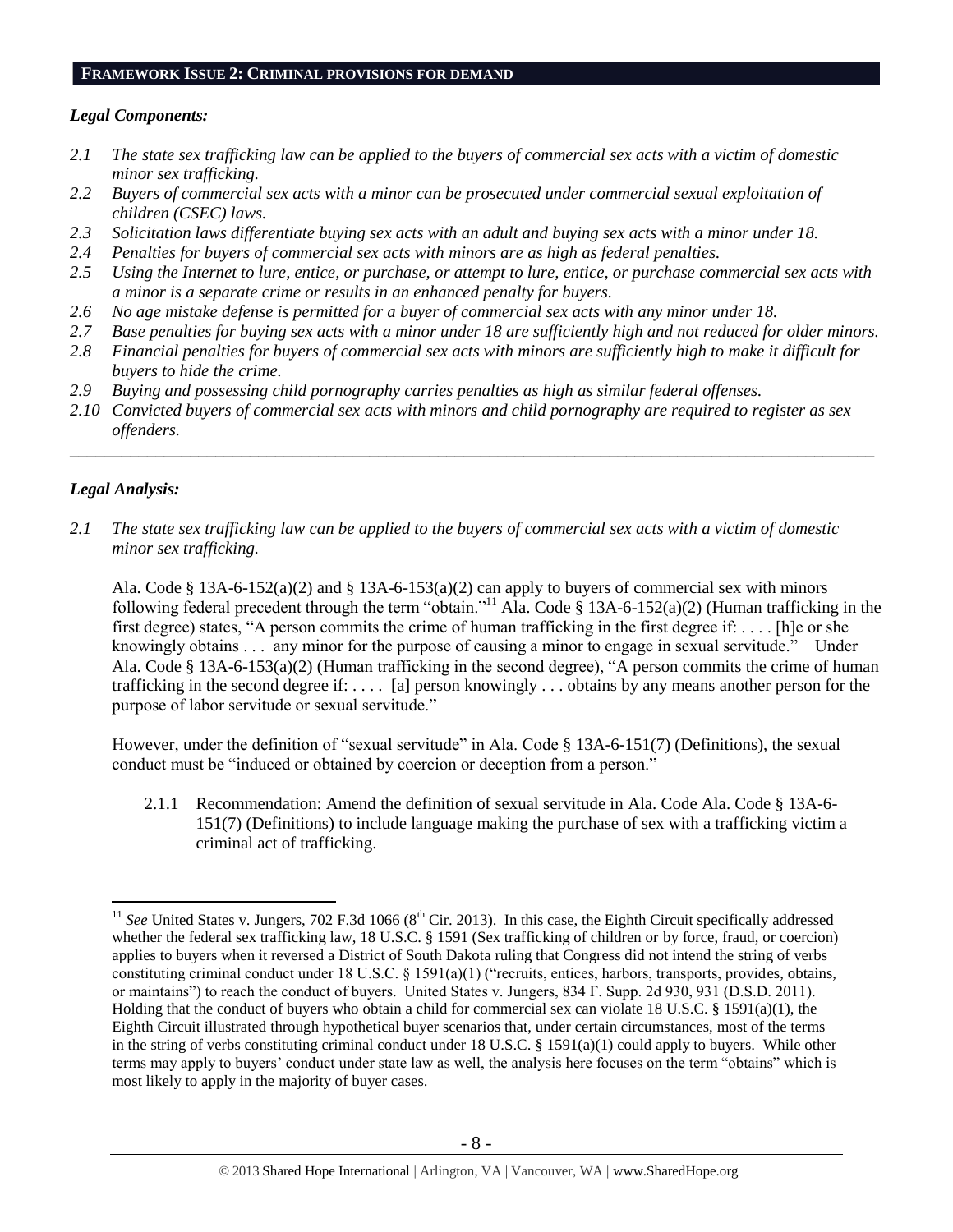## FRAMEWORK ISSUE 2: CRIMINAL PROVISIONS FOR DEMAND

### *Legal Components:*

- *2.1 The state sex trafficking law can be applied to the buyers of commercial sex acts with a victim of domestic minor sex trafficking.*
- *2.2 Buyers of commercial sex acts with a minor can be prosecuted under commercial sexual exploitation of children (CSEC) laws.*
- *2.3 Solicitation laws differentiate buying sex acts with an adult and buying sex acts with a minor under 18.*
- *2.4 Penalties for buyers of commercial sex acts with minors are as high as federal penalties.*
- *2.5 Using the Internet to lure, entice, or purchase, or attempt to lure, entice, or purchase commercial sex acts with a minor is a separate crime or results in an enhanced penalty for buyers.*
- *2.6 No age mistake defense is permitted for a buyer of commercial sex acts with any minor under 18.*
- *2.7 Base penalties for buying sex acts with a minor under 18 are sufficiently high and not reduced for older minors.*
- *2.8 Financial penalties for buyers of commercial sex acts with minors are sufficiently high to make it difficult for buyers to hide the crime.*
- *2.9 Buying and possessing child pornography carries penalties as high as similar federal offenses.*
- *2.10 Convicted buyers of commercial sex acts with minors and child pornography are required to register as sex offenders.*

---

### *Legal Analysis:*

*2.1 The state sex trafficking law can be applied to the buyers of commercial sex acts with a victim of domestic minor sex trafficking.*

Ala. Code § 13A-6-152(a)(2) and § 13A-6-153(a)(2) can apply to buyers of commercial sex with minors following federal precedent through the term "obtain."[11] Ala. Code § 13A-6-152(a)(2) (Human trafficking in the first degree) states, "A person commits the crime of human trafficking in the first degree if: . . . . [h]e or she knowingly obtains . . . any minor for the purpose of causing a minor to engage in sexual servitude." Under Ala. Code § 13A-6-153(a)(2) (Human trafficking in the second degree), "A person commits the crime of human trafficking in the second degree if: . . . . [a] person knowingly . . . obtains by any means another person for the purpose of labor servitude or sexual servitude."

However, under the definition of "sexual servitude" in Ala. Code § 13A-6-151(7) (Definitions), the sexual conduct must be "induced or obtained by coercion or deception from a person."

2.1.1 Recommendation: Amend the definition of sexual servitude in Ala. Code Ala. Code § 13A-6-151(7) (Definitions) to include language making the purchase of sex with a trafficking victim a criminal act of trafficking.

---

[11] *See* United States v. Jungers, 702 F.3d 1066 (8th Cir. 2013). In this case, the Eighth Circuit specifically addressed whether the federal sex trafficking law, 18 U.S.C. § 1591 (Sex trafficking of children or by force, fraud, or coercion) applies to buyers when it reversed a District of South Dakota ruling that Congress did not intend the string of verbs constituting criminal conduct under 18 U.S.C. § 1591(a)(1) ("recruits, entices, harbors, transports, provides, obtains, or maintains") to reach the conduct of buyers. United States v. Jungers, 834 F. Supp. 2d 930, 931 (D.S.D. 2011). Holding that the conduct of buyers who obtain a child for commercial sex can violate 18 U.S.C. § 1591(a)(1), the Eighth Circuit illustrated through hypothetical buyer scenarios that, under certain circumstances, most of the terms in the string of verbs constituting criminal conduct under 18 U.S.C. § 1591(a)(1) could apply to buyers. While other terms may apply to buyers' conduct under state law as well, the analysis here focuses on the term "obtains" which is most likely to apply in the majority of buyer cases.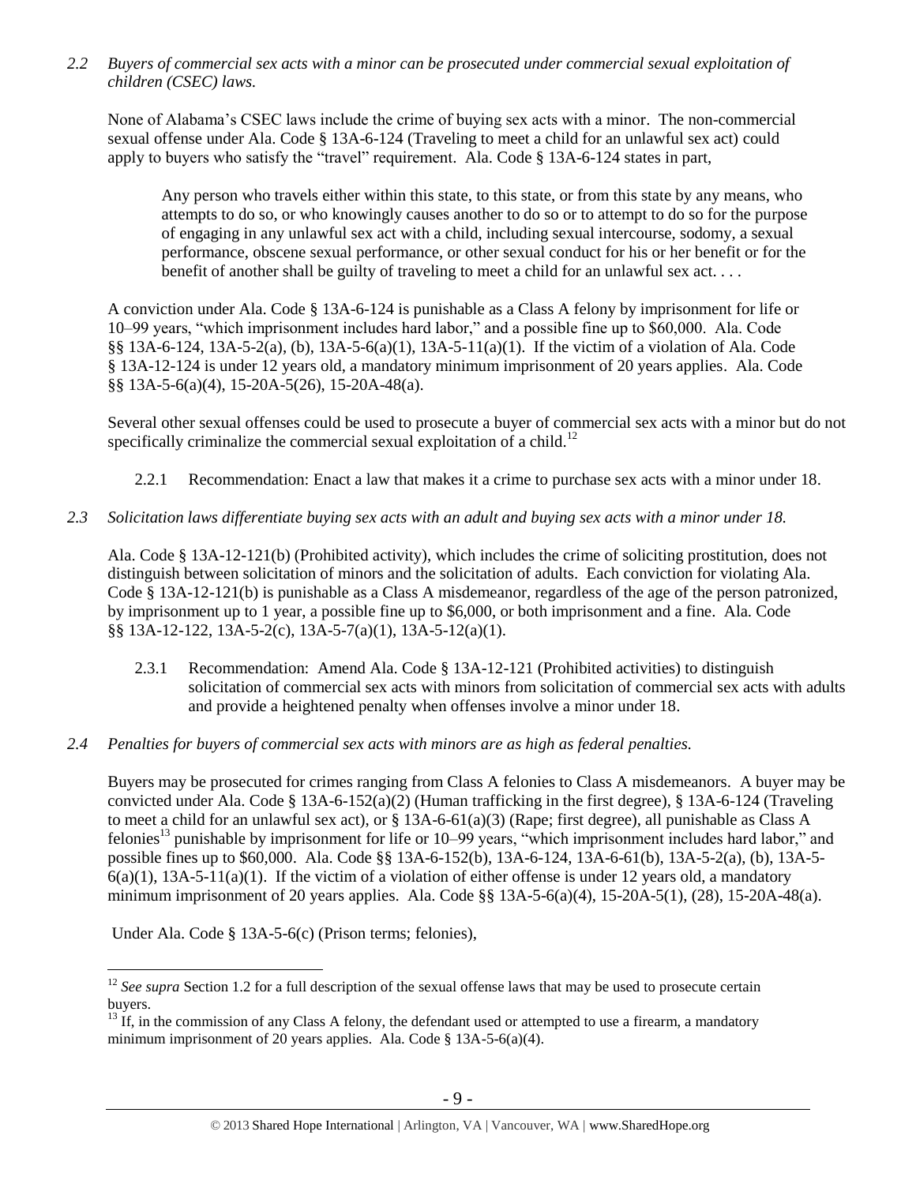*2.2 Buyers of commercial sex acts with a minor can be prosecuted under commercial sexual exploitation of children (CSEC) laws.*

None of Alabama's CSEC laws include the crime of buying sex acts with a minor. The non-commercial sexual offense under Ala. Code § 13A-6-124 (Traveling to meet a child for an unlawful sex act) could apply to buyers who satisfy the "travel" requirement. Ala. Code § 13A-6-124 states in part,

> Any person who travels either within this state, to this state, or from this state by any means, who attempts to do so, or who knowingly causes another to do so or to attempt to do so for the purpose of engaging in any unlawful sex act with a child, including sexual intercourse, sodomy, a sexual performance, obscene sexual performance, or other sexual conduct for his or her benefit or for the benefit of another shall be guilty of traveling to meet a child for an unlawful sex act. . . .

A conviction under Ala. Code § 13A-6-124 is punishable as a Class A felony by imprisonment for life or 10–99 years, "which imprisonment includes hard labor," and a possible fine up to $60,000. Ala. Code §§ 13A-6-124, 13A-5-2(a), (b), 13A-5-6(a)(1), 13A-5-11(a)(1). If the victim of a violation of Ala. Code § 13A-12-124 is under 12 years old, a mandatory minimum imprisonment of 20 years applies. Ala. Code §§ 13A-5-6(a)(4), 15-20A-5(26), 15-20A-48(a).

Several other sexual offenses could be used to prosecute a buyer of commercial sex acts with a minor but do not specifically criminalize the commercial sexual exploitation of a child.[12]

2.2.1 Recommendation: Enact a law that makes it a crime to purchase sex acts with a minor under 18.

*2.3 Solicitation laws differentiate buying sex acts with an adult and buying sex acts with a minor under 18.*

Ala. Code § 13A-12-121(b) (Prohibited activity), which includes the crime of soliciting prostitution, does not distinguish between solicitation of minors and the solicitation of adults. Each conviction for violating Ala. Code § 13A-12-121(b) is punishable as a Class A misdemeanor, regardless of the age of the person patronized, by imprisonment up to 1 year, a possible fine up to $6,000, or both imprisonment and a fine. Ala. Code §§ 13A-12-122, 13A-5-2(c), 13A-5-7(a)(1), 13A-5-12(a)(1).

2.3.1 Recommendation: Amend Ala. Code § 13A-12-121 (Prohibited activities) to distinguish solicitation of commercial sex acts with minors from solicitation of commercial sex acts with adults and provide a heightened penalty when offenses involve a minor under 18.

*2.4 Penalties for buyers of commercial sex acts with minors are as high as federal penalties.*

Buyers may be prosecuted for crimes ranging from Class A felonies to Class A misdemeanors. A buyer may be convicted under Ala. Code § 13A-6-152(a)(2) (Human trafficking in the first degree), § 13A-6-124 (Traveling to meet a child for an unlawful sex act), or § 13A-6-61(a)(3) (Rape; first degree), all punishable as Class A felonies[13] punishable by imprisonment for life or 10–99 years, "which imprisonment includes hard labor," and possible fines up to $60,000. Ala. Code §§ 13A-6-152(b), 13A-6-124, 13A-6-61(b), 13A-5-2(a), (b), 13A-5-6(a)(1), 13A-5-11(a)(1). If the victim of a violation of either offense is under 12 years old, a mandatory minimum imprisonment of 20 years applies. Ala. Code §§ 13A-5-6(a)(4), 15-20A-5(1), (28), 15-20A-48(a).

Under Ala. Code § 13A-5-6(c) (Prison terms; felonies),

---

[12] *See supra* Section 1.2 for a full description of the sexual offense laws that may be used to prosecute certain buyers.

[13] If, in the commission of any Class A felony, the defendant used or attempted to use a firearm, a mandatory minimum imprisonment of 20 years applies. Ala. Code § 13A-5-6(a)(4).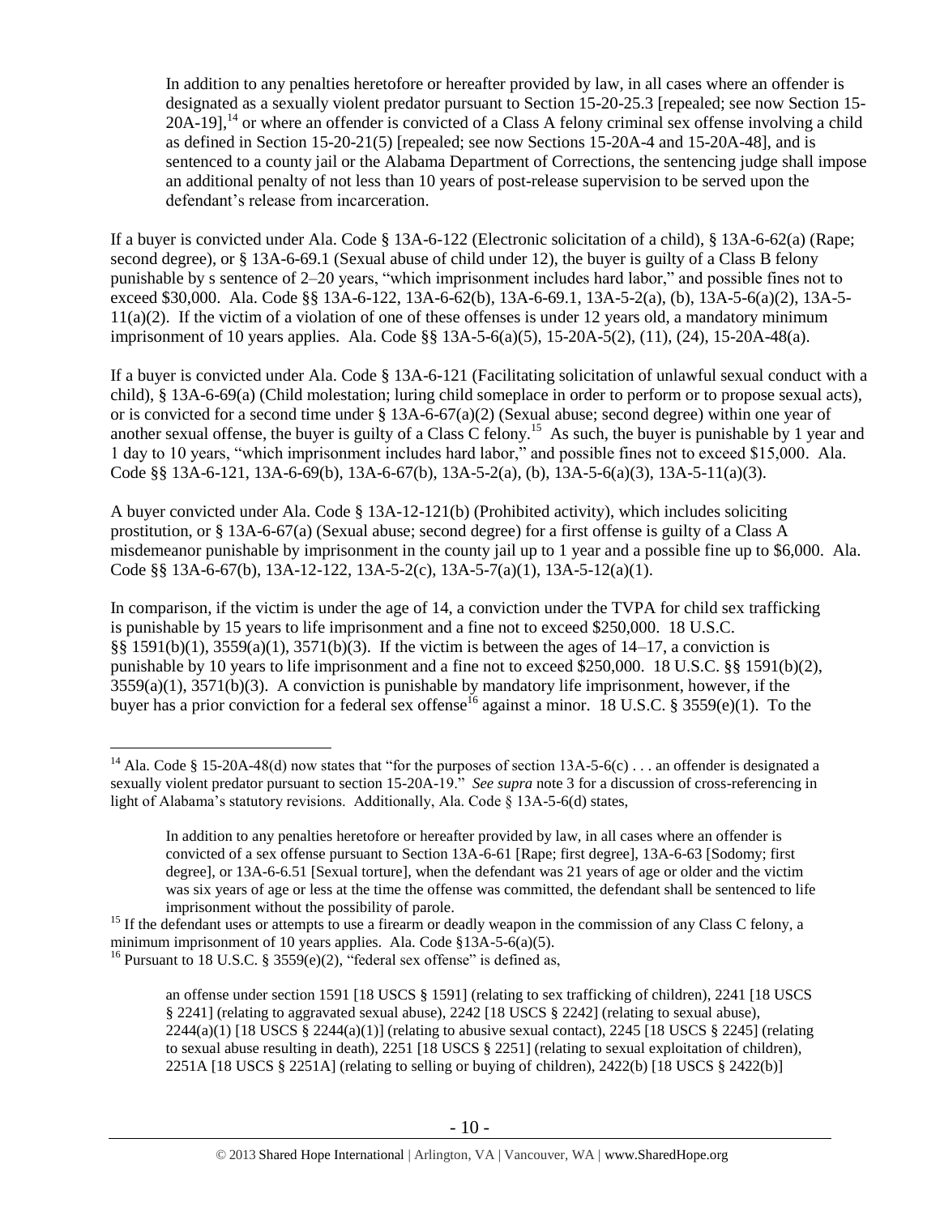> In addition to any penalties heretofore or hereafter provided by law, in all cases where an offender is designated as a sexually violent predator pursuant to Section 15-20-25.3 [repealed; see now Section 15-20A-19],[14] or where an offender is convicted of a Class A felony criminal sex offense involving a child as defined in Section 15-20-21(5) [repealed; see now Sections 15-20A-4 and 15-20A-48], and is sentenced to a county jail or the Alabama Department of Corrections, the sentencing judge shall impose an additional penalty of not less than 10 years of post-release supervision to be served upon the defendant's release from incarceration.

If a buyer is convicted under Ala. Code § 13A-6-122 (Electronic solicitation of a child), § 13A-6-62(a) (Rape; second degree), or § 13A-6-69.1 (Sexual abuse of child under 12), the buyer is guilty of a Class B felony punishable by s sentence of 2–20 years, "which imprisonment includes hard labor," and possible fines not to exceed $30,000. Ala. Code §§ 13A-6-122, 13A-6-62(b), 13A-6-69.1, 13A-5-2(a), (b), 13A-5-6(a)(2), 13A-5-11(a)(2). If the victim of a violation of one of these offenses is under 12 years old, a mandatory minimum imprisonment of 10 years applies. Ala. Code §§ 13A-5-6(a)(5), 15-20A-5(2), (11), (24), 15-20A-48(a).

If a buyer is convicted under Ala. Code § 13A-6-121 (Facilitating solicitation of unlawful sexual conduct with a child), § 13A-6-69(a) (Child molestation; luring child someplace in order to perform or to propose sexual acts), or is convicted for a second time under § 13A-6-67(a)(2) (Sexual abuse; second degree) within one year of another sexual offense, the buyer is guilty of a Class C felony.[15] As such, the buyer is punishable by 1 year and 1 day to 10 years, "which imprisonment includes hard labor," and possible fines not to exceed $15,000. Ala. Code §§ 13A-6-121, 13A-6-69(b), 13A-6-67(b), 13A-5-2(a), (b), 13A-5-6(a)(3), 13A-5-11(a)(3).

A buyer convicted under Ala. Code § 13A-12-121(b) (Prohibited activity), which includes soliciting prostitution, or § 13A-6-67(a) (Sexual abuse; second degree) for a first offense is guilty of a Class A misdemeanor punishable by imprisonment in the county jail up to 1 year and a possible fine up to $6,000. Ala. Code §§ 13A-6-67(b), 13A-12-122, 13A-5-2(c), 13A-5-7(a)(1), 13A-5-12(a)(1).

In comparison, if the victim is under the age of 14, a conviction under the TVPA for child sex trafficking is punishable by 15 years to life imprisonment and a fine not to exceed $250,000. 18 U.S.C. §§ 1591(b)(1), 3559(a)(1), 3571(b)(3). If the victim is between the ages of 14–17, a conviction is punishable by 10 years to life imprisonment and a fine not to exceed $250,000. 18 U.S.C. §§ 1591(b)(2), 3559(a)(1), 3571(b)(3). A conviction is punishable by mandatory life imprisonment, however, if the buyer has a prior conviction for a federal sex offense[16] against a minor. 18 U.S.C. § 3559(e)(1). To the

---

[14] Ala. Code § 15-20A-48(d) now states that "for the purposes of section 13A-5-6(c) . . . an offender is designated a sexually violent predator pursuant to section 15-20A-19." *See supra* note 3 for a discussion of cross-referencing in light of Alabama's statutory revisions. Additionally, Ala. Code § 13A-5-6(d) states,

> In addition to any penalties heretofore or hereafter provided by law, in all cases where an offender is convicted of a sex offense pursuant to Section 13A-6-61 [Rape; first degree], 13A-6-63 [Sodomy; first degree], or 13A-6-6.51 [Sexual torture], when the defendant was 21 years of age or older and the victim was six years of age or less at the time the offense was committed, the defendant shall be sentenced to life imprisonment without the possibility of parole.

[15] If the defendant uses or attempts to use a firearm or deadly weapon in the commission of any Class C felony, a minimum imprisonment of 10 years applies. Ala. Code §13A-5-6(a)(5).

[16] Pursuant to 18 U.S.C. § 3559(e)(2), "federal sex offense" is defined as,

> an offense under section 1591 [18 USCS § 1591] (relating to sex trafficking of children), 2241 [18 USCS § 2241] (relating to aggravated sexual abuse), 2242 [18 USCS § 2242] (relating to sexual abuse), 2244(a)(1) [18 USCS § 2244(a)(1)] (relating to abusive sexual contact), 2245 [18 USCS § 2245] (relating to sexual abuse resulting in death), 2251 [18 USCS § 2251] (relating to sexual exploitation of children), 2251A [18 USCS § 2251A] (relating to selling or buying of children), 2422(b) [18 USCS § 2422(b)]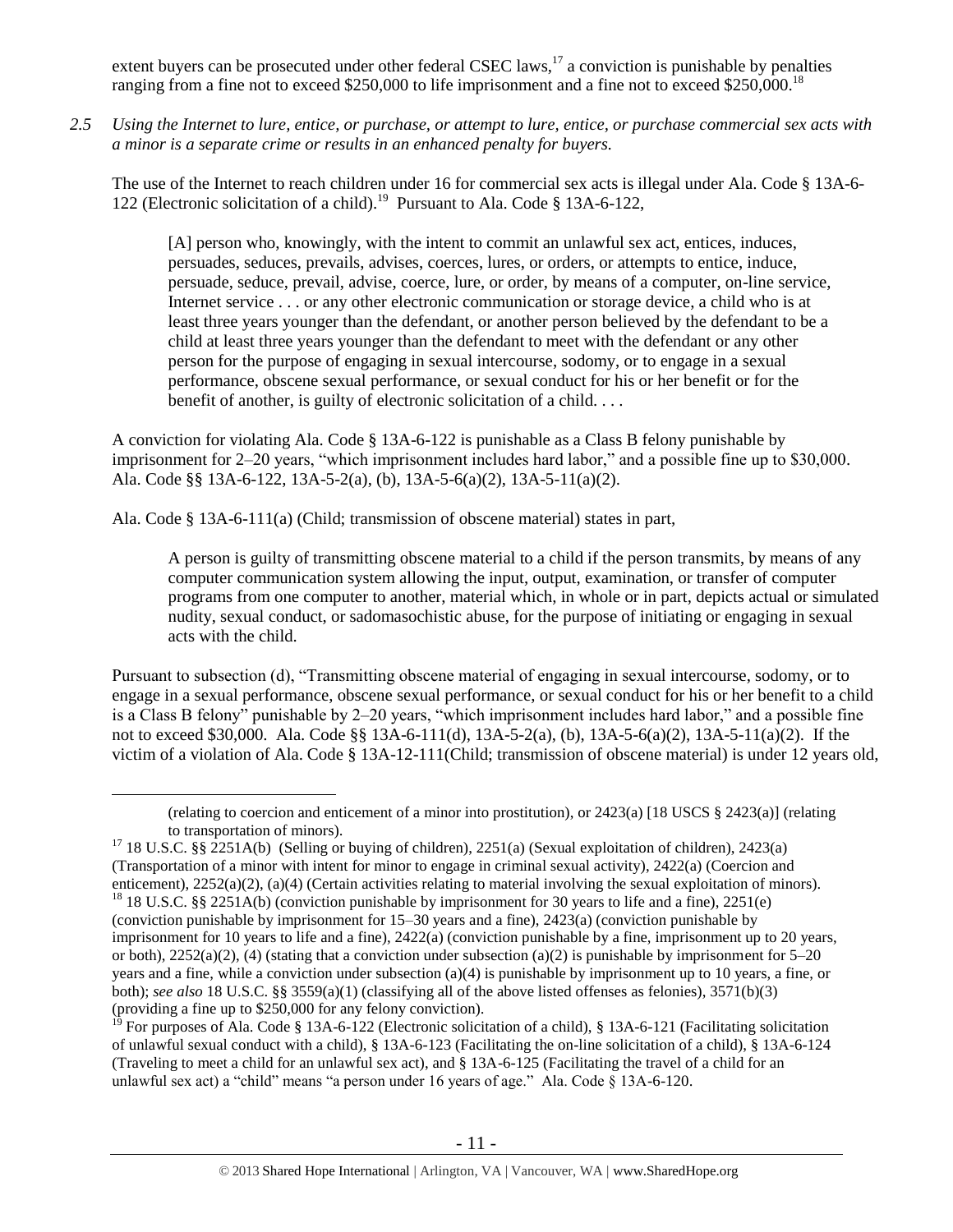extent buyers can be prosecuted under other federal CSEC laws,[17] a conviction is punishable by penalties ranging from a fine not to exceed $250,000 to life imprisonment and a fine not to exceed $250,000.[18]

*2.5 Using the Internet to lure, entice, or purchase, or attempt to lure, entice, or purchase commercial sex acts with a minor is a separate crime or results in an enhanced penalty for buyers.*

The use of the Internet to reach children under 16 for commercial sex acts is illegal under Ala. Code § 13A-6-122 (Electronic solicitation of a child).[19] Pursuant to Ala. Code § 13A-6-122,

> [A] person who, knowingly, with the intent to commit an unlawful sex act, entices, induces, persuades, seduces, prevails, advises, coerces, lures, or orders, or attempts to entice, induce, persuade, seduce, prevail, advise, coerce, lure, or order, by means of a computer, on-line service, Internet service . . . or any other electronic communication or storage device, a child who is at least three years younger than the defendant, or another person believed by the defendant to be a child at least three years younger than the defendant to meet with the defendant or any other person for the purpose of engaging in sexual intercourse, sodomy, or to engage in a sexual performance, obscene sexual performance, or sexual conduct for his or her benefit or for the benefit of another, is guilty of electronic solicitation of a child. . . .

A conviction for violating Ala. Code § 13A-6-122 is punishable as a Class B felony punishable by imprisonment for 2–20 years, "which imprisonment includes hard labor," and a possible fine up to $30,000. Ala. Code §§ 13A-6-122, 13A-5-2(a), (b), 13A-5-6(a)(2), 13A-5-11(a)(2).

Ala. Code § 13A-6-111(a) (Child; transmission of obscene material) states in part,

> A person is guilty of transmitting obscene material to a child if the person transmits, by means of any computer communication system allowing the input, output, examination, or transfer of computer programs from one computer to another, material which, in whole or in part, depicts actual or simulated nudity, sexual conduct, or sadomasochistic abuse, for the purpose of initiating or engaging in sexual acts with the child.

Pursuant to subsection (d), "Transmitting obscene material of engaging in sexual intercourse, sodomy, or to engage in a sexual performance, obscene sexual performance, or sexual conduct for his or her benefit to a child is a Class B felony" punishable by 2–20 years, "which imprisonment includes hard labor," and a possible fine not to exceed $30,000. Ala. Code §§ 13A-6-111(d), 13A-5-2(a), (b), 13A-5-6(a)(2), 13A-5-11(a)(2). If the victim of a violation of Ala. Code § 13A-12-111(Child; transmission of obscene material) is under 12 years old,

---

(relating to coercion and enticement of a minor into prostitution), or 2423(a) [18 USCS § 2423(a)] (relating to transportation of minors).

[17] 18 U.S.C. §§ 2251A(b) (Selling or buying of children), 2251(a) (Sexual exploitation of children), 2423(a) (Transportation of a minor with intent for minor to engage in criminal sexual activity), 2422(a) (Coercion and enticement), 2252(a)(2), (a)(4) (Certain activities relating to material involving the sexual exploitation of minors).

[18] 18 U.S.C. §§ 2251A(b) (conviction punishable by imprisonment for 30 years to life and a fine), 2251(e) (conviction punishable by imprisonment for 15–30 years and a fine), 2423(a) (conviction punishable by imprisonment for 10 years to life and a fine), 2422(a) (conviction punishable by a fine, imprisonment up to 20 years, or both), 2252(a)(2), (4) (stating that a conviction under subsection (a)(2) is punishable by imprisonment for 5–20 years and a fine, while a conviction under subsection (a)(4) is punishable by imprisonment up to 10 years, a fine, or both); *see also* 18 U.S.C. §§ 3559(a)(1) (classifying all of the above listed offenses as felonies), 3571(b)(3) (providing a fine up to $250,000 for any felony conviction).

[19] For purposes of Ala. Code § 13A-6-122 (Electronic solicitation of a child), § 13A-6-121 (Facilitating solicitation of unlawful sexual conduct with a child), § 13A-6-123 (Facilitating the on-line solicitation of a child), § 13A-6-124 (Traveling to meet a child for an unlawful sex act), and § 13A-6-125 (Facilitating the travel of a child for an unlawful sex act) a "child" means "a person under 16 years of age." Ala. Code § 13A-6-120.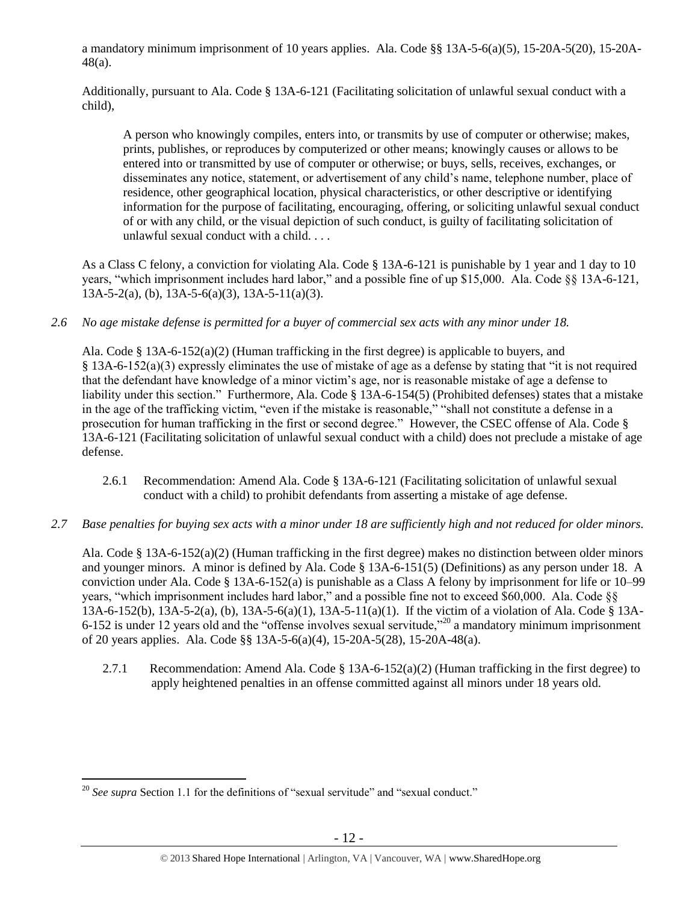a mandatory minimum imprisonment of 10 years applies. Ala. Code §§ 13A-5-6(a)(5), 15-20A-5(20), 15-20A-48(a).

Additionally, pursuant to Ala. Code § 13A-6-121 (Facilitating solicitation of unlawful sexual conduct with a child),

> A person who knowingly compiles, enters into, or transmits by use of computer or otherwise; makes, prints, publishes, or reproduces by computerized or other means; knowingly causes or allows to be entered into or transmitted by use of computer or otherwise; or buys, sells, receives, exchanges, or disseminates any notice, statement, or advertisement of any child's name, telephone number, place of residence, other geographical location, physical characteristics, or other descriptive or identifying information for the purpose of facilitating, encouraging, offering, or soliciting unlawful sexual conduct of or with any child, or the visual depiction of such conduct, is guilty of facilitating solicitation of unlawful sexual conduct with a child. . . .

As a Class C felony, a conviction for violating Ala. Code § 13A-6-121 is punishable by 1 year and 1 day to 10 years, "which imprisonment includes hard labor," and a possible fine of up $15,000. Ala. Code §§ 13A-6-121, 13A-5-2(a), (b), 13A-5-6(a)(3), 13A-5-11(a)(3).

*2.6 No age mistake defense is permitted for a buyer of commercial sex acts with any minor under 18.*

Ala. Code § 13A-6-152(a)(2) (Human trafficking in the first degree) is applicable to buyers, and § 13A-6-152(a)(3) expressly eliminates the use of mistake of age as a defense by stating that "it is not required that the defendant have knowledge of a minor victim's age, nor is reasonable mistake of age a defense to liability under this section." Furthermore, Ala. Code § 13A-6-154(5) (Prohibited defenses) states that a mistake in the age of the trafficking victim, "even if the mistake is reasonable," "shall not constitute a defense in a prosecution for human trafficking in the first or second degree." However, the CSEC offense of Ala. Code § 13A-6-121 (Facilitating solicitation of unlawful sexual conduct with a child) does not preclude a mistake of age defense.

2.6.1 Recommendation: Amend Ala. Code § 13A-6-121 (Facilitating solicitation of unlawful sexual conduct with a child) to prohibit defendants from asserting a mistake of age defense.

*2.7 Base penalties for buying sex acts with a minor under 18 are sufficiently high and not reduced for older minors.*

Ala. Code § 13A-6-152(a)(2) (Human trafficking in the first degree) makes no distinction between older minors and younger minors. A minor is defined by Ala. Code § 13A-6-151(5) (Definitions) as any person under 18. A conviction under Ala. Code § 13A-6-152(a) is punishable as a Class A felony by imprisonment for life or 10–99 years, "which imprisonment includes hard labor," and a possible fine not to exceed $60,000. Ala. Code §§ 13A-6-152(b), 13A-5-2(a), (b), 13A-5-6(a)(1), 13A-5-11(a)(1). If the victim of a violation of Ala. Code § 13A-6-152 is under 12 years old and the "offense involves sexual servitude,"[20] a mandatory minimum imprisonment of 20 years applies. Ala. Code §§ 13A-5-6(a)(4), 15-20A-5(28), 15-20A-48(a).

2.7.1 Recommendation: Amend Ala. Code § 13A-6-152(a)(2) (Human trafficking in the first degree) to apply heightened penalties in an offense committed against all minors under 18 years old.

[20] *See supra* Section 1.1 for the definitions of "sexual servitude" and "sexual conduct."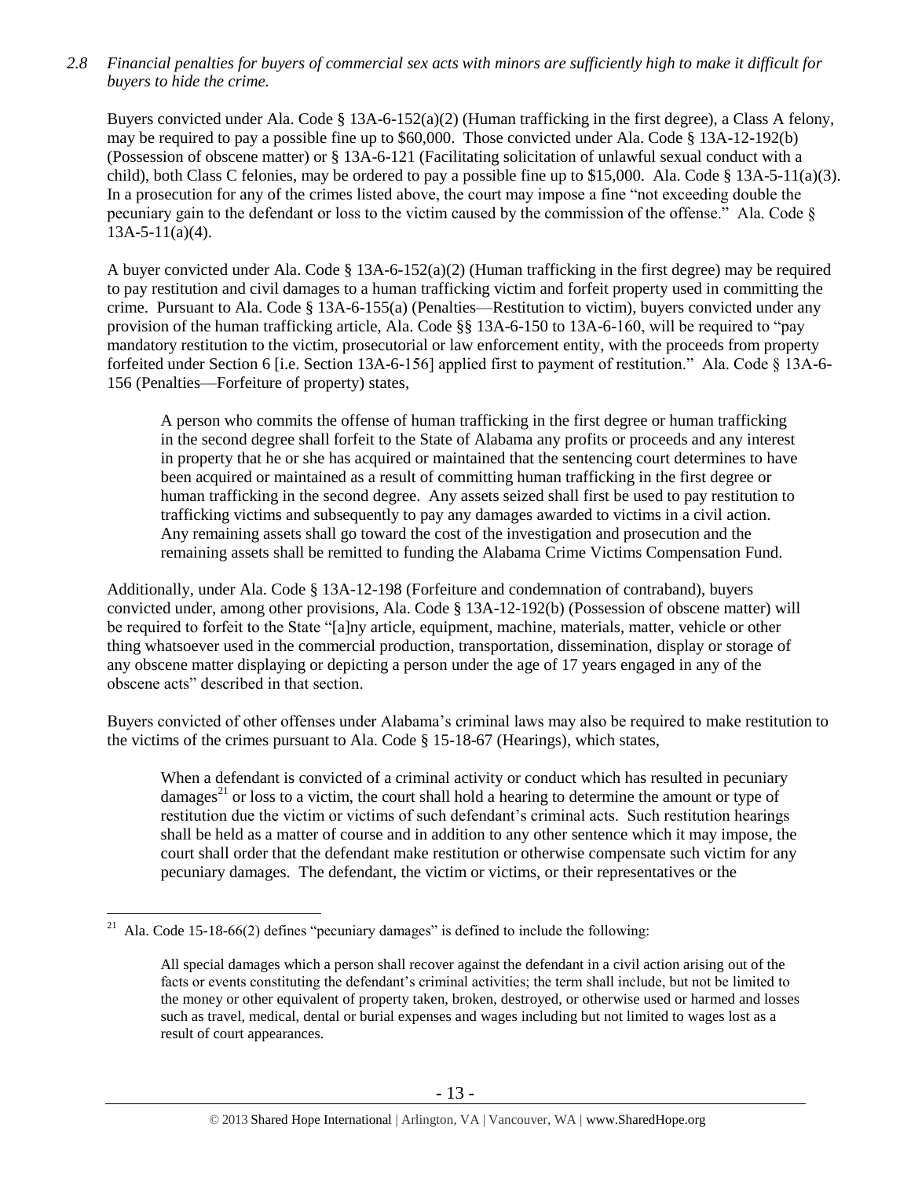*2.8 Financial penalties for buyers of commercial sex acts with minors are sufficiently high to make it difficult for buyers to hide the crime.*

Buyers convicted under Ala. Code § 13A-6-152(a)(2) (Human trafficking in the first degree), a Class A felony, may be required to pay a possible fine up to $60,000. Those convicted under Ala. Code § 13A-12-192(b) (Possession of obscene matter) or § 13A-6-121 (Facilitating solicitation of unlawful sexual conduct with a child), both Class C felonies, may be ordered to pay a possible fine up to $15,000. Ala. Code § 13A-5-11(a)(3). In a prosecution for any of the crimes listed above, the court may impose a fine "not exceeding double the pecuniary gain to the defendant or loss to the victim caused by the commission of the offense." Ala. Code § 13A-5-11(a)(4).

A buyer convicted under Ala. Code § 13A-6-152(a)(2) (Human trafficking in the first degree) may be required to pay restitution and civil damages to a human trafficking victim and forfeit property used in committing the crime. Pursuant to Ala. Code § 13A-6-155(a) (Penalties—Restitution to victim), buyers convicted under any provision of the human trafficking article, Ala. Code §§ 13A-6-150 to 13A-6-160, will be required to "pay mandatory restitution to the victim, prosecutorial or law enforcement entity, with the proceeds from property forfeited under Section 6 [i.e. Section 13A-6-156] applied first to payment of restitution." Ala. Code § 13A-6-156 (Penalties—Forfeiture of property) states,

> A person who commits the offense of human trafficking in the first degree or human trafficking in the second degree shall forfeit to the State of Alabama any profits or proceeds and any interest in property that he or she has acquired or maintained that the sentencing court determines to have been acquired or maintained as a result of committing human trafficking in the first degree or human trafficking in the second degree. Any assets seized shall first be used to pay restitution to trafficking victims and subsequently to pay any damages awarded to victims in a civil action. Any remaining assets shall go toward the cost of the investigation and prosecution and the remaining assets shall be remitted to funding the Alabama Crime Victims Compensation Fund.

Additionally, under Ala. Code § 13A-12-198 (Forfeiture and condemnation of contraband), buyers convicted under, among other provisions, Ala. Code § 13A-12-192(b) (Possession of obscene matter) will be required to forfeit to the State "[a]ny article, equipment, machine, materials, matter, vehicle or other thing whatsoever used in the commercial production, transportation, dissemination, display or storage of any obscene matter displaying or depicting a person under the age of 17 years engaged in any of the obscene acts" described in that section.

Buyers convicted of other offenses under Alabama's criminal laws may also be required to make restitution to the victims of the crimes pursuant to Ala. Code § 15-18-67 (Hearings), which states,

> When a defendant is convicted of a criminal activity or conduct which has resulted in pecuniary damages[21] or loss to a victim, the court shall hold a hearing to determine the amount or type of restitution due the victim or victims of such defendant's criminal acts. Such restitution hearings shall be held as a matter of course and in addition to any other sentence which it may impose, the court shall order that the defendant make restitution or otherwise compensate such victim for any pecuniary damages. The defendant, the victim or victims, or their representatives or the

---

[21] Ala. Code 15-18-66(2) defines "pecuniary damages" is defined to include the following:

> All special damages which a person shall recover against the defendant in a civil action arising out of the facts or events constituting the defendant's criminal activities; the term shall include, but not be limited to the money or other equivalent of property taken, broken, destroyed, or otherwise used or harmed and losses such as travel, medical, dental or burial expenses and wages including but not limited to wages lost as a result of court appearances.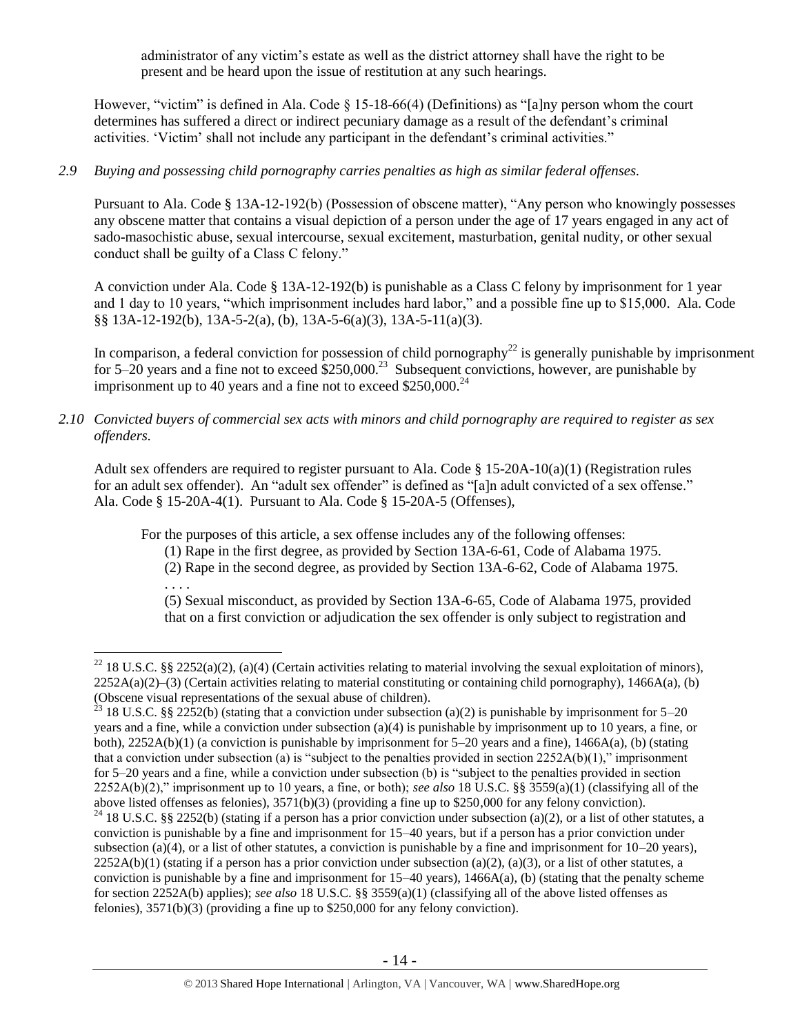administrator of any victim's estate as well as the district attorney shall have the right to be present and be heard upon the issue of restitution at any such hearings.

However, "victim" is defined in Ala. Code § 15-18-66(4) (Definitions) as "[a]ny person whom the court determines has suffered a direct or indirect pecuniary damage as a result of the defendant's criminal activities. 'Victim' shall not include any participant in the defendant's criminal activities."

*2.9 Buying and possessing child pornography carries penalties as high as similar federal offenses.*

Pursuant to Ala. Code § 13A-12-192(b) (Possession of obscene matter), "Any person who knowingly possesses any obscene matter that contains a visual depiction of a person under the age of 17 years engaged in any act of sado-masochistic abuse, sexual intercourse, sexual excitement, masturbation, genital nudity, or other sexual conduct shall be guilty of a Class C felony."

A conviction under Ala. Code § 13A-12-192(b) is punishable as a Class C felony by imprisonment for 1 year and 1 day to 10 years, "which imprisonment includes hard labor," and a possible fine up to $15,000. Ala. Code §§ 13A-12-192(b), 13A-5-2(a), (b), 13A-5-6(a)(3), 13A-5-11(a)(3).

In comparison, a federal conviction for possession of child pornography[22] is generally punishable by imprisonment for 5–20 years and a fine not to exceed $250,000.[23] Subsequent convictions, however, are punishable by imprisonment up to 40 years and a fine not to exceed $250,000.[24]

*2.10 Convicted buyers of commercial sex acts with minors and child pornography are required to register as sex offenders.*

Adult sex offenders are required to register pursuant to Ala. Code § 15-20A-10(a)(1) (Registration rules for an adult sex offender). An "adult sex offender" is defined as "[a]n adult convicted of a sex offense." Ala. Code § 15-20A-4(1). Pursuant to Ala. Code § 15-20A-5 (Offenses),

> For the purposes of this article, a sex offense includes any of the following offenses:
>
> (1) Rape in the first degree, as provided by Section 13A-6-61, Code of Alabama 1975.
>
> (2) Rape in the second degree, as provided by Section 13A-6-62, Code of Alabama 1975.
>
> . . . .
>
> (5) Sexual misconduct, as provided by Section 13A-6-65, Code of Alabama 1975, provided that on a first conviction or adjudication the sex offender is only subject to registration and

---

[22] 18 U.S.C. §§ 2252(a)(2), (a)(4) (Certain activities relating to material involving the sexual exploitation of minors), 2252A(a)(2)–(3) (Certain activities relating to material constituting or containing child pornography), 1466A(a), (b) (Obscene visual representations of the sexual abuse of children).

[23] 18 U.S.C. §§ 2252(b) (stating that a conviction under subsection (a)(2) is punishable by imprisonment for 5–20 years and a fine, while a conviction under subsection (a)(4) is punishable by imprisonment up to 10 years, a fine, or both), 2252A(b)(1) (a conviction is punishable by imprisonment for 5–20 years and a fine), 1466A(a), (b) (stating that a conviction under subsection (a) is "subject to the penalties provided in section 2252A(b)(1)," imprisonment for 5–20 years and a fine, while a conviction under subsection (b) is "subject to the penalties provided in section 2252A(b)(2)," imprisonment up to 10 years, a fine, or both); *see also* 18 U.S.C. §§ 3559(a)(1) (classifying all of the above listed offenses as felonies), 3571(b)(3) (providing a fine up to $250,000 for any felony conviction).

[24] 18 U.S.C. §§ 2252(b) (stating if a person has a prior conviction under subsection (a)(2), or a list of other statutes, a conviction is punishable by a fine and imprisonment for 15–40 years, but if a person has a prior conviction under subsection (a)(4), or a list of other statutes, a conviction is punishable by a fine and imprisonment for 10–20 years), 2252A(b)(1) (stating if a person has a prior conviction under subsection (a)(2), (a)(3), or a list of other statutes, a conviction is punishable by a fine and imprisonment for 15–40 years), 1466A(a), (b) (stating that the penalty scheme for section 2252A(b) applies); *see also* 18 U.S.C. §§ 3559(a)(1) (classifying all of the above listed offenses as felonies), 3571(b)(3) (providing a fine up to $250,000 for any felony conviction).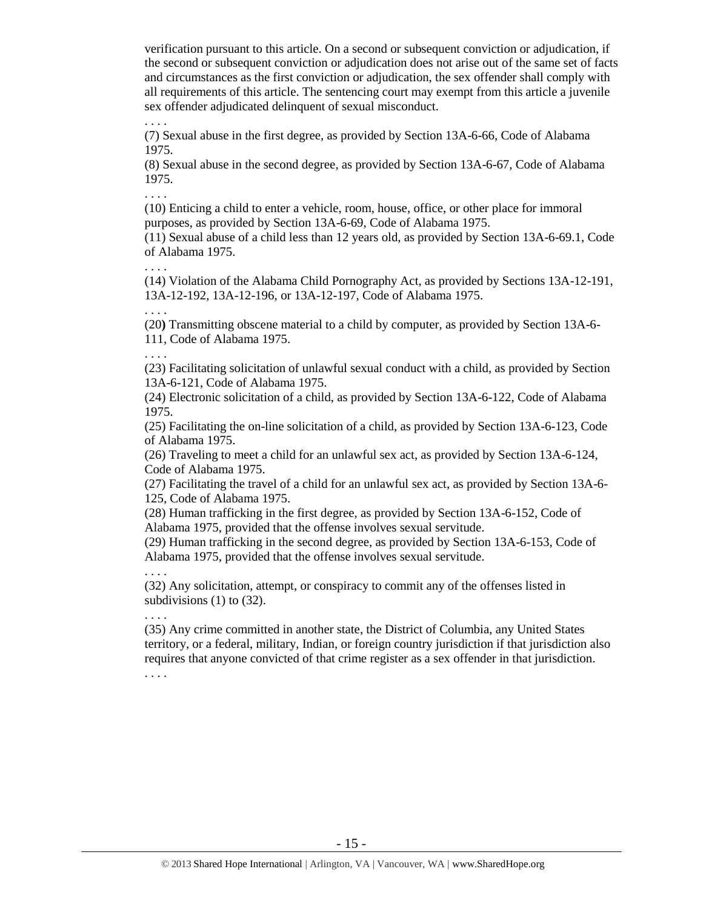verification pursuant to this article. On a second or subsequent conviction or adjudication, if the second or subsequent conviction or adjudication does not arise out of the same set of facts and circumstances as the first conviction or adjudication, the sex offender shall comply with all requirements of this article. The sentencing court may exempt from this article a juvenile sex offender adjudicated delinquent of sexual misconduct.

. . . .

(7) Sexual abuse in the first degree, as provided by Section 13A-6-66, Code of Alabama 1975.

(8) Sexual abuse in the second degree, as provided by Section 13A-6-67, Code of Alabama 1975.

. . . .

(10) Enticing a child to enter a vehicle, room, house, office, or other place for immoral purposes, as provided by Section 13A-6-69, Code of Alabama 1975.

(11) Sexual abuse of a child less than 12 years old, as provided by Section 13A-6-69.1, Code of Alabama 1975.

. . . .

(14) Violation of the Alabama Child Pornography Act, as provided by Sections 13A-12-191, 13A-12-192, 13A-12-196, or 13A-12-197, Code of Alabama 1975.

. . . .

(20) Transmitting obscene material to a child by computer, as provided by Section 13A-6-111, Code of Alabama 1975.

. . . .

(23) Facilitating solicitation of unlawful sexual conduct with a child, as provided by Section 13A-6-121, Code of Alabama 1975.

(24) Electronic solicitation of a child, as provided by Section 13A-6-122, Code of Alabama 1975.

(25) Facilitating the on-line solicitation of a child, as provided by Section 13A-6-123, Code of Alabama 1975.

(26) Traveling to meet a child for an unlawful sex act, as provided by Section 13A-6-124, Code of Alabama 1975.

(27) Facilitating the travel of a child for an unlawful sex act, as provided by Section 13A-6-125, Code of Alabama 1975.

(28) Human trafficking in the first degree, as provided by Section 13A-6-152, Code of Alabama 1975, provided that the offense involves sexual servitude.

(29) Human trafficking in the second degree, as provided by Section 13A-6-153, Code of Alabama 1975, provided that the offense involves sexual servitude.

. . . .

(32) Any solicitation, attempt, or conspiracy to commit any of the offenses listed in subdivisions (1) to (32).

. . . .

(35) Any crime committed in another state, the District of Columbia, any United States territory, or a federal, military, Indian, or foreign country jurisdiction if that jurisdiction also requires that anyone convicted of that crime register as a sex offender in that jurisdiction.

. . . .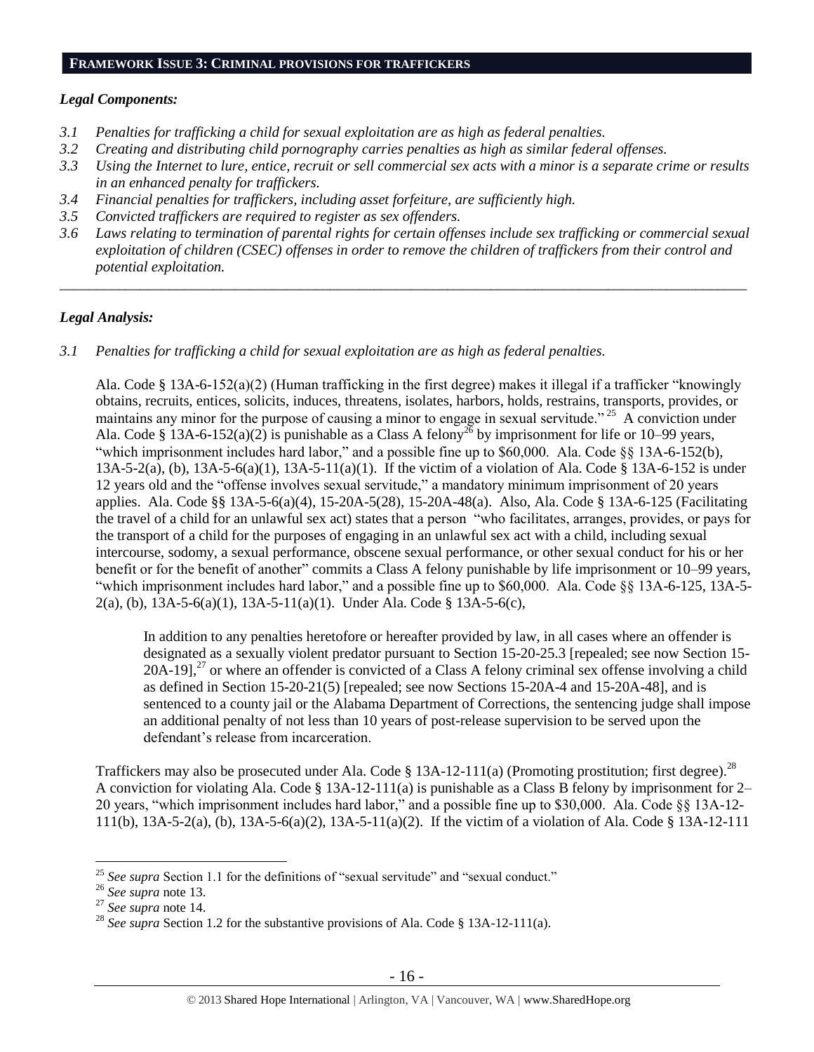## FRAMEWORK ISSUE 3: CRIMINAL PROVISIONS FOR TRAFFICKERS

### *Legal Components:*

- *3.1 Penalties for trafficking a child for sexual exploitation are as high as federal penalties.*
- *3.2 Creating and distributing child pornography carries penalties as high as similar federal offenses.*
- *3.3 Using the Internet to lure, entice, recruit or sell commercial sex acts with a minor is a separate crime or results in an enhanced penalty for traffickers.*
- *3.4 Financial penalties for traffickers, including asset forfeiture, are sufficiently high.*
- *3.5 Convicted traffickers are required to register as sex offenders.*
- *3.6 Laws relating to termination of parental rights for certain offenses include sex trafficking or commercial sexual exploitation of children (CSEC) offenses in order to remove the children of traffickers from their control and potential exploitation.*

---

### *Legal Analysis:*

*3.1 Penalties for trafficking a child for sexual exploitation are as high as federal penalties.*

Ala. Code § 13A-6-152(a)(2) (Human trafficking in the first degree) makes it illegal if a trafficker "knowingly obtains, recruits, entices, solicits, induces, threatens, isolates, harbors, holds, restrains, transports, provides, or maintains any minor for the purpose of causing a minor to engage in sexual servitude." [25] A conviction under Ala. Code § 13A-6-152(a)(2) is punishable as a Class A felony[26] by imprisonment for life or 10–99 years, "which imprisonment includes hard labor," and a possible fine up to $60,000. Ala. Code §§ 13A-6-152(b), 13A-5-2(a), (b), 13A-5-6(a)(1), 13A-5-11(a)(1). If the victim of a violation of Ala. Code § 13A-6-152 is under 12 years old and the "offense involves sexual servitude," a mandatory minimum imprisonment of 20 years applies. Ala. Code §§ 13A-5-6(a)(4), 15-20A-5(28), 15-20A-48(a). Also, Ala. Code § 13A-6-125 (Facilitating the travel of a child for an unlawful sex act) states that a person "who facilitates, arranges, provides, or pays for the transport of a child for the purposes of engaging in an unlawful sex act with a child, including sexual intercourse, sodomy, a sexual performance, obscene sexual performance, or other sexual conduct for his or her benefit or for the benefit of another" commits a Class A felony punishable by life imprisonment or 10–99 years, "which imprisonment includes hard labor," and a possible fine up to $60,000. Ala. Code §§ 13A-6-125, 13A-5-2(a), (b), 13A-5-6(a)(1), 13A-5-11(a)(1). Under Ala. Code § 13A-5-6(c),

> In addition to any penalties heretofore or hereafter provided by law, in all cases where an offender is designated as a sexually violent predator pursuant to Section 15-20-25.3 [repealed; see now Section 15-20A-19],[27] or where an offender is convicted of a Class A felony criminal sex offense involving a child as defined in Section 15-20-21(5) [repealed; see now Sections 15-20A-4 and 15-20A-48], and is sentenced to a county jail or the Alabama Department of Corrections, the sentencing judge shall impose an additional penalty of not less than 10 years of post-release supervision to be served upon the defendant's release from incarceration.

Traffickers may also be prosecuted under Ala. Code § 13A-12-111(a) (Promoting prostitution; first degree).[28] A conviction for violating Ala. Code § 13A-12-111(a) is punishable as a Class B felony by imprisonment for 2–20 years, "which imprisonment includes hard labor," and a possible fine up to $30,000. Ala. Code §§ 13A-12-111(b), 13A-5-2(a), (b), 13A-5-6(a)(2), 13A-5-11(a)(2). If the victim of a violation of Ala. Code § 13A-12-111

---

[25] *See supra* Section 1.1 for the definitions of "sexual servitude" and "sexual conduct."

[26] *See supra* note 13.

[27] *See supra* note 14.

[28] *See supra* Section 1.2 for the substantive provisions of Ala. Code § 13A-12-111(a).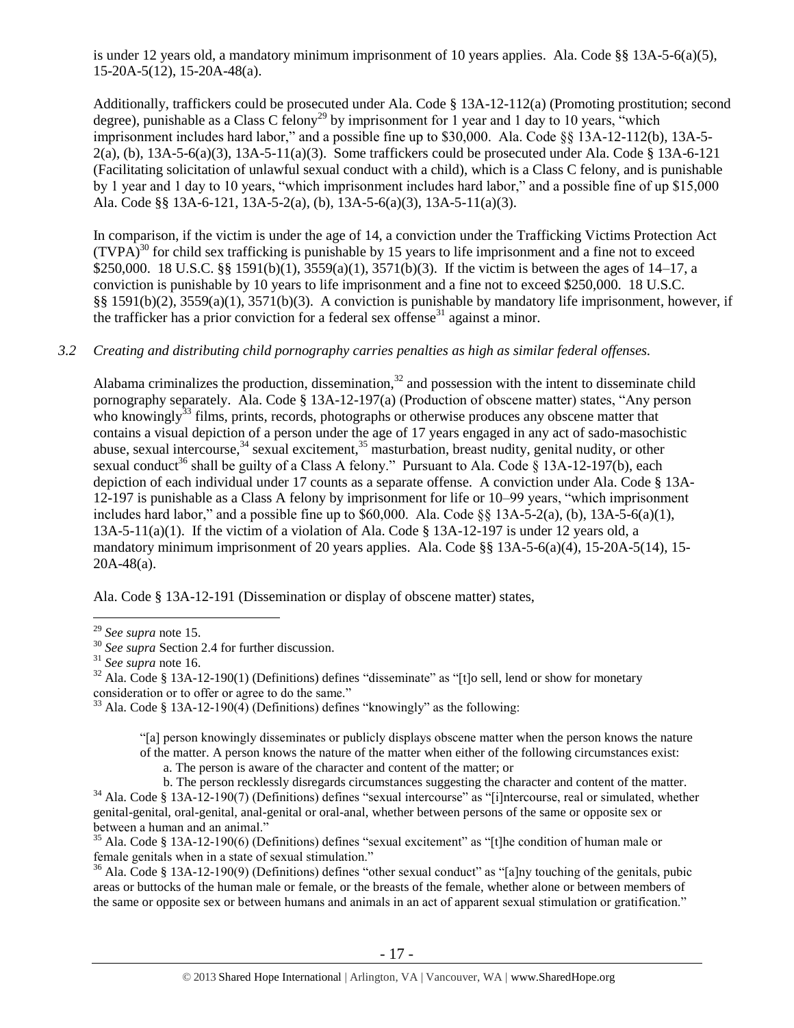is under 12 years old, a mandatory minimum imprisonment of 10 years applies. Ala. Code §§ 13A-5-6(a)(5), 15-20A-5(12), 15-20A-48(a).

Additionally, traffickers could be prosecuted under Ala. Code § 13A-12-112(a) (Promoting prostitution; second degree), punishable as a Class C felony[29] by imprisonment for 1 year and 1 day to 10 years, "which imprisonment includes hard labor," and a possible fine up to $30,000. Ala. Code §§ 13A-12-112(b), 13A-5-2(a), (b), 13A-5-6(a)(3), 13A-5-11(a)(3). Some traffickers could be prosecuted under Ala. Code § 13A-6-121 (Facilitating solicitation of unlawful sexual conduct with a child), which is a Class C felony, and is punishable by 1 year and 1 day to 10 years, "which imprisonment includes hard labor," and a possible fine of up $15,000 Ala. Code §§ 13A-6-121, 13A-5-2(a), (b), 13A-5-6(a)(3), 13A-5-11(a)(3).

In comparison, if the victim is under the age of 14, a conviction under the Trafficking Victims Protection Act (TVPA)[30] for child sex trafficking is punishable by 15 years to life imprisonment and a fine not to exceed $250,000. 18 U.S.C. §§ 1591(b)(1), 3559(a)(1), 3571(b)(3). If the victim is between the ages of 14–17, a conviction is punishable by 10 years to life imprisonment and a fine not to exceed $250,000. 18 U.S.C. §§ 1591(b)(2), 3559(a)(1), 3571(b)(3). A conviction is punishable by mandatory life imprisonment, however, if the trafficker has a prior conviction for a federal sex offense[31] against a minor.

*3.2 Creating and distributing child pornography carries penalties as high as similar federal offenses.*

Alabama criminalizes the production, dissemination,[32] and possession with the intent to disseminate child pornography separately. Ala. Code § 13A-12-197(a) (Production of obscene matter) states, "Any person who knowingly[33] films, prints, records, photographs or otherwise produces any obscene matter that contains a visual depiction of a person under the age of 17 years engaged in any act of sado-masochistic abuse, sexual intercourse,[34] sexual excitement,[35] masturbation, breast nudity, genital nudity, or other sexual conduct[36] shall be guilty of a Class A felony." Pursuant to Ala. Code § 13A-12-197(b), each depiction of each individual under 17 counts as a separate offense. A conviction under Ala. Code § 13A-12-197 is punishable as a Class A felony by imprisonment for life or 10–99 years, "which imprisonment includes hard labor," and a possible fine up to $60,000. Ala. Code §§ 13A-5-2(a), (b), 13A-5-6(a)(1), 13A-5-11(a)(1). If the victim of a violation of Ala. Code § 13A-12-197 is under 12 years old, a mandatory minimum imprisonment of 20 years applies. Ala. Code §§ 13A-5-6(a)(4), 15-20A-5(14), 15-20A-48(a).

Ala. Code § 13A-12-191 (Dissemination or display of obscene matter) states,

[29] *See supra* note 15.

[30] *See supra* Section 2.4 for further discussion.

[31] *See supra* note 16.

[32] Ala. Code § 13A-12-190(1) (Definitions) defines "disseminate" as "[t]o sell, lend or show for monetary consideration or to offer or agree to do the same."

[33] Ala. Code § 13A-12-190(4) (Definitions) defines "knowingly" as the following:

> "[a] person knowingly disseminates or publicly displays obscene matter when the person knows the nature of the matter. A person knows the nature of the matter when either of the following circumstances exist:
> a. The person is aware of the character and content of the matter; or
> b. The person recklessly disregards circumstances suggesting the character and content of the matter.

[34] Ala. Code § 13A-12-190(7) (Definitions) defines "sexual intercourse" as "[i]ntercourse, real or simulated, whether genital-genital, oral-genital, anal-genital or oral-anal, whether between persons of the same or opposite sex or between a human and an animal."

[35] Ala. Code § 13A-12-190(6) (Definitions) defines "sexual excitement" as "[t]he condition of human male or female genitals when in a state of sexual stimulation."

[36] Ala. Code § 13A-12-190(9) (Definitions) defines "other sexual conduct" as "[a]ny touching of the genitals, pubic areas or buttocks of the human male or female, or the breasts of the female, whether alone or between members of the same or opposite sex or between humans and animals in an act of apparent sexual stimulation or gratification."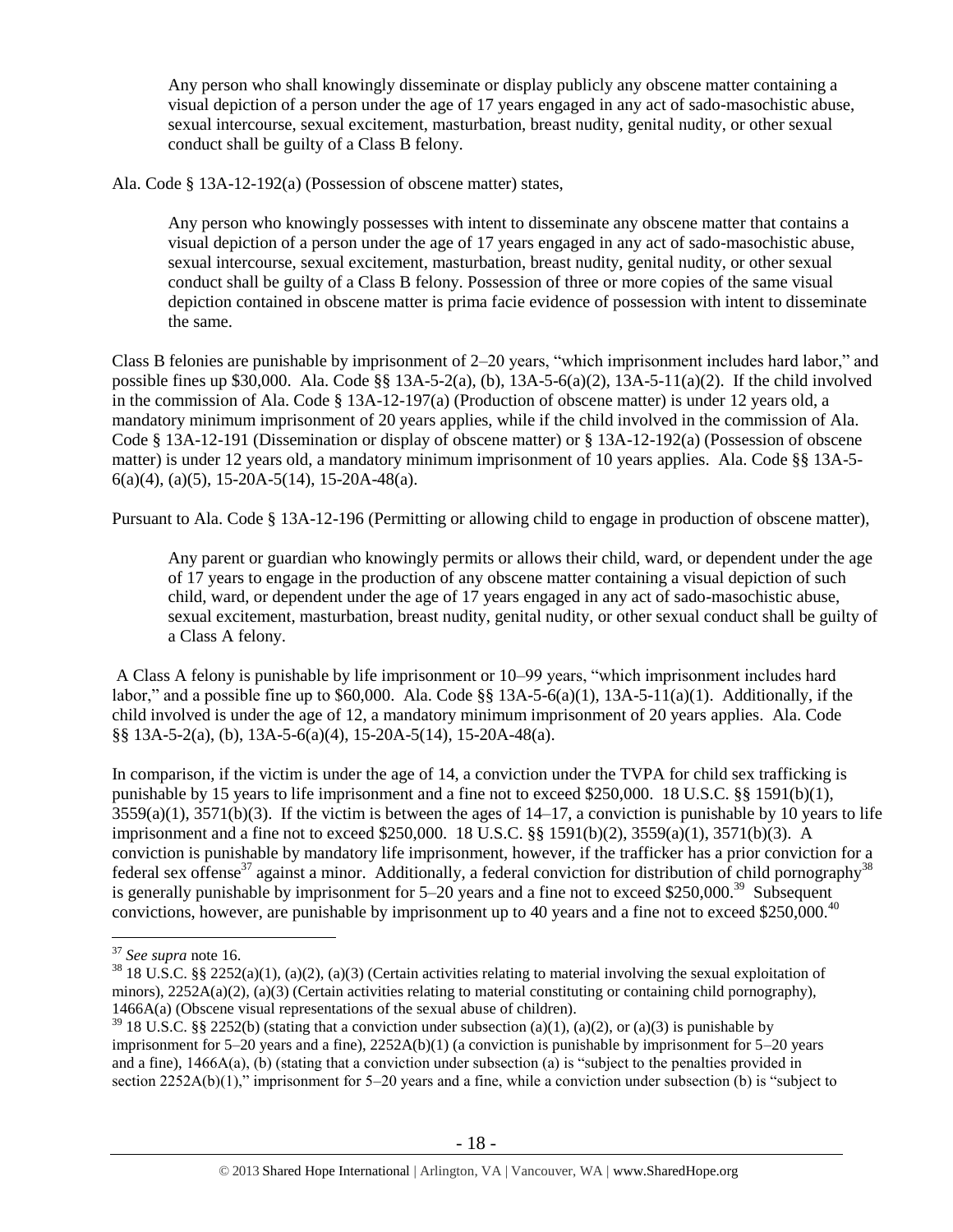> Any person who shall knowingly disseminate or display publicly any obscene matter containing a visual depiction of a person under the age of 17 years engaged in any act of sado-masochistic abuse, sexual intercourse, sexual excitement, masturbation, breast nudity, genital nudity, or other sexual conduct shall be guilty of a Class B felony.

Ala. Code § 13A-12-192(a) (Possession of obscene matter) states,

> Any person who knowingly possesses with intent to disseminate any obscene matter that contains a visual depiction of a person under the age of 17 years engaged in any act of sado-masochistic abuse, sexual intercourse, sexual excitement, masturbation, breast nudity, genital nudity, or other sexual conduct shall be guilty of a Class B felony. Possession of three or more copies of the same visual depiction contained in obscene matter is prima facie evidence of possession with intent to disseminate the same.

Class B felonies are punishable by imprisonment of 2–20 years, "which imprisonment includes hard labor," and possible fines up $30,000. Ala. Code §§ 13A-5-2(a), (b), 13A-5-6(a)(2), 13A-5-11(a)(2). If the child involved in the commission of Ala. Code § 13A-12-197(a) (Production of obscene matter) is under 12 years old, a mandatory minimum imprisonment of 20 years applies, while if the child involved in the commission of Ala. Code § 13A-12-191 (Dissemination or display of obscene matter) or § 13A-12-192(a) (Possession of obscene matter) is under 12 years old, a mandatory minimum imprisonment of 10 years applies. Ala. Code §§ 13A-5-6(a)(4), (a)(5), 15-20A-5(14), 15-20A-48(a).

Pursuant to Ala. Code § 13A-12-196 (Permitting or allowing child to engage in production of obscene matter),

> Any parent or guardian who knowingly permits or allows their child, ward, or dependent under the age of 17 years to engage in the production of any obscene matter containing a visual depiction of such child, ward, or dependent under the age of 17 years engaged in any act of sado-masochistic abuse, sexual excitement, masturbation, breast nudity, genital nudity, or other sexual conduct shall be guilty of a Class A felony.

A Class A felony is punishable by life imprisonment or 10–99 years, "which imprisonment includes hard labor," and a possible fine up to $60,000. Ala. Code §§ 13A-5-6(a)(1), 13A-5-11(a)(1). Additionally, if the child involved is under the age of 12, a mandatory minimum imprisonment of 20 years applies. Ala. Code §§ 13A-5-2(a), (b), 13A-5-6(a)(4), 15-20A-5(14), 15-20A-48(a).

In comparison, if the victim is under the age of 14, a conviction under the TVPA for child sex trafficking is punishable by 15 years to life imprisonment and a fine not to exceed $250,000. 18 U.S.C. §§ 1591(b)(1), 3559(a)(1), 3571(b)(3). If the victim is between the ages of 14–17, a conviction is punishable by 10 years to life imprisonment and a fine not to exceed $250,000. 18 U.S.C. §§ 1591(b)(2), 3559(a)(1), 3571(b)(3). A conviction is punishable by mandatory life imprisonment, however, if the trafficker has a prior conviction for a federal sex offense[37] against a minor. Additionally, a federal conviction for distribution of child pornography[38] is generally punishable by imprisonment for 5–20 years and a fine not to exceed $250,000.[39] Subsequent convictions, however, are punishable by imprisonment up to 40 years and a fine not to exceed $250,000.[40]

---

[37] *See supra* note 16.

[38] 18 U.S.C. §§ 2252(a)(1), (a)(2), (a)(3) (Certain activities relating to material involving the sexual exploitation of minors), 2252A(a)(2), (a)(3) (Certain activities relating to material constituting or containing child pornography), 1466A(a) (Obscene visual representations of the sexual abuse of children).

[39] 18 U.S.C. §§ 2252(b) (stating that a conviction under subsection (a)(1), (a)(2), or (a)(3) is punishable by imprisonment for 5–20 years and a fine), 2252A(b)(1) (a conviction is punishable by imprisonment for 5–20 years and a fine), 1466A(a), (b) (stating that a conviction under subsection (a) is "subject to the penalties provided in section 2252A(b)(1)," imprisonment for 5–20 years and a fine, while a conviction under subsection (b) is "subject to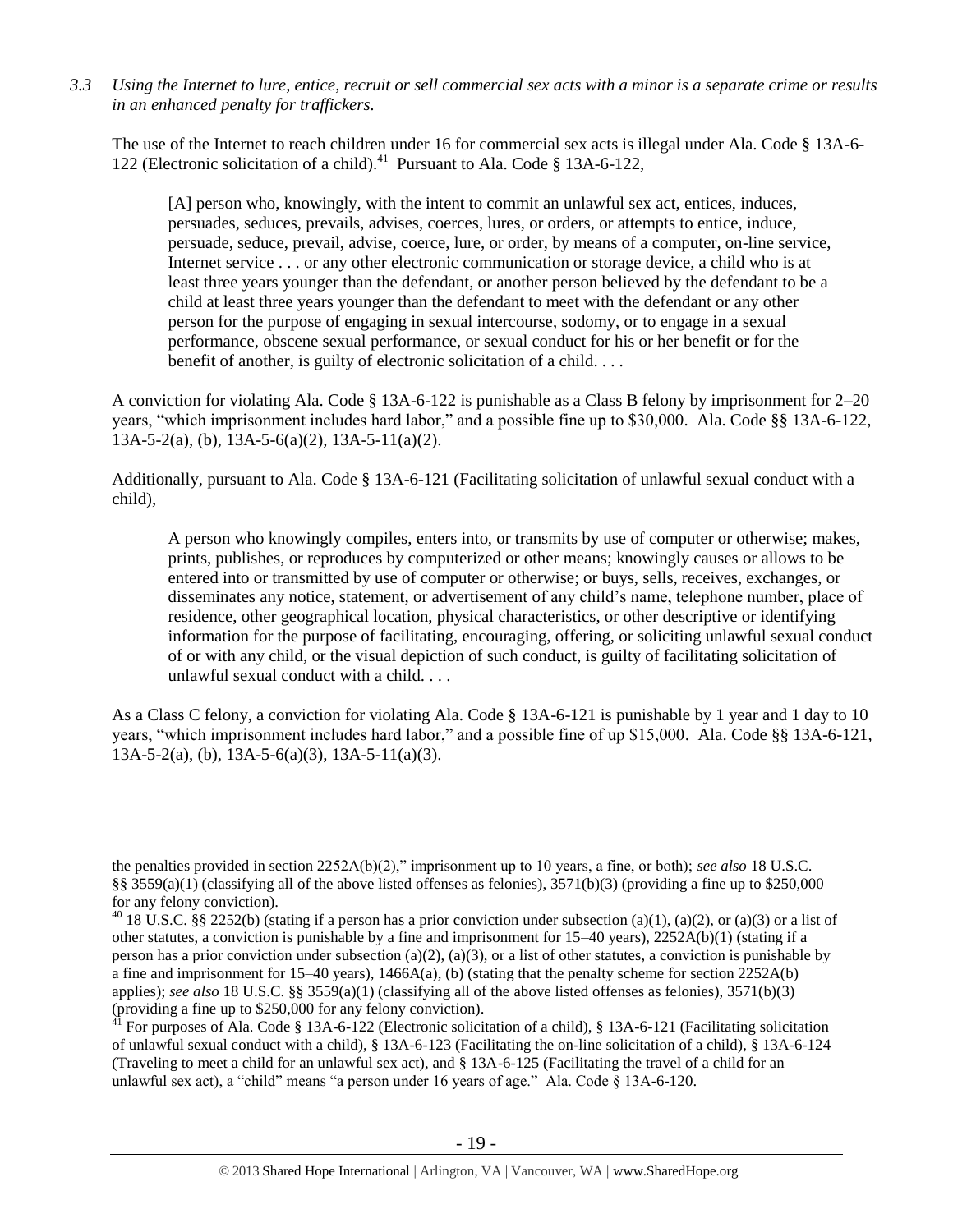*3.3 Using the Internet to lure, entice, recruit or sell commercial sex acts with a minor is a separate crime or results in an enhanced penalty for traffickers.*

The use of the Internet to reach children under 16 for commercial sex acts is illegal under Ala. Code § 13A-6-122 (Electronic solicitation of a child).[41] Pursuant to Ala. Code § 13A-6-122,

> [A] person who, knowingly, with the intent to commit an unlawful sex act, entices, induces, persuades, seduces, prevails, advises, coerces, lures, or orders, or attempts to entice, induce, persuade, seduce, prevail, advise, coerce, lure, or order, by means of a computer, on-line service, Internet service . . . or any other electronic communication or storage device, a child who is at least three years younger than the defendant, or another person believed by the defendant to be a child at least three years younger than the defendant to meet with the defendant or any other person for the purpose of engaging in sexual intercourse, sodomy, or to engage in a sexual performance, obscene sexual performance, or sexual conduct for his or her benefit or for the benefit of another, is guilty of electronic solicitation of a child. . . .

A conviction for violating Ala. Code § 13A-6-122 is punishable as a Class B felony by imprisonment for 2–20 years, "which imprisonment includes hard labor," and a possible fine up to $30,000. Ala. Code §§ 13A-6-122, 13A-5-2(a), (b), 13A-5-6(a)(2), 13A-5-11(a)(2).

Additionally, pursuant to Ala. Code § 13A-6-121 (Facilitating solicitation of unlawful sexual conduct with a child),

> A person who knowingly compiles, enters into, or transmits by use of computer or otherwise; makes, prints, publishes, or reproduces by computerized or other means; knowingly causes or allows to be entered into or transmitted by use of computer or otherwise; or buys, sells, receives, exchanges, or disseminates any notice, statement, or advertisement of any child's name, telephone number, place of residence, other geographical location, physical characteristics, or other descriptive or identifying information for the purpose of facilitating, encouraging, offering, or soliciting unlawful sexual conduct of or with any child, or the visual depiction of such conduct, is guilty of facilitating solicitation of unlawful sexual conduct with a child. . . .

As a Class C felony, a conviction for violating Ala. Code § 13A-6-121 is punishable by 1 year and 1 day to 10 years, "which imprisonment includes hard labor," and a possible fine of up $15,000. Ala. Code §§ 13A-6-121, 13A-5-2(a), (b), 13A-5-6(a)(3), 13A-5-11(a)(3).

---

the penalties provided in section 2252A(b)(2)," imprisonment up to 10 years, a fine, or both); *see also* 18 U.S.C. §§ 3559(a)(1) (classifying all of the above listed offenses as felonies), 3571(b)(3) (providing a fine up to $250,000 for any felony conviction).

[40] 18 U.S.C. §§ 2252(b) (stating if a person has a prior conviction under subsection (a)(1), (a)(2), or (a)(3) or a list of other statutes, a conviction is punishable by a fine and imprisonment for 15–40 years), 2252A(b)(1) (stating if a person has a prior conviction under subsection (a)(2), (a)(3), or a list of other statutes, a conviction is punishable by a fine and imprisonment for 15–40 years), 1466A(a), (b) (stating that the penalty scheme for section 2252A(b) applies); *see also* 18 U.S.C. §§ 3559(a)(1) (classifying all of the above listed offenses as felonies), 3571(b)(3) (providing a fine up to $250,000 for any felony conviction).

[41] For purposes of Ala. Code § 13A-6-122 (Electronic solicitation of a child), § 13A-6-121 (Facilitating solicitation of unlawful sexual conduct with a child), § 13A-6-123 (Facilitating the on-line solicitation of a child), § 13A-6-124 (Traveling to meet a child for an unlawful sex act), and § 13A-6-125 (Facilitating the travel of a child for an unlawful sex act), a "child" means "a person under 16 years of age." Ala. Code § 13A-6-120.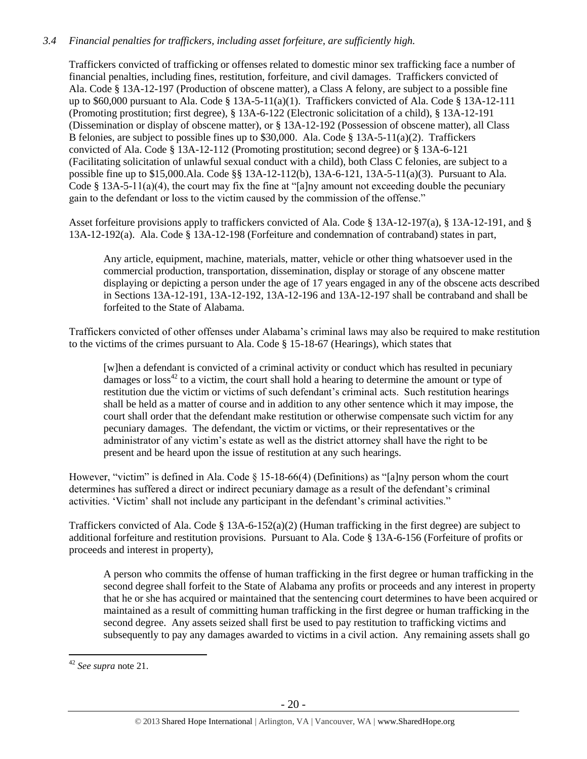*3.4 Financial penalties for traffickers, including asset forfeiture, are sufficiently high.*

Traffickers convicted of trafficking or offenses related to domestic minor sex trafficking face a number of financial penalties, including fines, restitution, forfeiture, and civil damages. Traffickers convicted of Ala. Code § 13A-12-197 (Production of obscene matter), a Class A felony, are subject to a possible fine up to $60,000 pursuant to Ala. Code § 13A-5-11(a)(1). Traffickers convicted of Ala. Code § 13A-12-111 (Promoting prostitution; first degree), § 13A-6-122 (Electronic solicitation of a child), § 13A-12-191 (Dissemination or display of obscene matter), or § 13A-12-192 (Possession of obscene matter), all Class B felonies, are subject to possible fines up to $30,000. Ala. Code § 13A-5-11(a)(2). Traffickers convicted of Ala. Code § 13A-12-112 (Promoting prostitution; second degree) or § 13A-6-121 (Facilitating solicitation of unlawful sexual conduct with a child), both Class C felonies, are subject to a possible fine up to $15,000.Ala. Code §§ 13A-12-112(b), 13A-6-121, 13A-5-11(a)(3). Pursuant to Ala. Code § 13A-5-11(a)(4), the court may fix the fine at "[a]ny amount not exceeding double the pecuniary gain to the defendant or loss to the victim caused by the commission of the offense."

Asset forfeiture provisions apply to traffickers convicted of Ala. Code § 13A-12-197(a), § 13A-12-191, and § 13A-12-192(a). Ala. Code § 13A-12-198 (Forfeiture and condemnation of contraband) states in part,

> Any article, equipment, machine, materials, matter, vehicle or other thing whatsoever used in the commercial production, transportation, dissemination, display or storage of any obscene matter displaying or depicting a person under the age of 17 years engaged in any of the obscene acts described in Sections 13A-12-191, 13A-12-192, 13A-12-196 and 13A-12-197 shall be contraband and shall be forfeited to the State of Alabama.

Traffickers convicted of other offenses under Alabama's criminal laws may also be required to make restitution to the victims of the crimes pursuant to Ala. Code § 15-18-67 (Hearings), which states that

> [w]hen a defendant is convicted of a criminal activity or conduct which has resulted in pecuniary damages or loss[42] to a victim, the court shall hold a hearing to determine the amount or type of restitution due the victim or victims of such defendant's criminal acts. Such restitution hearings shall be held as a matter of course and in addition to any other sentence which it may impose, the court shall order that the defendant make restitution or otherwise compensate such victim for any pecuniary damages. The defendant, the victim or victims, or their representatives or the administrator of any victim's estate as well as the district attorney shall have the right to be present and be heard upon the issue of restitution at any such hearings.

However, "victim" is defined in Ala. Code § 15-18-66(4) (Definitions) as "[a]ny person whom the court determines has suffered a direct or indirect pecuniary damage as a result of the defendant's criminal activities. 'Victim' shall not include any participant in the defendant's criminal activities."

Traffickers convicted of Ala. Code § 13A-6-152(a)(2) (Human trafficking in the first degree) are subject to additional forfeiture and restitution provisions. Pursuant to Ala. Code § 13A-6-156 (Forfeiture of profits or proceeds and interest in property),

> A person who commits the offense of human trafficking in the first degree or human trafficking in the second degree shall forfeit to the State of Alabama any profits or proceeds and any interest in property that he or she has acquired or maintained that the sentencing court determines to have been acquired or maintained as a result of committing human trafficking in the first degree or human trafficking in the second degree. Any assets seized shall first be used to pay restitution to trafficking victims and subsequently to pay any damages awarded to victims in a civil action. Any remaining assets shall go

[42] *See supra* note 21.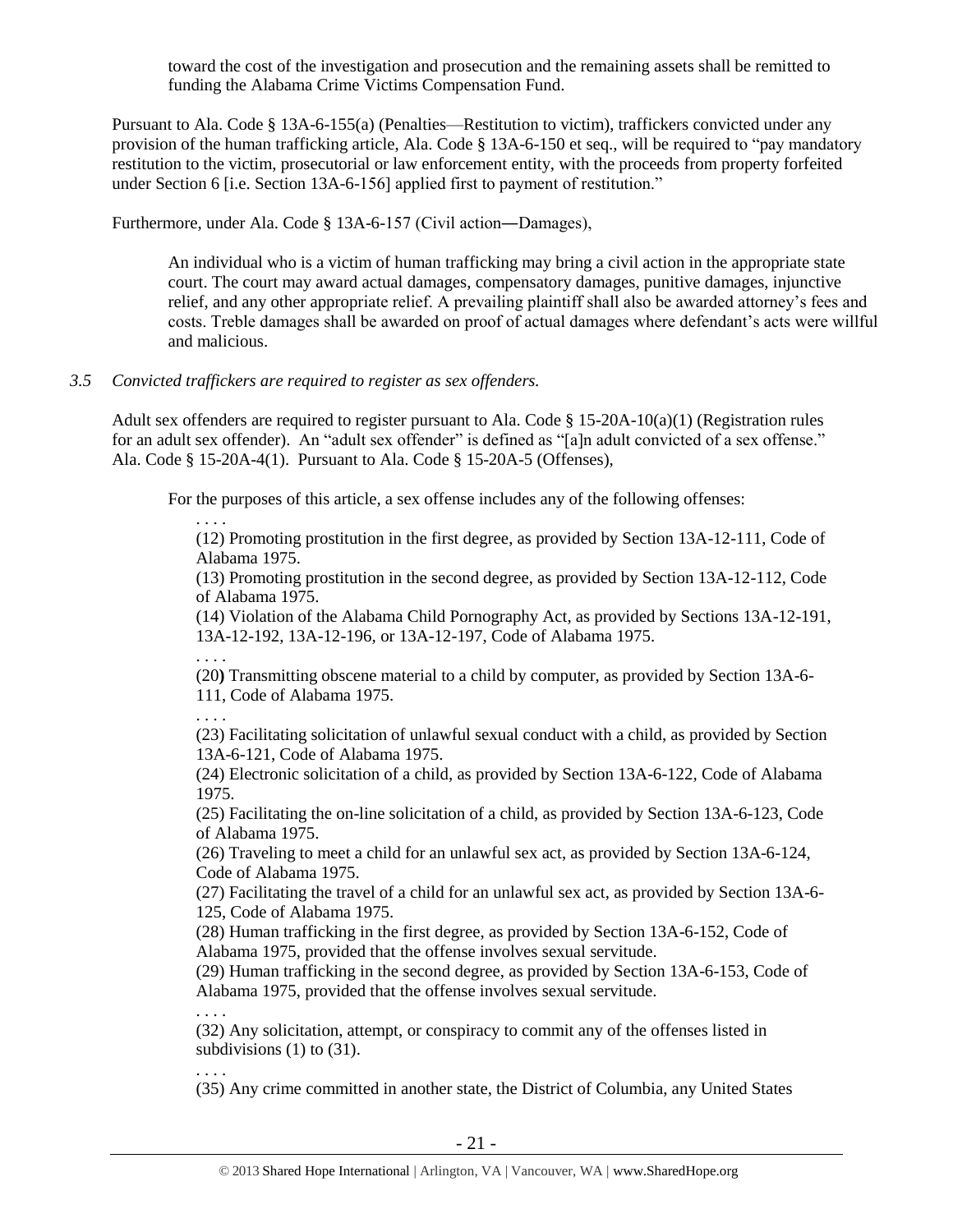toward the cost of the investigation and prosecution and the remaining assets shall be remitted to funding the Alabama Crime Victims Compensation Fund.

Pursuant to Ala. Code § 13A-6-155(a) (Penalties—Restitution to victim), traffickers convicted under any provision of the human trafficking article, Ala. Code § 13A-6-150 et seq., will be required to "pay mandatory restitution to the victim, prosecutorial or law enforcement entity, with the proceeds from property forfeited under Section 6 [i.e. Section 13A-6-156] applied first to payment of restitution."

Furthermore, under Ala. Code § 13A-6-157 (Civil action―Damages),

> An individual who is a victim of human trafficking may bring a civil action in the appropriate state court. The court may award actual damages, compensatory damages, punitive damages, injunctive relief, and any other appropriate relief. A prevailing plaintiff shall also be awarded attorney's fees and costs. Treble damages shall be awarded on proof of actual damages where defendant's acts were willful and malicious.

*3.5 Convicted traffickers are required to register as sex offenders.*

Adult sex offenders are required to register pursuant to Ala. Code § 15-20A-10(a)(1) (Registration rules for an adult sex offender). An "adult sex offender" is defined as "[a]n adult convicted of a sex offense." Ala. Code § 15-20A-4(1). Pursuant to Ala. Code § 15-20A-5 (Offenses),

> For the purposes of this article, a sex offense includes any of the following offenses:
>
> . . . .
>
> (12) Promoting prostitution in the first degree, as provided by Section 13A-12-111, Code of Alabama 1975.
>
> (13) Promoting prostitution in the second degree, as provided by Section 13A-12-112, Code of Alabama 1975.
>
> (14) Violation of the Alabama Child Pornography Act, as provided by Sections 13A-12-191, 13A-12-192, 13A-12-196, or 13A-12-197, Code of Alabama 1975.
>
> . . . .
>
> (20) Transmitting obscene material to a child by computer, as provided by Section 13A-6-111, Code of Alabama 1975.
>
> . . . .
>
> (23) Facilitating solicitation of unlawful sexual conduct with a child, as provided by Section 13A-6-121, Code of Alabama 1975.
>
> (24) Electronic solicitation of a child, as provided by Section 13A-6-122, Code of Alabama 1975.
>
> (25) Facilitating the on-line solicitation of a child, as provided by Section 13A-6-123, Code of Alabama 1975.
>
> (26) Traveling to meet a child for an unlawful sex act, as provided by Section 13A-6-124, Code of Alabama 1975.
>
> (27) Facilitating the travel of a child for an unlawful sex act, as provided by Section 13A-6-125, Code of Alabama 1975.
>
> (28) Human trafficking in the first degree, as provided by Section 13A-6-152, Code of Alabama 1975, provided that the offense involves sexual servitude.
>
> (29) Human trafficking in the second degree, as provided by Section 13A-6-153, Code of Alabama 1975, provided that the offense involves sexual servitude.
>
> . . . .
>
> (32) Any solicitation, attempt, or conspiracy to commit any of the offenses listed in subdivisions (1) to (31).
>
> . . . .
>
> (35) Any crime committed in another state, the District of Columbia, any United States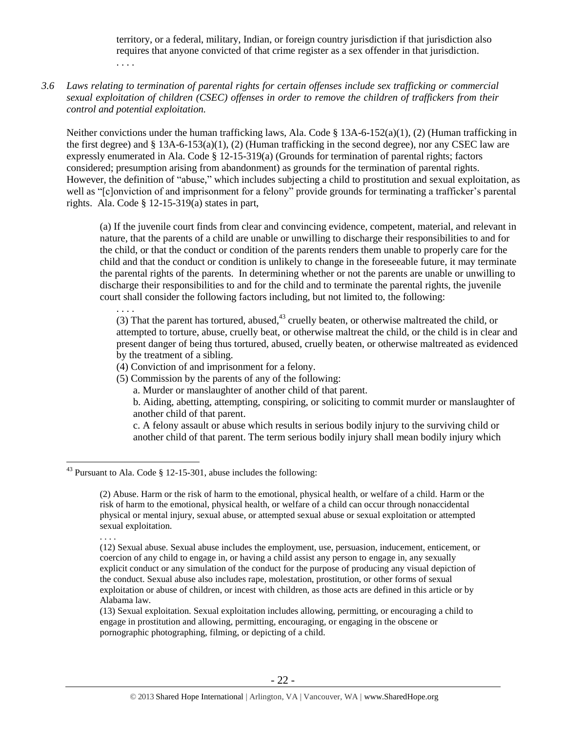territory, or a federal, military, Indian, or foreign country jurisdiction if that jurisdiction also requires that anyone convicted of that crime register as a sex offender in that jurisdiction.

. . . .

*3.6 Laws relating to termination of parental rights for certain offenses include sex trafficking or commercial sexual exploitation of children (CSEC) offenses in order to remove the children of traffickers from their control and potential exploitation.*

Neither convictions under the human trafficking laws, Ala. Code § 13A-6-152(a)(1), (2) (Human trafficking in the first degree) and § 13A-6-153(a)(1), (2) (Human trafficking in the second degree), nor any CSEC law are expressly enumerated in Ala. Code § 12-15-319(a) (Grounds for termination of parental rights; factors considered; presumption arising from abandonment) as grounds for the termination of parental rights. However, the definition of "abuse," which includes subjecting a child to prostitution and sexual exploitation, as well as "[c]onviction of and imprisonment for a felony" provide grounds for terminating a trafficker's parental rights. Ala. Code § 12-15-319(a) states in part,

> (a) If the juvenile court finds from clear and convincing evidence, competent, material, and relevant in nature, that the parents of a child are unable or unwilling to discharge their responsibilities to and for the child, or that the conduct or condition of the parents renders them unable to properly care for the child and that the conduct or condition is unlikely to change in the foreseeable future, it may terminate the parental rights of the parents. In determining whether or not the parents are unable or unwilling to discharge their responsibilities to and for the child and to terminate the parental rights, the juvenile court shall consider the following factors including, but not limited to, the following:
>
> . . . .
>
> (3) That the parent has tortured, abused,[43] cruelly beaten, or otherwise maltreated the child, or attempted to torture, abuse, cruelly beat, or otherwise maltreat the child, or the child is in clear and present danger of being thus tortured, abused, cruelly beaten, or otherwise maltreated as evidenced by the treatment of a sibling.
>
> (4) Conviction of and imprisonment for a felony.
>
> (5) Commission by the parents of any of the following:
>
> a. Murder or manslaughter of another child of that parent.
>
> b. Aiding, abetting, attempting, conspiring, or soliciting to commit murder or manslaughter of another child of that parent.
>
> c. A felony assault or abuse which results in serious bodily injury to the surviving child or another child of that parent. The term serious bodily injury shall mean bodily injury which

---

[43] Pursuant to Ala. Code § 12-15-301, abuse includes the following:

> (2) Abuse. Harm or the risk of harm to the emotional, physical health, or welfare of a child. Harm or the risk of harm to the emotional, physical health, or welfare of a child can occur through nonaccidental physical or mental injury, sexual abuse, or attempted sexual abuse or sexual exploitation or attempted sexual exploitation.
>
> . . . .
>
> (12) Sexual abuse. Sexual abuse includes the employment, use, persuasion, inducement, enticement, or coercion of any child to engage in, or having a child assist any person to engage in, any sexually explicit conduct or any simulation of the conduct for the purpose of producing any visual depiction of the conduct. Sexual abuse also includes rape, molestation, prostitution, or other forms of sexual exploitation or abuse of children, or incest with children, as those acts are defined in this article or by Alabama law.
>
> (13) Sexual exploitation. Sexual exploitation includes allowing, permitting, or encouraging a child to engage in prostitution and allowing, permitting, encouraging, or engaging in the obscene or pornographic photographing, filming, or depicting of a child.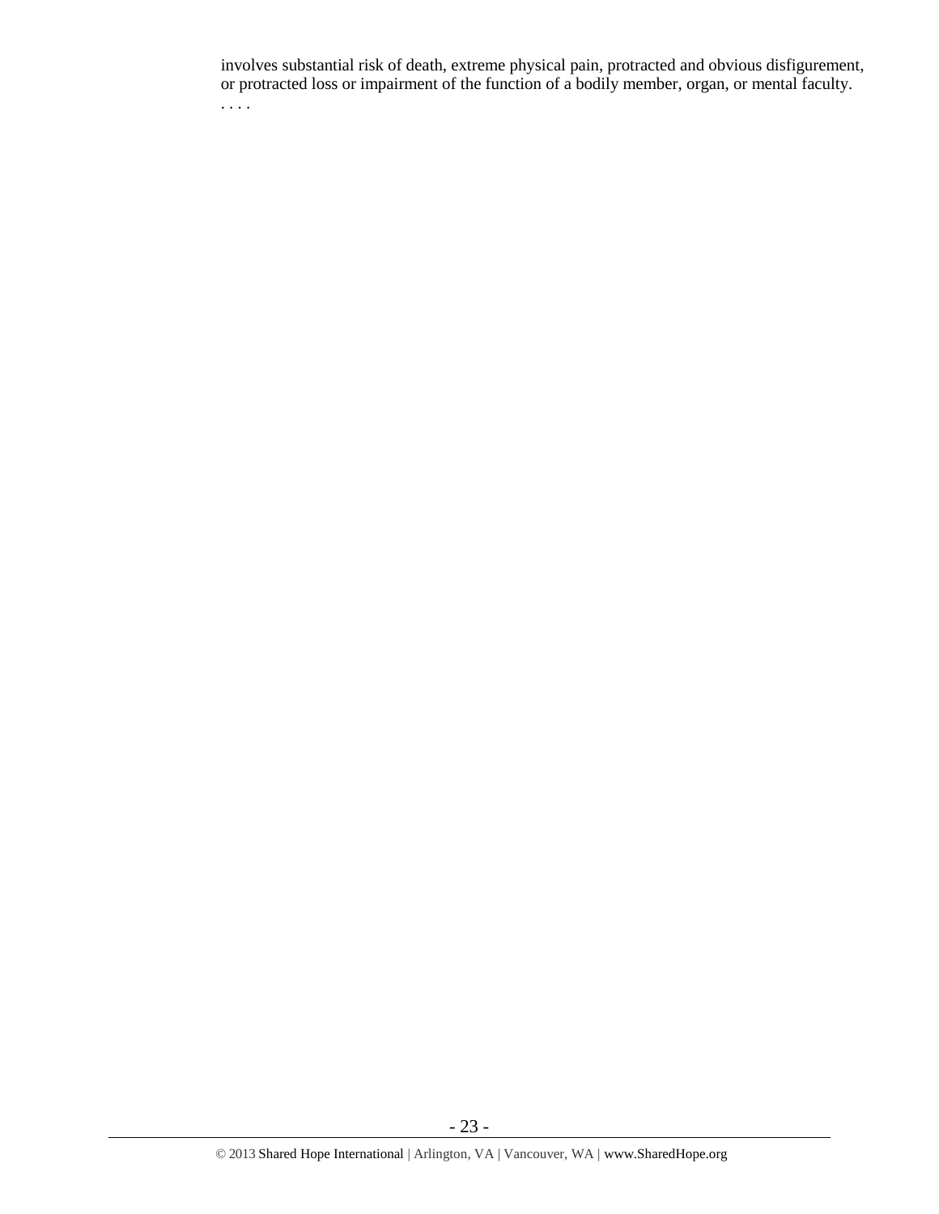involves substantial risk of death, extreme physical pain, protracted and obvious disfigurement, or protracted loss or impairment of the function of a bodily member, organ, or mental faculty.
. . . .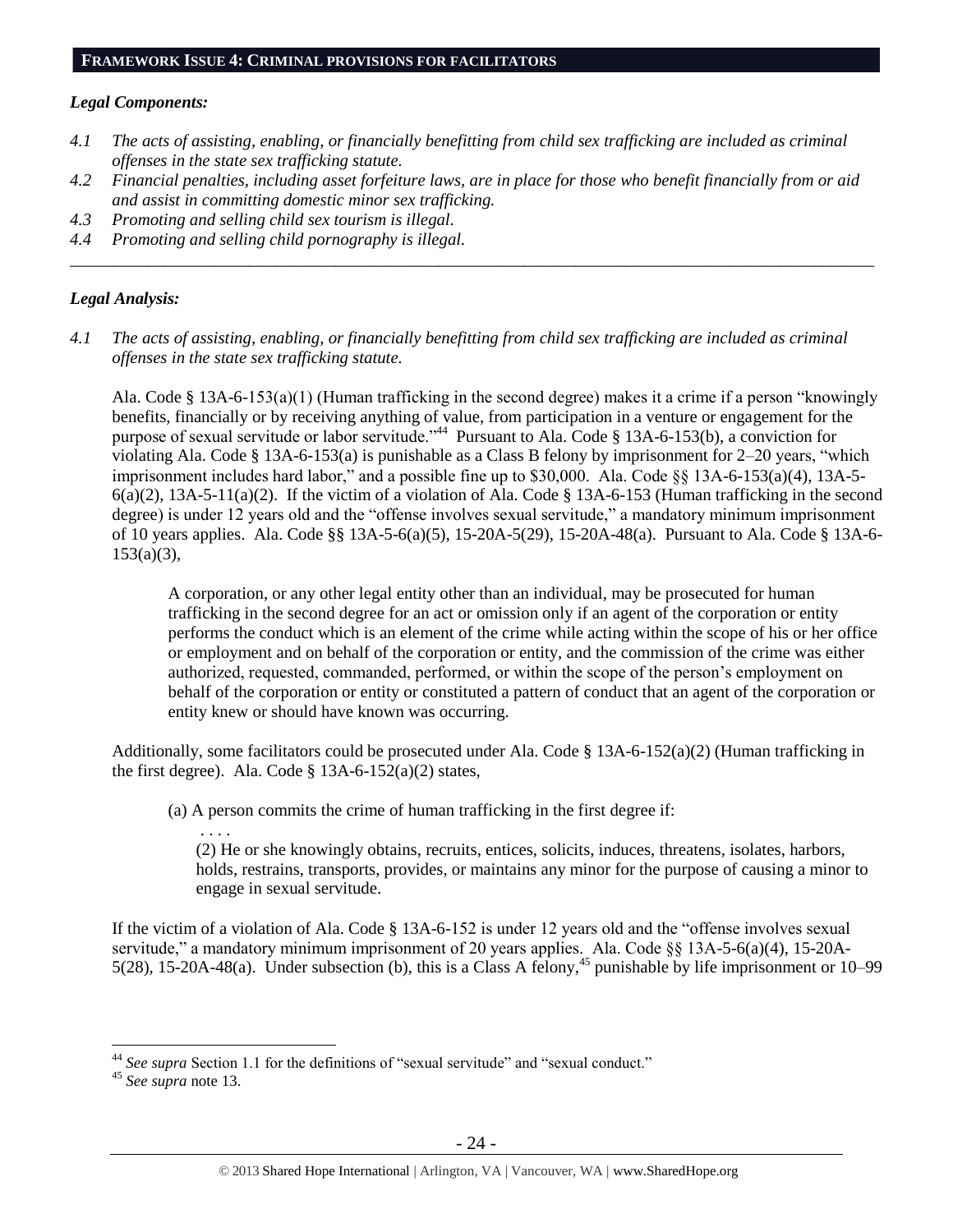## FRAMEWORK ISSUE 4: CRIMINAL PROVISIONS FOR FACILITATORS

### *Legal Components:*

*4.1 The acts of assisting, enabling, or financially benefitting from child sex trafficking are included as criminal offenses in the state sex trafficking statute.*

*4.2 Financial penalties, including asset forfeiture laws, are in place for those who benefit financially from or aid and assist in committing domestic minor sex trafficking.*

*4.3 Promoting and selling child sex tourism is illegal.*

*4.4 Promoting and selling child pornography is illegal.*

---

### *Legal Analysis:*

*4.1 The acts of assisting, enabling, or financially benefitting from child sex trafficking are included as criminal offenses in the state sex trafficking statute.*

Ala. Code § 13A-6-153(a)(1) (Human trafficking in the second degree) makes it a crime if a person "knowingly benefits, financially or by receiving anything of value, from participation in a venture or engagement for the purpose of sexual servitude or labor servitude."[44] Pursuant to Ala. Code § 13A-6-153(b), a conviction for violating Ala. Code § 13A-6-153(a) is punishable as a Class B felony by imprisonment for 2–20 years, "which imprisonment includes hard labor," and a possible fine up to $30,000. Ala. Code §§ 13A-6-153(a)(4), 13A-5-6(a)(2), 13A-5-11(a)(2). If the victim of a violation of Ala. Code § 13A-6-153 (Human trafficking in the second degree) is under 12 years old and the "offense involves sexual servitude," a mandatory minimum imprisonment of 10 years applies. Ala. Code §§ 13A-5-6(a)(5), 15-20A-5(29), 15-20A-48(a). Pursuant to Ala. Code § 13A-6-153(a)(3),

> A corporation, or any other legal entity other than an individual, may be prosecuted for human trafficking in the second degree for an act or omission only if an agent of the corporation or entity performs the conduct which is an element of the crime while acting within the scope of his or her office or employment and on behalf of the corporation or entity, and the commission of the crime was either authorized, requested, commanded, performed, or within the scope of the person's employment on behalf of the corporation or entity or constituted a pattern of conduct that an agent of the corporation or entity knew or should have known was occurring.

Additionally, some facilitators could be prosecuted under Ala. Code § 13A-6-152(a)(2) (Human trafficking in the first degree). Ala. Code § 13A-6-152(a)(2) states,

> (a) A person commits the crime of human trafficking in the first degree if:
>
> . . . .
>
> (2) He or she knowingly obtains, recruits, entices, solicits, induces, threatens, isolates, harbors, holds, restrains, transports, provides, or maintains any minor for the purpose of causing a minor to engage in sexual servitude.

If the victim of a violation of Ala. Code § 13A-6-152 is under 12 years old and the "offense involves sexual servitude," a mandatory minimum imprisonment of 20 years applies. Ala. Code §§ 13A-5-6(a)(4), 15-20A-5(28), 15-20A-48(a). Under subsection (b), this is a Class A felony,[45] punishable by life imprisonment or 10–99

---

[44] *See supra* Section 1.1 for the definitions of "sexual servitude" and "sexual conduct."

[45] *See supra* note 13.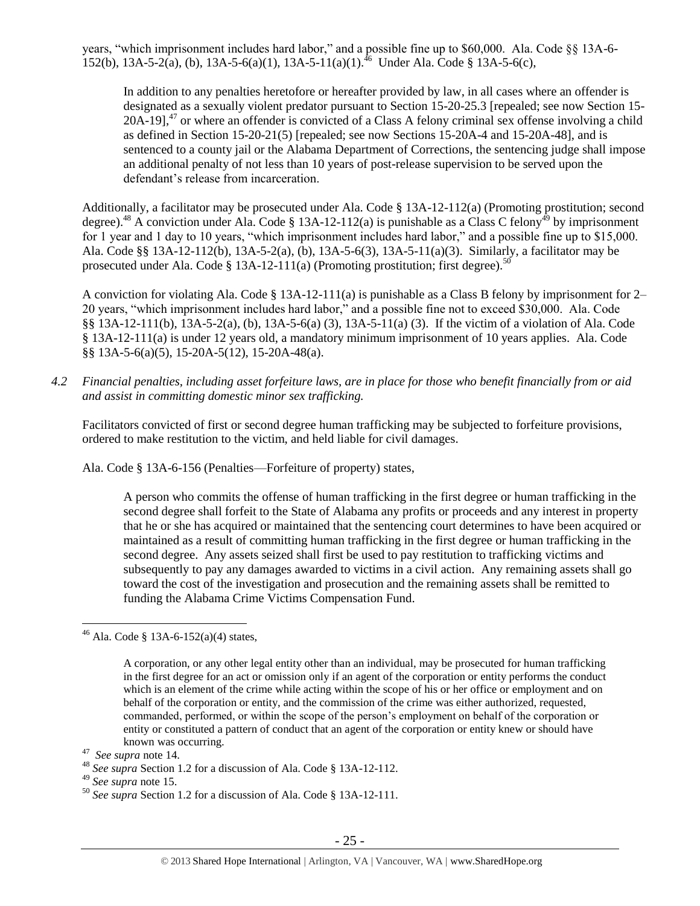years, "which imprisonment includes hard labor," and a possible fine up to $60,000. Ala. Code §§ 13A-6-152(b), 13A-5-2(a), (b), 13A-5-6(a)(1), 13A-5-11(a)(1).[46] Under Ala. Code § 13A-5-6(c),

> In addition to any penalties heretofore or hereafter provided by law, in all cases where an offender is designated as a sexually violent predator pursuant to Section 15-20-25.3 [repealed; see now Section 15-20A-19],[47] or where an offender is convicted of a Class A felony criminal sex offense involving a child as defined in Section 15-20-21(5) [repealed; see now Sections 15-20A-4 and 15-20A-48], and is sentenced to a county jail or the Alabama Department of Corrections, the sentencing judge shall impose an additional penalty of not less than 10 years of post-release supervision to be served upon the defendant's release from incarceration.

Additionally, a facilitator may be prosecuted under Ala. Code § 13A-12-112(a) (Promoting prostitution; second degree).[48] A conviction under Ala. Code § 13A-12-112(a) is punishable as a Class C felony[49] by imprisonment for 1 year and 1 day to 10 years, "which imprisonment includes hard labor," and a possible fine up to $15,000. Ala. Code §§ 13A-12-112(b), 13A-5-2(a), (b), 13A-5-6(3), 13A-5-11(a)(3). Similarly, a facilitator may be prosecuted under Ala. Code § 13A-12-111(a) (Promoting prostitution; first degree).[50]

A conviction for violating Ala. Code § 13A-12-111(a) is punishable as a Class B felony by imprisonment for 2–20 years, "which imprisonment includes hard labor," and a possible fine not to exceed $30,000. Ala. Code §§ 13A-12-111(b), 13A-5-2(a), (b), 13A-5-6(a) (3), 13A-5-11(a) (3). If the victim of a violation of Ala. Code § 13A-12-111(a) is under 12 years old, a mandatory minimum imprisonment of 10 years applies. Ala. Code §§ 13A-5-6(a)(5), 15-20A-5(12), 15-20A-48(a).

*4.2 Financial penalties, including asset forfeiture laws, are in place for those who benefit financially from or aid and assist in committing domestic minor sex trafficking.*

Facilitators convicted of first or second degree human trafficking may be subjected to forfeiture provisions, ordered to make restitution to the victim, and held liable for civil damages.

Ala. Code § 13A-6-156 (Penalties—Forfeiture of property) states,

> A person who commits the offense of human trafficking in the first degree or human trafficking in the second degree shall forfeit to the State of Alabama any profits or proceeds and any interest in property that he or she has acquired or maintained that the sentencing court determines to have been acquired or maintained as a result of committing human trafficking in the first degree or human trafficking in the second degree. Any assets seized shall first be used to pay restitution to trafficking victims and subsequently to pay any damages awarded to victims in a civil action. Any remaining assets shall go toward the cost of the investigation and prosecution and the remaining assets shall be remitted to funding the Alabama Crime Victims Compensation Fund.

---

[46] Ala. Code § 13A-6-152(a)(4) states,

> A corporation, or any other legal entity other than an individual, may be prosecuted for human trafficking in the first degree for an act or omission only if an agent of the corporation or entity performs the conduct which is an element of the crime while acting within the scope of his or her office or employment and on behalf of the corporation or entity, and the commission of the crime was either authorized, requested, commanded, performed, or within the scope of the person's employment on behalf of the corporation or entity or constituted a pattern of conduct that an agent of the corporation or entity knew or should have known was occurring.

[47] *See supra* note 14.

[48] *See supra* Section 1.2 for a discussion of Ala. Code § 13A-12-112.

[49] *See supra* note 15.

[50] *See supra* Section 1.2 for a discussion of Ala. Code § 13A-12-111.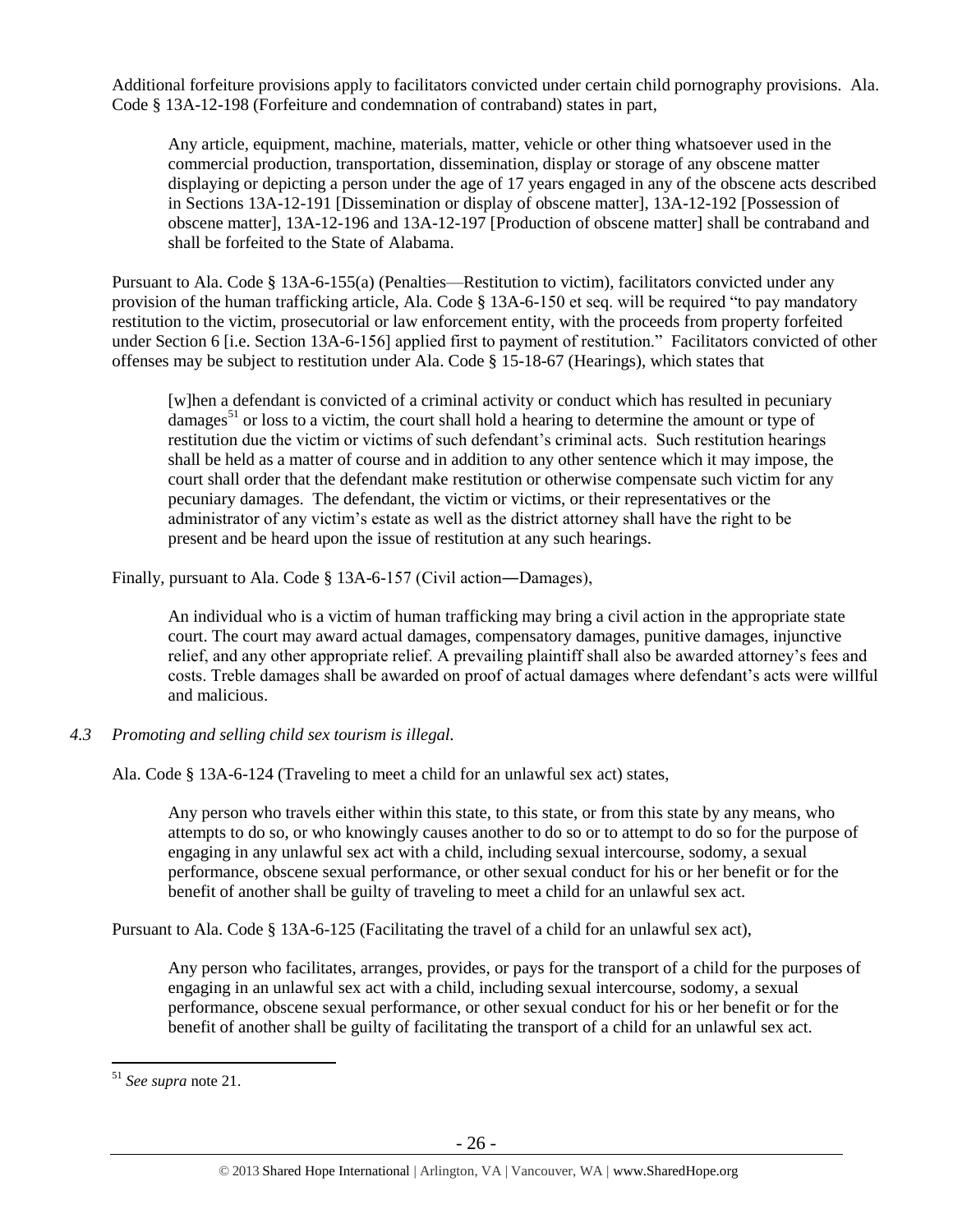Additional forfeiture provisions apply to facilitators convicted under certain child pornography provisions. Ala. Code § 13A-12-198 (Forfeiture and condemnation of contraband) states in part,

> Any article, equipment, machine, materials, matter, vehicle or other thing whatsoever used in the commercial production, transportation, dissemination, display or storage of any obscene matter displaying or depicting a person under the age of 17 years engaged in any of the obscene acts described in Sections 13A-12-191 [Dissemination or display of obscene matter], 13A-12-192 [Possession of obscene matter], 13A-12-196 and 13A-12-197 [Production of obscene matter] shall be contraband and shall be forfeited to the State of Alabama.

Pursuant to Ala. Code § 13A-6-155(a) (Penalties—Restitution to victim), facilitators convicted under any provision of the human trafficking article, Ala. Code § 13A-6-150 et seq. will be required "to pay mandatory restitution to the victim, prosecutorial or law enforcement entity, with the proceeds from property forfeited under Section 6 [i.e. Section 13A-6-156] applied first to payment of restitution." Facilitators convicted of other offenses may be subject to restitution under Ala. Code § 15-18-67 (Hearings), which states that

> [w]hen a defendant is convicted of a criminal activity or conduct which has resulted in pecuniary damages[51] or loss to a victim, the court shall hold a hearing to determine the amount or type of restitution due the victim or victims of such defendant's criminal acts. Such restitution hearings shall be held as a matter of course and in addition to any other sentence which it may impose, the court shall order that the defendant make restitution or otherwise compensate such victim for any pecuniary damages. The defendant, the victim or victims, or their representatives or the administrator of any victim's estate as well as the district attorney shall have the right to be present and be heard upon the issue of restitution at any such hearings.

Finally, pursuant to Ala. Code § 13A-6-157 (Civil action―Damages),

> An individual who is a victim of human trafficking may bring a civil action in the appropriate state court. The court may award actual damages, compensatory damages, punitive damages, injunctive relief, and any other appropriate relief. A prevailing plaintiff shall also be awarded attorney's fees and costs. Treble damages shall be awarded on proof of actual damages where defendant's acts were willful and malicious.

*4.3 Promoting and selling child sex tourism is illegal.*

Ala. Code § 13A-6-124 (Traveling to meet a child for an unlawful sex act) states,

> Any person who travels either within this state, to this state, or from this state by any means, who attempts to do so, or who knowingly causes another to do so or to attempt to do so for the purpose of engaging in any unlawful sex act with a child, including sexual intercourse, sodomy, a sexual performance, obscene sexual performance, or other sexual conduct for his or her benefit or for the benefit of another shall be guilty of traveling to meet a child for an unlawful sex act.

Pursuant to Ala. Code § 13A-6-125 (Facilitating the travel of a child for an unlawful sex act),

> Any person who facilitates, arranges, provides, or pays for the transport of a child for the purposes of engaging in an unlawful sex act with a child, including sexual intercourse, sodomy, a sexual performance, obscene sexual performance, or other sexual conduct for his or her benefit or for the benefit of another shall be guilty of facilitating the transport of a child for an unlawful sex act.

---

[51] *See supra* note 21.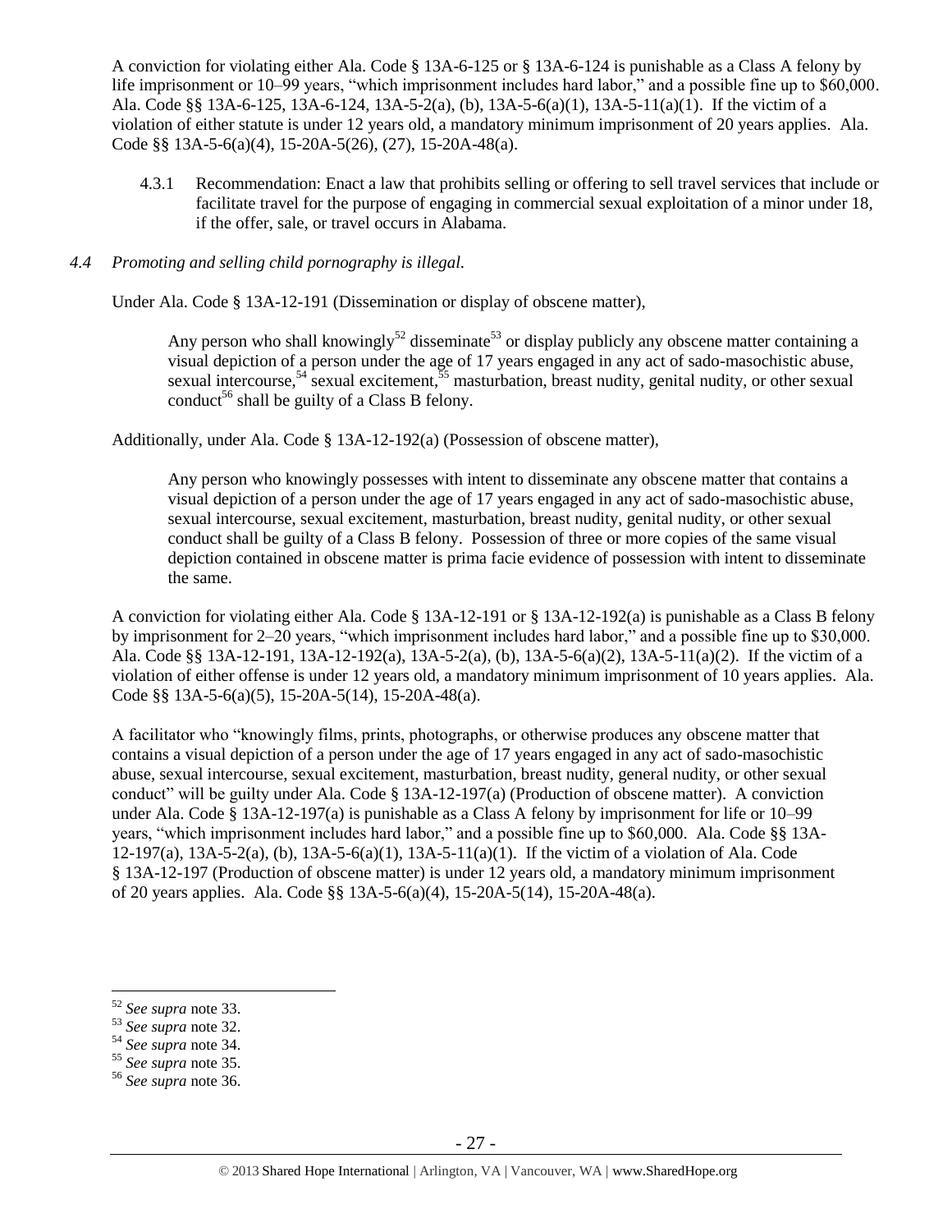A conviction for violating either Ala. Code § 13A-6-125 or § 13A-6-124 is punishable as a Class A felony by life imprisonment or 10–99 years, "which imprisonment includes hard labor," and a possible fine up to $60,000. Ala. Code §§ 13A-6-125, 13A-6-124, 13A-5-2(a), (b), 13A-5-6(a)(1), 13A-5-11(a)(1). If the victim of a violation of either statute is under 12 years old, a mandatory minimum imprisonment of 20 years applies. Ala. Code §§ 13A-5-6(a)(4), 15-20A-5(26), (27), 15-20A-48(a).

4.3.1 Recommendation: Enact a law that prohibits selling or offering to sell travel services that include or facilitate travel for the purpose of engaging in commercial sexual exploitation of a minor under 18, if the offer, sale, or travel occurs in Alabama.

### *4.4 Promoting and selling child pornography is illegal.*

Under Ala. Code § 13A-12-191 (Dissemination or display of obscene matter),

> Any person who shall knowingly[52] disseminate[53] or display publicly any obscene matter containing a visual depiction of a person under the age of 17 years engaged in any act of sado-masochistic abuse, sexual intercourse,[54] sexual excitement,[55] masturbation, breast nudity, genital nudity, or other sexual conduct[56] shall be guilty of a Class B felony.

Additionally, under Ala. Code § 13A-12-192(a) (Possession of obscene matter),

> Any person who knowingly possesses with intent to disseminate any obscene matter that contains a visual depiction of a person under the age of 17 years engaged in any act of sado-masochistic abuse, sexual intercourse, sexual excitement, masturbation, breast nudity, genital nudity, or other sexual conduct shall be guilty of a Class B felony. Possession of three or more copies of the same visual depiction contained in obscene matter is prima facie evidence of possession with intent to disseminate the same.

A conviction for violating either Ala. Code § 13A-12-191 or § 13A-12-192(a) is punishable as a Class B felony by imprisonment for 2–20 years, "which imprisonment includes hard labor," and a possible fine up to $30,000. Ala. Code §§ 13A-12-191, 13A-12-192(a), 13A-5-2(a), (b), 13A-5-6(a)(2), 13A-5-11(a)(2). If the victim of a violation of either offense is under 12 years old, a mandatory minimum imprisonment of 10 years applies. Ala. Code §§ 13A-5-6(a)(5), 15-20A-5(14), 15-20A-48(a).

A facilitator who "knowingly films, prints, photographs, or otherwise produces any obscene matter that contains a visual depiction of a person under the age of 17 years engaged in any act of sado-masochistic abuse, sexual intercourse, sexual excitement, masturbation, breast nudity, general nudity, or other sexual conduct" will be guilty under Ala. Code § 13A-12-197(a) (Production of obscene matter). A conviction under Ala. Code § 13A-12-197(a) is punishable as a Class A felony by imprisonment for life or 10–99 years, "which imprisonment includes hard labor," and a possible fine up to $60,000. Ala. Code §§ 13A-12-197(a), 13A-5-2(a), (b), 13A-5-6(a)(1), 13A-5-11(a)(1). If the victim of a violation of Ala. Code § 13A-12-197 (Production of obscene matter) is under 12 years old, a mandatory minimum imprisonment of 20 years applies. Ala. Code §§ 13A-5-6(a)(4), 15-20A-5(14), 15-20A-48(a).

---

[52] *See supra* note 33.

[53] *See supra* note 32.

[54] *See supra* note 34.

[55] *See supra* note 35.

[56] *See supra* note 36.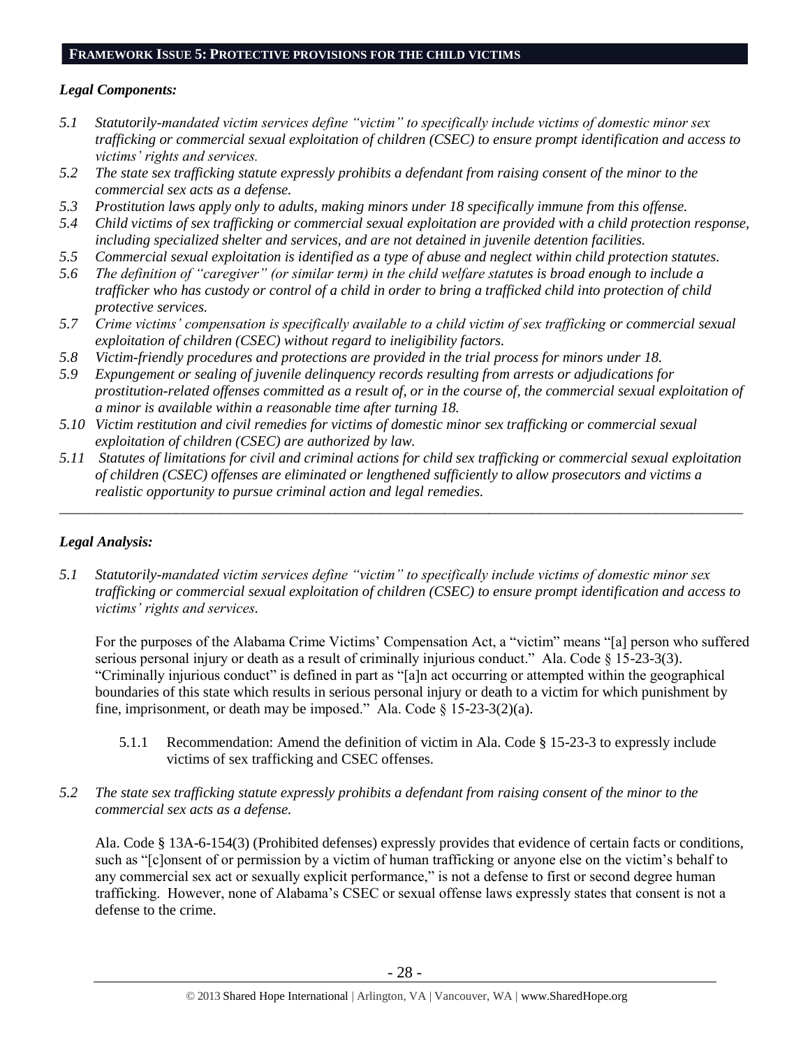## FRAMEWORK ISSUE 5: PROTECTIVE PROVISIONS FOR THE CHILD VICTIMS

### *Legal Components:*

- *5.1 Statutorily-mandated victim services define "victim" to specifically include victims of domestic minor sex trafficking or commercial sexual exploitation of children (CSEC) to ensure prompt identification and access to victims' rights and services.*
- *5.2 The state sex trafficking statute expressly prohibits a defendant from raising consent of the minor to the commercial sex acts as a defense.*
- *5.3 Prostitution laws apply only to adults, making minors under 18 specifically immune from this offense.*
- *5.4 Child victims of sex trafficking or commercial sexual exploitation are provided with a child protection response, including specialized shelter and services, and are not detained in juvenile detention facilities.*
- *5.5 Commercial sexual exploitation is identified as a type of abuse and neglect within child protection statutes.*
- *5.6 The definition of "caregiver" (or similar term) in the child welfare statutes is broad enough to include a trafficker who has custody or control of a child in order to bring a trafficked child into protection of child protective services.*
- *5.7 Crime victims' compensation is specifically available to a child victim of sex trafficking or commercial sexual exploitation of children (CSEC) without regard to ineligibility factors.*
- *5.8 Victim-friendly procedures and protections are provided in the trial process for minors under 18.*
- *5.9 Expungement or sealing of juvenile delinquency records resulting from arrests or adjudications for prostitution-related offenses committed as a result of, or in the course of, the commercial sexual exploitation of a minor is available within a reasonable time after turning 18.*
- *5.10 Victim restitution and civil remedies for victims of domestic minor sex trafficking or commercial sexual exploitation of children (CSEC) are authorized by law.*
- *5.11 Statutes of limitations for civil and criminal actions for child sex trafficking or commercial sexual exploitation of children (CSEC) offenses are eliminated or lengthened sufficiently to allow prosecutors and victims a realistic opportunity to pursue criminal action and legal remedies.*

---

### *Legal Analysis:*

*5.1 Statutorily-mandated victim services define "victim" to specifically include victims of domestic minor sex trafficking or commercial sexual exploitation of children (CSEC) to ensure prompt identification and access to victims' rights and services.*

For the purposes of the Alabama Crime Victims' Compensation Act, a "victim" means "[a] person who suffered serious personal injury or death as a result of criminally injurious conduct." Ala. Code § 15-23-3(3). "Criminally injurious conduct" is defined in part as "[a]n act occurring or attempted within the geographical boundaries of this state which results in serious personal injury or death to a victim for which punishment by fine, imprisonment, or death may be imposed." Ala. Code § 15-23-3(2)(a).

5.1.1 Recommendation: Amend the definition of victim in Ala. Code § 15-23-3 to expressly include victims of sex trafficking and CSEC offenses.

*5.2 The state sex trafficking statute expressly prohibits a defendant from raising consent of the minor to the commercial sex acts as a defense.*

Ala. Code § 13A-6-154(3) (Prohibited defenses) expressly provides that evidence of certain facts or conditions, such as "[c]onsent of or permission by a victim of human trafficking or anyone else on the victim's behalf to any commercial sex act or sexually explicit performance," is not a defense to first or second degree human trafficking. However, none of Alabama's CSEC or sexual offense laws expressly states that consent is not a defense to the crime.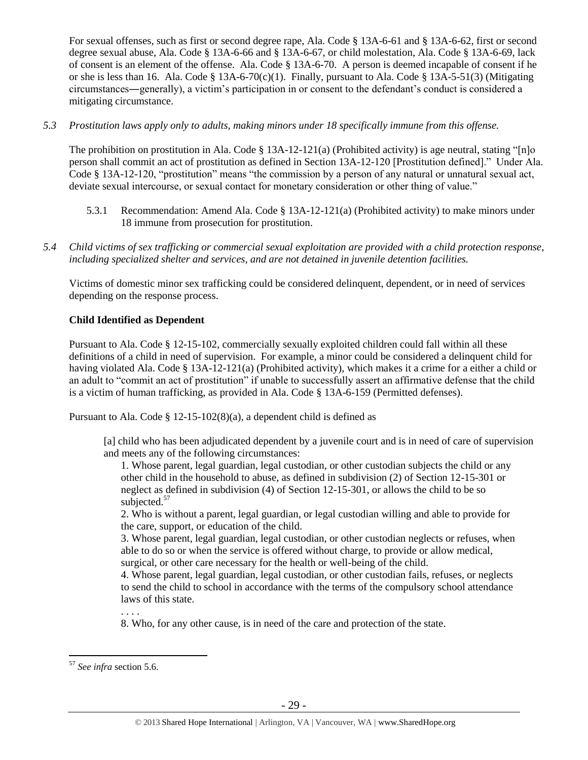For sexual offenses, such as first or second degree rape, Ala. Code § 13A-6-61 and § 13A-6-62, first or second degree sexual abuse, Ala. Code § 13A-6-66 and § 13A-6-67, or child molestation, Ala. Code § 13A-6-69, lack of consent is an element of the offense. Ala. Code § 13A-6-70. A person is deemed incapable of consent if he or she is less than 16. Ala. Code § 13A-6-70(c)(1). Finally, pursuant to Ala. Code § 13A-5-51(3) (Mitigating circumstances―generally), a victim's participation in or consent to the defendant's conduct is considered a mitigating circumstance.

*5.3 Prostitution laws apply only to adults, making minors under 18 specifically immune from this offense.*

The prohibition on prostitution in Ala. Code § 13A-12-121(a) (Prohibited activity) is age neutral, stating "[n]o person shall commit an act of prostitution as defined in Section 13A-12-120 [Prostitution defined]." Under Ala. Code § 13A-12-120, "prostitution" means "the commission by a person of any natural or unnatural sexual act, deviate sexual intercourse, or sexual contact for monetary consideration or other thing of value."

5.3.1 Recommendation: Amend Ala. Code § 13A-12-121(a) (Prohibited activity) to make minors under 18 immune from prosecution for prostitution.

*5.4 Child victims of sex trafficking or commercial sexual exploitation are provided with a child protection response, including specialized shelter and services, and are not detained in juvenile detention facilities.*

Victims of domestic minor sex trafficking could be considered delinquent, dependent, or in need of services depending on the response process.

**Child Identified as Dependent**

Pursuant to Ala. Code § 12-15-102, commercially sexually exploited children could fall within all these definitions of a child in need of supervision. For example, a minor could be considered a delinquent child for having violated Ala. Code § 13A-12-121(a) (Prohibited activity), which makes it a crime for a either a child or an adult to "commit an act of prostitution" if unable to successfully assert an affirmative defense that the child is a victim of human trafficking, as provided in Ala. Code § 13A-6-159 (Permitted defenses).

Pursuant to Ala. Code § 12-15-102(8)(a), a dependent child is defined as

> [a] child who has been adjudicated dependent by a juvenile court and is in need of care of supervision and meets any of the following circumstances:
>
> 1. Whose parent, legal guardian, legal custodian, or other custodian subjects the child or any other child in the household to abuse, as defined in subdivision (2) of Section 12-15-301 or neglect as defined in subdivision (4) of Section 12-15-301, or allows the child to be so subjected.[57]
> 2. Who is without a parent, legal guardian, or legal custodian willing and able to provide for the care, support, or education of the child.
> 3. Whose parent, legal guardian, legal custodian, or other custodian neglects or refuses, when able to do so or when the service is offered without charge, to provide or allow medical, surgical, or other care necessary for the health or well-being of the child.
> 4. Whose parent, legal guardian, legal custodian, or other custodian fails, refuses, or neglects to send the child to school in accordance with the terms of the compulsory school attendance laws of this state.
>
> . . . .
>
> 8. Who, for any other cause, is in need of the care and protection of the state.

[57] *See infra* section 5.6.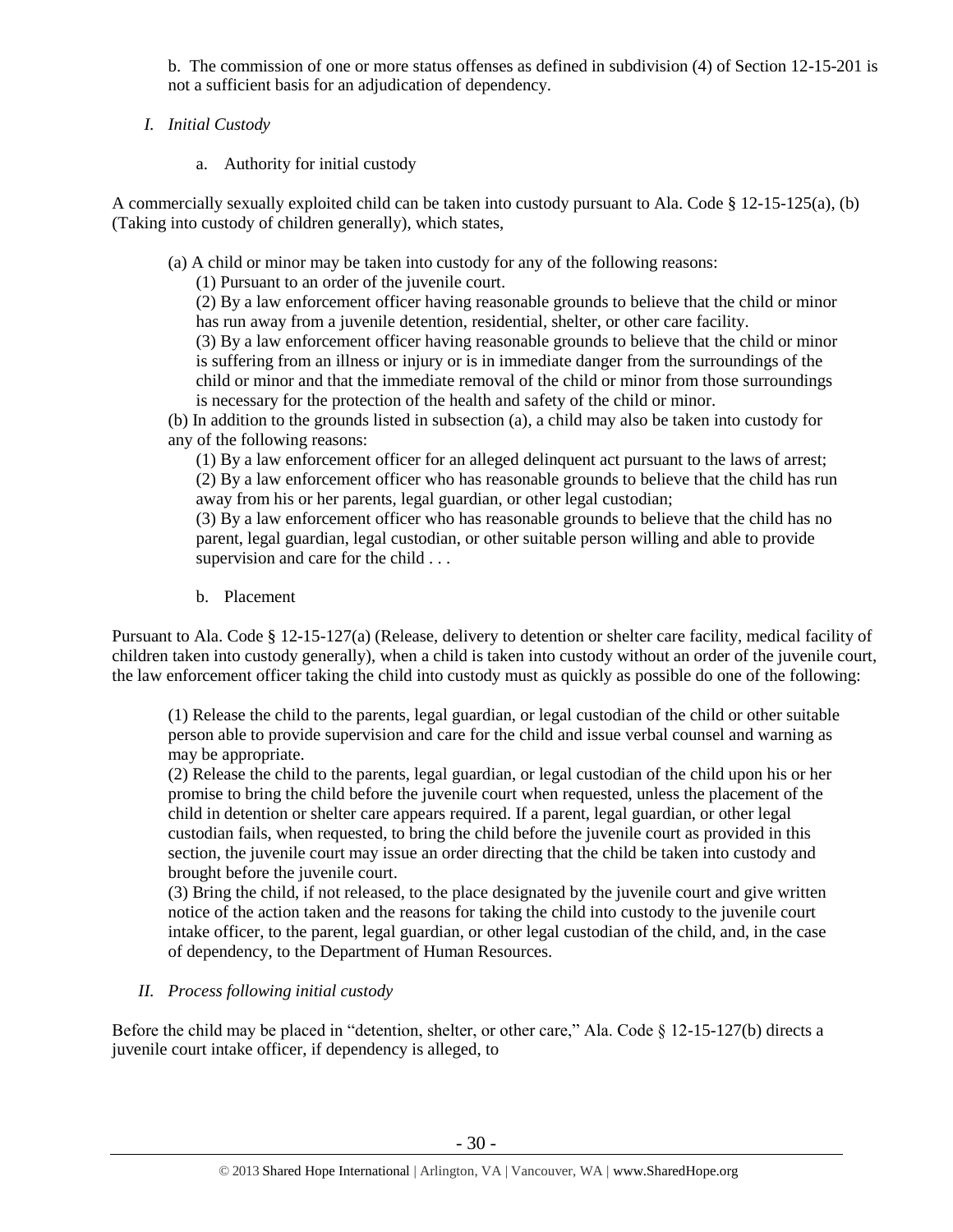b. The commission of one or more status offenses as defined in subdivision (4) of Section 12-15-201 is not a sufficient basis for an adjudication of dependency.

*I. Initial Custody*

a. Authority for initial custody

A commercially sexually exploited child can be taken into custody pursuant to Ala. Code § 12-15-125(a), (b) (Taking into custody of children generally), which states,

> (a) A child or minor may be taken into custody for any of the following reasons:
>
> (1) Pursuant to an order of the juvenile court.
>
> (2) By a law enforcement officer having reasonable grounds to believe that the child or minor has run away from a juvenile detention, residential, shelter, or other care facility.
>
> (3) By a law enforcement officer having reasonable grounds to believe that the child or minor is suffering from an illness or injury or is in immediate danger from the surroundings of the child or minor and that the immediate removal of the child or minor from those surroundings is necessary for the protection of the health and safety of the child or minor.
>
> (b) In addition to the grounds listed in subsection (a), a child may also be taken into custody for any of the following reasons:
>
> (1) By a law enforcement officer for an alleged delinquent act pursuant to the laws of arrest;
>
> (2) By a law enforcement officer who has reasonable grounds to believe that the child has run away from his or her parents, legal guardian, or other legal custodian;
>
> (3) By a law enforcement officer who has reasonable grounds to believe that the child has no parent, legal guardian, legal custodian, or other suitable person willing and able to provide supervision and care for the child . . .

b. Placement

Pursuant to Ala. Code § 12-15-127(a) (Release, delivery to detention or shelter care facility, medical facility of children taken into custody generally), when a child is taken into custody without an order of the juvenile court, the law enforcement officer taking the child into custody must as quickly as possible do one of the following:

> (1) Release the child to the parents, legal guardian, or legal custodian of the child or other suitable person able to provide supervision and care for the child and issue verbal counsel and warning as may be appropriate.
>
> (2) Release the child to the parents, legal guardian, or legal custodian of the child upon his or her promise to bring the child before the juvenile court when requested, unless the placement of the child in detention or shelter care appears required. If a parent, legal guardian, or other legal custodian fails, when requested, to bring the child before the juvenile court as provided in this section, the juvenile court may issue an order directing that the child be taken into custody and brought before the juvenile court.
>
> (3) Bring the child, if not released, to the place designated by the juvenile court and give written notice of the action taken and the reasons for taking the child into custody to the juvenile court intake officer, to the parent, legal guardian, or other legal custodian of the child, and, in the case of dependency, to the Department of Human Resources.

*II. Process following initial custody*

Before the child may be placed in "detention, shelter, or other care," Ala. Code § 12-15-127(b) directs a juvenile court intake officer, if dependency is alleged, to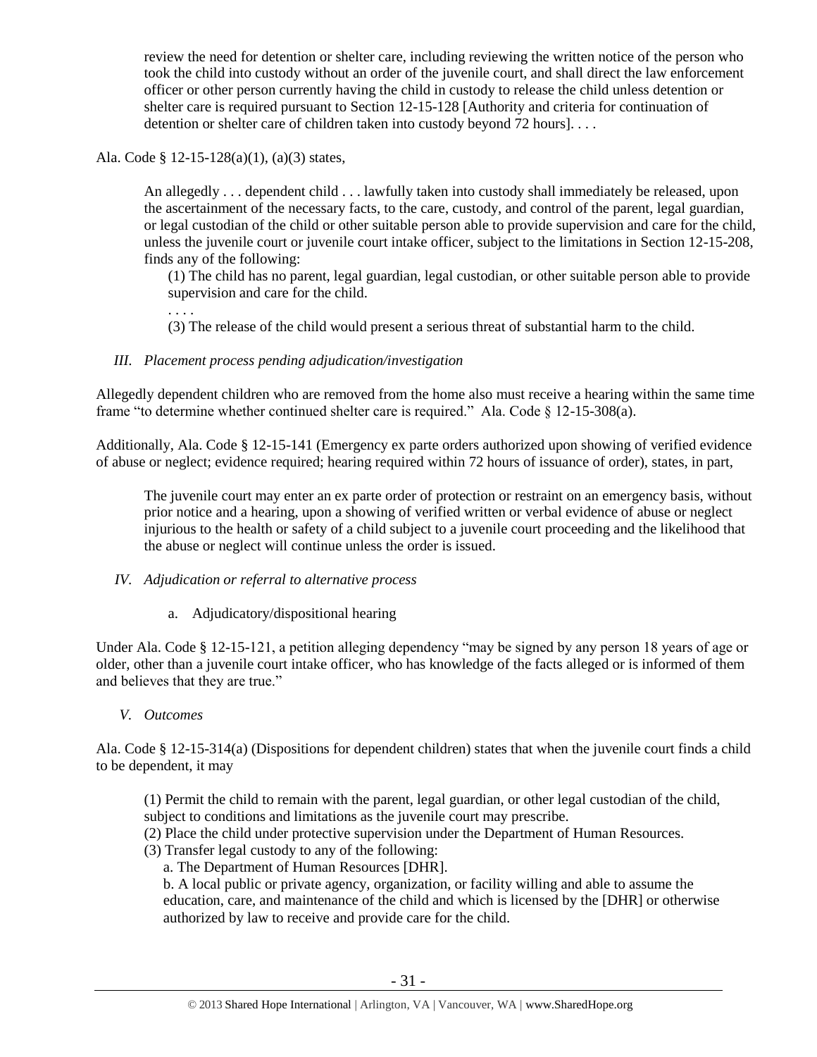> review the need for detention or shelter care, including reviewing the written notice of the person who took the child into custody without an order of the juvenile court, and shall direct the law enforcement officer or other person currently having the child in custody to release the child unless detention or shelter care is required pursuant to Section 12-15-128 [Authority and criteria for continuation of detention or shelter care of children taken into custody beyond 72 hours]. . . .

Ala. Code § 12-15-128(a)(1), (a)(3) states,

> An allegedly . . . dependent child . . . lawfully taken into custody shall immediately be released, upon the ascertainment of the necessary facts, to the care, custody, and control of the parent, legal guardian, or legal custodian of the child or other suitable person able to provide supervision and care for the child, unless the juvenile court or juvenile court intake officer, subject to the limitations in Section 12-15-208, finds any of the following:
>
> (1) The child has no parent, legal guardian, legal custodian, or other suitable person able to provide supervision and care for the child.
>
> . . . .
>
> (3) The release of the child would present a serious threat of substantial harm to the child.

*III. Placement process pending adjudication/investigation*

Allegedly dependent children who are removed from the home also must receive a hearing within the same time frame "to determine whether continued shelter care is required." Ala. Code § 12-15-308(a).

Additionally, Ala. Code § 12-15-141 (Emergency ex parte orders authorized upon showing of verified evidence of abuse or neglect; evidence required; hearing required within 72 hours of issuance of order), states, in part,

> The juvenile court may enter an ex parte order of protection or restraint on an emergency basis, without prior notice and a hearing, upon a showing of verified written or verbal evidence of abuse or neglect injurious to the health or safety of a child subject to a juvenile court proceeding and the likelihood that the abuse or neglect will continue unless the order is issued.

*IV. Adjudication or referral to alternative process*

a. Adjudicatory/dispositional hearing

Under Ala. Code § 12-15-121, a petition alleging dependency "may be signed by any person 18 years of age or older, other than a juvenile court intake officer, who has knowledge of the facts alleged or is informed of them and believes that they are true."

*V. Outcomes*

Ala. Code § 12-15-314(a) (Dispositions for dependent children) states that when the juvenile court finds a child to be dependent, it may

> (1) Permit the child to remain with the parent, legal guardian, or other legal custodian of the child, subject to conditions and limitations as the juvenile court may prescribe.
>
> (2) Place the child under protective supervision under the Department of Human Resources.
>
> (3) Transfer legal custody to any of the following:
>
> a. The Department of Human Resources [DHR].
>
> b. A local public or private agency, organization, or facility willing and able to assume the education, care, and maintenance of the child and which is licensed by the [DHR] or otherwise authorized by law to receive and provide care for the child.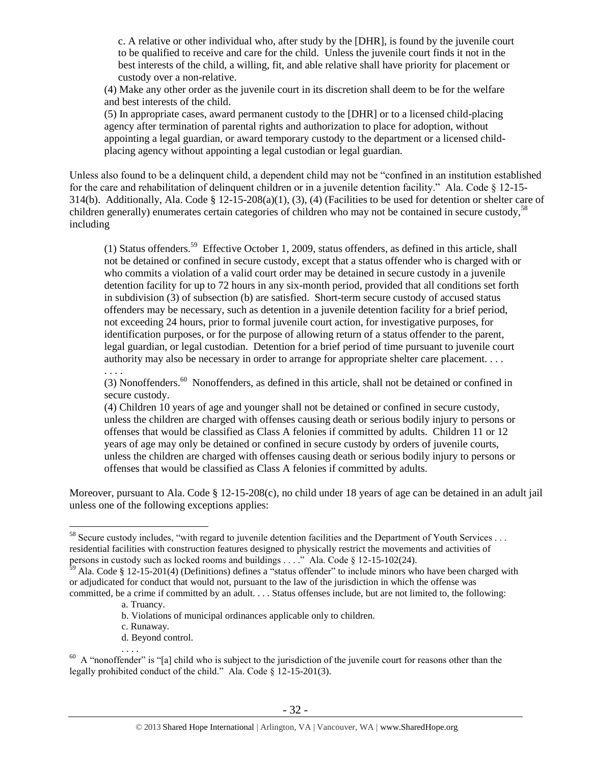c. A relative or other individual who, after study by the [DHR], is found by the juvenile court to be qualified to receive and care for the child. Unless the juvenile court finds it not in the best interests of the child, a willing, fit, and able relative shall have priority for placement or custody over a non-relative.

(4) Make any other order as the juvenile court in its discretion shall deem to be for the welfare and best interests of the child.

(5) In appropriate cases, award permanent custody to the [DHR] or to a licensed child-placing agency after termination of parental rights and authorization to place for adoption, without appointing a legal guardian, or award temporary custody to the department or a licensed child-placing agency without appointing a legal custodian or legal guardian.

Unless also found to be a delinquent child, a dependent child may not be "confined in an institution established for the care and rehabilitation of delinquent children or in a juvenile detention facility." Ala. Code § 12-15-314(b). Additionally, Ala. Code § 12-15-208(a)(1), (3), (4) (Facilities to be used for detention or shelter care of children generally) enumerates certain categories of children who may not be contained in secure custody,[58] including

(1) Status offenders.[59] Effective October 1, 2009, status offenders, as defined in this article, shall not be detained or confined in secure custody, except that a status offender who is charged with or who commits a violation of a valid court order may be detained in secure custody in a juvenile detention facility for up to 72 hours in any six-month period, provided that all conditions set forth in subdivision (3) of subsection (b) are satisfied. Short-term secure custody of accused status offenders may be necessary, such as detention in a juvenile detention facility for a brief period, not exceeding 24 hours, prior to formal juvenile court action, for investigative purposes, for identification purposes, or for the purpose of allowing return of a status offender to the parent, legal guardian, or legal custodian. Detention for a brief period of time pursuant to juvenile court authority may also be necessary in order to arrange for appropriate shelter care placement. . . .

. . . .

(3) Nonoffenders.[60] Nonoffenders, as defined in this article, shall not be detained or confined in secure custody.

(4) Children 10 years of age and younger shall not be detained or confined in secure custody, unless the children are charged with offenses causing death or serious bodily injury to persons or offenses that would be classified as Class A felonies if committed by adults. Children 11 or 12 years of age may only be detained or confined in secure custody by orders of juvenile courts, unless the children are charged with offenses causing death or serious bodily injury to persons or offenses that would be classified as Class A felonies if committed by adults.

Moreover, pursuant to Ala. Code § 12-15-208(c), no child under 18 years of age can be detained in an adult jail unless one of the following exceptions applies:

---

[58] Secure custody includes, "with regard to juvenile detention facilities and the Department of Youth Services . . . residential facilities with construction features designed to physically restrict the movements and activities of persons in custody such as locked rooms and buildings . . . ." Ala. Code § 12-15-102(24).

[59] Ala. Code § 12-15-201(4) (Definitions) defines a "status offender" to include minors who have been charged with or adjudicated for conduct that would not, pursuant to the law of the jurisdiction in which the offense was committed, be a crime if committed by an adult. . . . Status offenses include, but are not limited to, the following:

a. Truancy.

b. Violations of municipal ordinances applicable only to children.

c. Runaway.

d. Beyond control.

. . . .

[60] A "nonoffender" is "[a] child who is subject to the jurisdiction of the juvenile court for reasons other than the legally prohibited conduct of the child." Ala. Code § 12-15-201(3).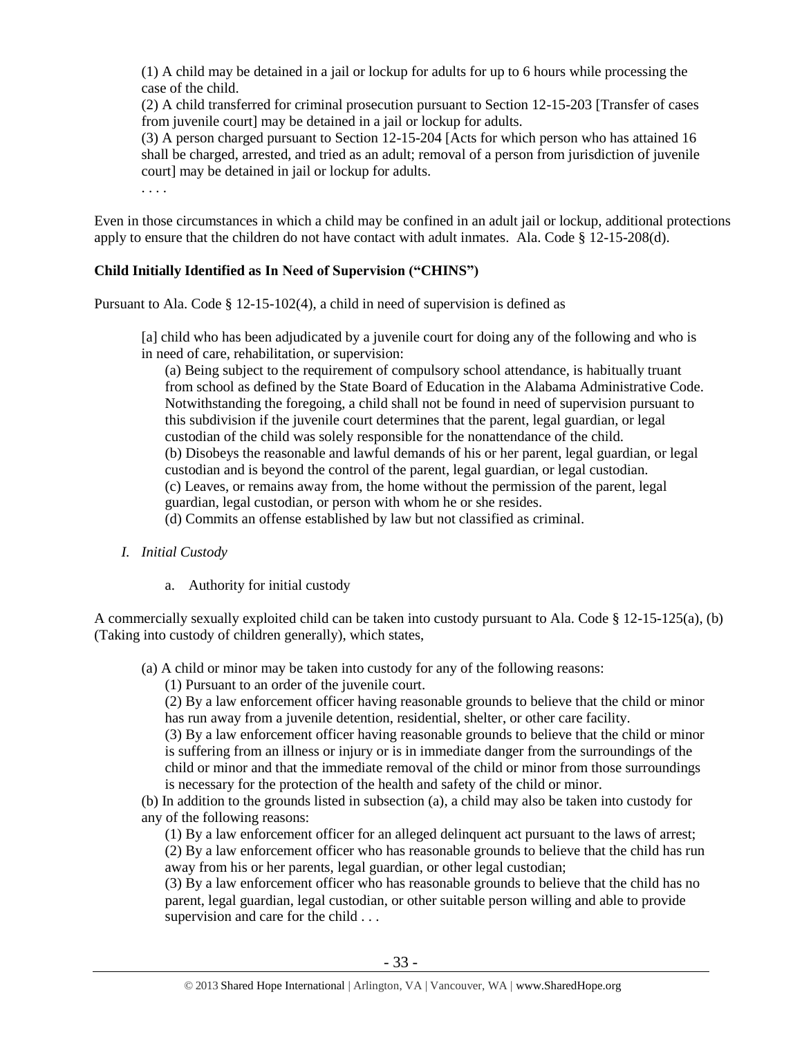(1) A child may be detained in a jail or lockup for adults for up to 6 hours while processing the case of the child.
(2) A child transferred for criminal prosecution pursuant to Section 12-15-203 [Transfer of cases from juvenile court] may be detained in a jail or lockup for adults.
(3) A person charged pursuant to Section 12-15-204 [Acts for which person who has attained 16 shall be charged, arrested, and tried as an adult; removal of a person from jurisdiction of juvenile court] may be detained in jail or lockup for adults.
. . . .

Even in those circumstances in which a child may be confined in an adult jail or lockup, additional protections apply to ensure that the children do not have contact with adult inmates. Ala. Code § 12-15-208(d).

**Child Initially Identified as In Need of Supervision ("CHINS")**

Pursuant to Ala. Code § 12-15-102(4), a child in need of supervision is defined as

> [a] child who has been adjudicated by a juvenile court for doing any of the following and who is in need of care, rehabilitation, or supervision:
> (a) Being subject to the requirement of compulsory school attendance, is habitually truant from school as defined by the State Board of Education in the Alabama Administrative Code. Notwithstanding the foregoing, a child shall not be found in need of supervision pursuant to this subdivision if the juvenile court determines that the parent, legal guardian, or legal custodian of the child was solely responsible for the nonattendance of the child.
> (b) Disobeys the reasonable and lawful demands of his or her parent, legal guardian, or legal custodian and is beyond the control of the parent, legal guardian, or legal custodian.
> (c) Leaves, or remains away from, the home without the permission of the parent, legal guardian, legal custodian, or person with whom he or she resides.
> (d) Commits an offense established by law but not classified as criminal.

*I. Initial Custody*

a. Authority for initial custody

A commercially sexually exploited child can be taken into custody pursuant to Ala. Code § 12-15-125(a), (b) (Taking into custody of children generally), which states,

> (a) A child or minor may be taken into custody for any of the following reasons:
> (1) Pursuant to an order of the juvenile court.
> (2) By a law enforcement officer having reasonable grounds to believe that the child or minor has run away from a juvenile detention, residential, shelter, or other care facility.
> (3) By a law enforcement officer having reasonable grounds to believe that the child or minor is suffering from an illness or injury or is in immediate danger from the surroundings of the child or minor and that the immediate removal of the child or minor from those surroundings is necessary for the protection of the health and safety of the child or minor.
> (b) In addition to the grounds listed in subsection (a), a child may also be taken into custody for any of the following reasons:
> (1) By a law enforcement officer for an alleged delinquent act pursuant to the laws of arrest;
> (2) By a law enforcement officer who has reasonable grounds to believe that the child has run away from his or her parents, legal guardian, or other legal custodian;
> (3) By a law enforcement officer who has reasonable grounds to believe that the child has no parent, legal guardian, legal custodian, or other suitable person willing and able to provide supervision and care for the child . . .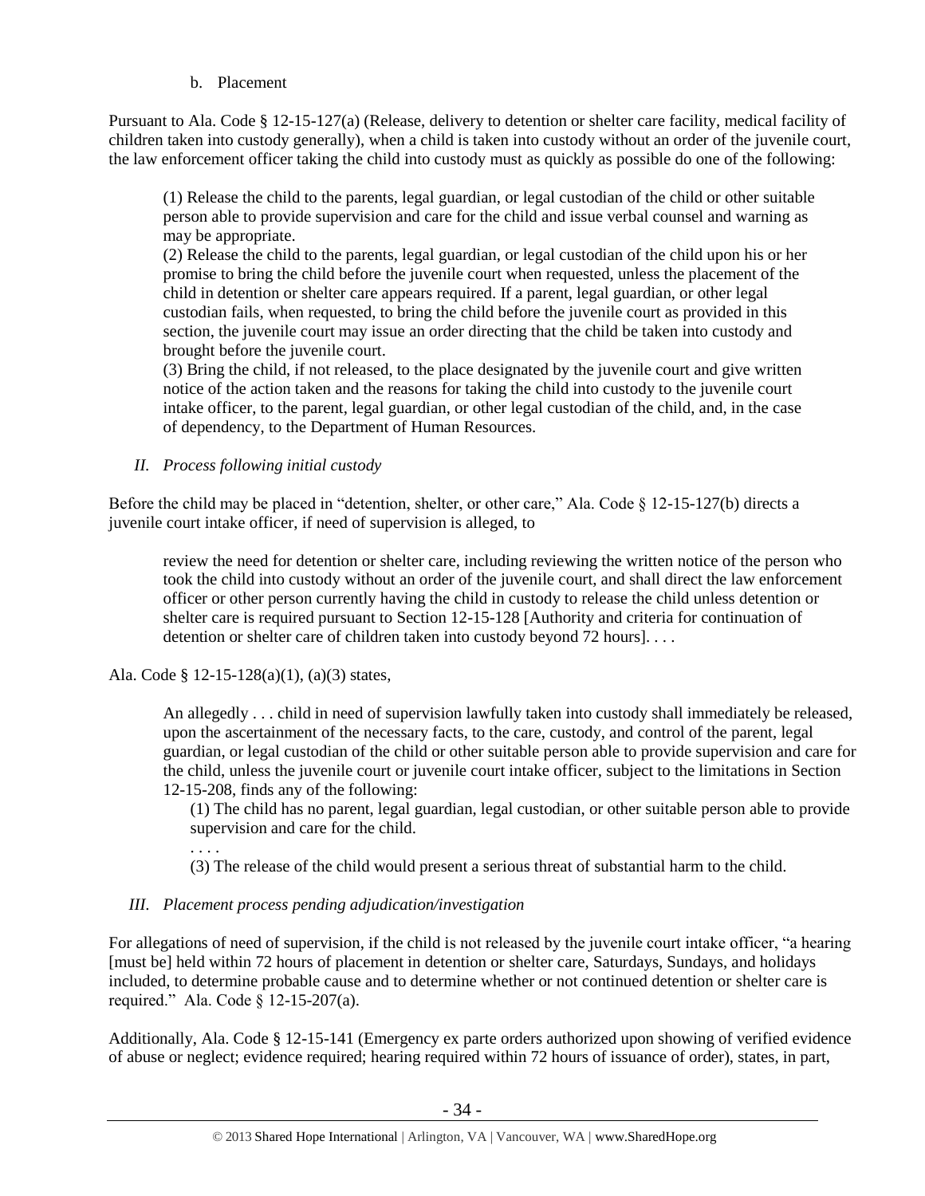b. Placement

Pursuant to Ala. Code § 12-15-127(a) (Release, delivery to detention or shelter care facility, medical facility of children taken into custody generally), when a child is taken into custody without an order of the juvenile court, the law enforcement officer taking the child into custody must as quickly as possible do one of the following:

> (1) Release the child to the parents, legal guardian, or legal custodian of the child or other suitable person able to provide supervision and care for the child and issue verbal counsel and warning as may be appropriate.
> (2) Release the child to the parents, legal guardian, or legal custodian of the child upon his or her promise to bring the child before the juvenile court when requested, unless the placement of the child in detention or shelter care appears required. If a parent, legal guardian, or other legal custodian fails, when requested, to bring the child before the juvenile court as provided in this section, the juvenile court may issue an order directing that the child be taken into custody and brought before the juvenile court.
> (3) Bring the child, if not released, to the place designated by the juvenile court and give written notice of the action taken and the reasons for taking the child into custody to the juvenile court intake officer, to the parent, legal guardian, or other legal custodian of the child, and, in the case of dependency, to the Department of Human Resources.

*II. Process following initial custody*

Before the child may be placed in "detention, shelter, or other care," Ala. Code § 12-15-127(b) directs a juvenile court intake officer, if need of supervision is alleged, to

> review the need for detention or shelter care, including reviewing the written notice of the person who took the child into custody without an order of the juvenile court, and shall direct the law enforcement officer or other person currently having the child in custody to release the child unless detention or shelter care is required pursuant to Section 12-15-128 [Authority and criteria for continuation of detention or shelter care of children taken into custody beyond 72 hours]. . . .

Ala. Code § 12-15-128(a)(1), (a)(3) states,

> An allegedly . . . child in need of supervision lawfully taken into custody shall immediately be released, upon the ascertainment of the necessary facts, to the care, custody, and control of the parent, legal guardian, or legal custodian of the child or other suitable person able to provide supervision and care for the child, unless the juvenile court or juvenile court intake officer, subject to the limitations in Section 12-15-208, finds any of the following:
>
> (1) The child has no parent, legal guardian, legal custodian, or other suitable person able to provide supervision and care for the child.
> . . . .
> (3) The release of the child would present a serious threat of substantial harm to the child.

*III. Placement process pending adjudication/investigation*

For allegations of need of supervision, if the child is not released by the juvenile court intake officer, "a hearing [must be] held within 72 hours of placement in detention or shelter care, Saturdays, Sundays, and holidays included, to determine probable cause and to determine whether or not continued detention or shelter care is required." Ala. Code § 12-15-207(a).

Additionally, Ala. Code § 12-15-141 (Emergency ex parte orders authorized upon showing of verified evidence of abuse or neglect; evidence required; hearing required within 72 hours of issuance of order), states, in part,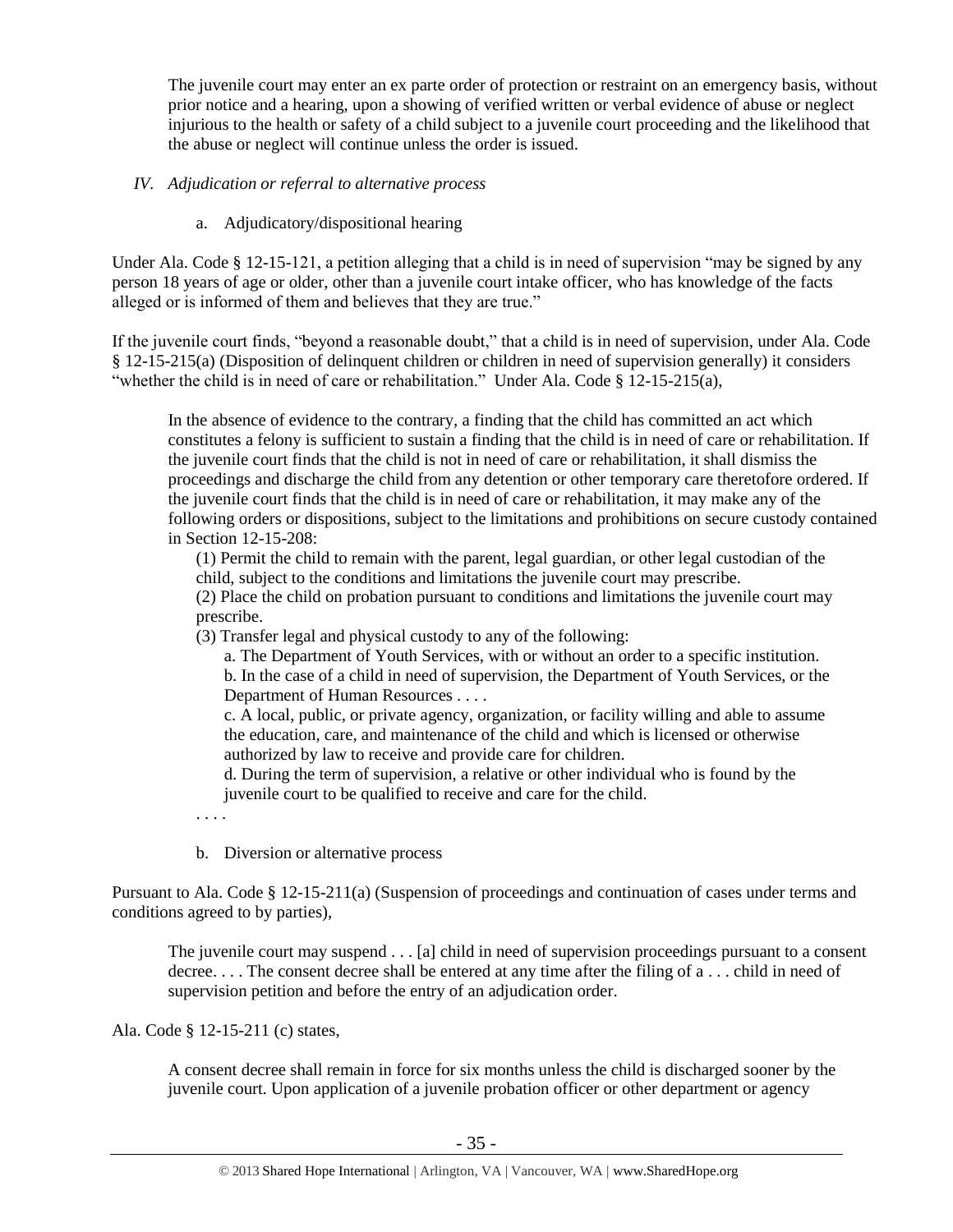The juvenile court may enter an ex parte order of protection or restraint on an emergency basis, without prior notice and a hearing, upon a showing of verified written or verbal evidence of abuse or neglect injurious to the health or safety of a child subject to a juvenile court proceeding and the likelihood that the abuse or neglect will continue unless the order is issued.

*IV. Adjudication or referral to alternative process*

a. Adjudicatory/dispositional hearing

Under Ala. Code § 12-15-121, a petition alleging that a child is in need of supervision "may be signed by any person 18 years of age or older, other than a juvenile court intake officer, who has knowledge of the facts alleged or is informed of them and believes that they are true."

If the juvenile court finds, "beyond a reasonable doubt," that a child is in need of supervision, under Ala. Code § 12-15-215(a) (Disposition of delinquent children or children in need of supervision generally) it considers "whether the child is in need of care or rehabilitation." Under Ala. Code § 12-15-215(a),

> In the absence of evidence to the contrary, a finding that the child has committed an act which constitutes a felony is sufficient to sustain a finding that the child is in need of care or rehabilitation. If the juvenile court finds that the child is not in need of care or rehabilitation, it shall dismiss the proceedings and discharge the child from any detention or other temporary care theretofore ordered. If the juvenile court finds that the child is in need of care or rehabilitation, it may make any of the following orders or dispositions, subject to the limitations and prohibitions on secure custody contained in Section 12-15-208:
>
> (1) Permit the child to remain with the parent, legal guardian, or other legal custodian of the child, subject to the conditions and limitations the juvenile court may prescribe.
> (2) Place the child on probation pursuant to conditions and limitations the juvenile court may prescribe.
> (3) Transfer legal and physical custody to any of the following:
> a. The Department of Youth Services, with or without an order to a specific institution.
> b. In the case of a child in need of supervision, the Department of Youth Services, or the Department of Human Resources . . . .
> c. A local, public, or private agency, organization, or facility willing and able to assume the education, care, and maintenance of the child and which is licensed or otherwise authorized by law to receive and provide care for children.
> d. During the term of supervision, a relative or other individual who is found by the juvenile court to be qualified to receive and care for the child.
>
> . . . .

b. Diversion or alternative process

Pursuant to Ala. Code § 12-15-211(a) (Suspension of proceedings and continuation of cases under terms and conditions agreed to by parties),

> The juvenile court may suspend . . . [a] child in need of supervision proceedings pursuant to a consent decree. . . . The consent decree shall be entered at any time after the filing of a . . . child in need of supervision petition and before the entry of an adjudication order.

Ala. Code § 12-15-211 (c) states,

> A consent decree shall remain in force for six months unless the child is discharged sooner by the juvenile court. Upon application of a juvenile probation officer or other department or agency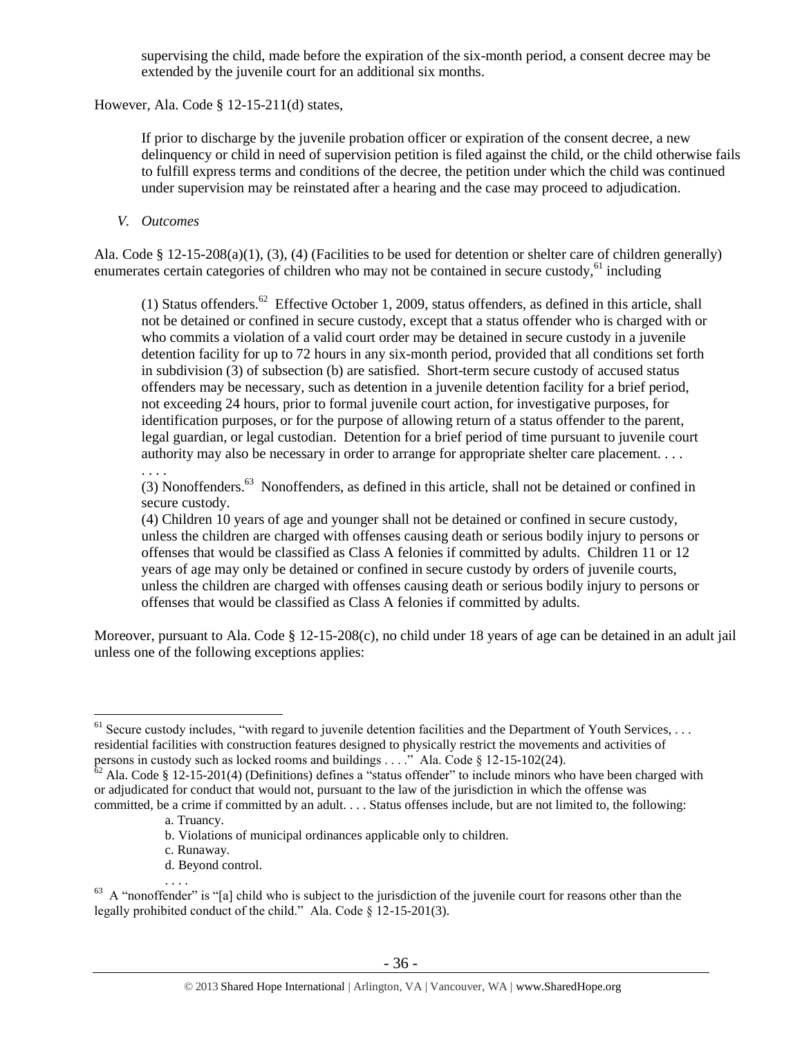> supervising the child, made before the expiration of the six-month period, a consent decree may be extended by the juvenile court for an additional six months.

However, Ala. Code § 12-15-211(d) states,

> If prior to discharge by the juvenile probation officer or expiration of the consent decree, a new delinquency or child in need of supervision petition is filed against the child, or the child otherwise fails to fulfill express terms and conditions of the decree, the petition under which the child was continued under supervision may be reinstated after a hearing and the case may proceed to adjudication.

*V. Outcomes*

Ala. Code § 12-15-208(a)(1), (3), (4) (Facilities to be used for detention or shelter care of children generally) enumerates certain categories of children who may not be contained in secure custody,[61] including

> (1) Status offenders.[62] Effective October 1, 2009, status offenders, as defined in this article, shall not be detained or confined in secure custody, except that a status offender who is charged with or who commits a violation of a valid court order may be detained in secure custody in a juvenile detention facility for up to 72 hours in any six-month period, provided that all conditions set forth in subdivision (3) of subsection (b) are satisfied. Short-term secure custody of accused status offenders may be necessary, such as detention in a juvenile detention facility for a brief period, not exceeding 24 hours, prior to formal juvenile court action, for investigative purposes, for identification purposes, or for the purpose of allowing return of a status offender to the parent, legal guardian, or legal custodian. Detention for a brief period of time pursuant to juvenile court authority may also be necessary in order to arrange for appropriate shelter care placement. . . .
> . . . .
> (3) Nonoffenders.[63] Nonoffenders, as defined in this article, shall not be detained or confined in secure custody.
> (4) Children 10 years of age and younger shall not be detained or confined in secure custody, unless the children are charged with offenses causing death or serious bodily injury to persons or offenses that would be classified as Class A felonies if committed by adults. Children 11 or 12 years of age may only be detained or confined in secure custody by orders of juvenile courts, unless the children are charged with offenses causing death or serious bodily injury to persons or offenses that would be classified as Class A felonies if committed by adults.

Moreover, pursuant to Ala. Code § 12-15-208(c), no child under 18 years of age can be detained in an adult jail unless one of the following exceptions applies:

---

[61] Secure custody includes, "with regard to juvenile detention facilities and the Department of Youth Services, . . . residential facilities with construction features designed to physically restrict the movements and activities of persons in custody such as locked rooms and buildings . . . ." Ala. Code § 12-15-102(24).

[62] Ala. Code § 12-15-201(4) (Definitions) defines a "status offender" to include minors who have been charged with or adjudicated for conduct that would not, pursuant to the law of the jurisdiction in which the offense was committed, be a crime if committed by an adult. . . . Status offenses include, but are not limited to, the following:

a. Truancy.
b. Violations of municipal ordinances applicable only to children.
c. Runaway.
d. Beyond control.
. . . .

[63] A "nonoffender" is "[a] child who is subject to the jurisdiction of the juvenile court for reasons other than the legally prohibited conduct of the child." Ala. Code § 12-15-201(3).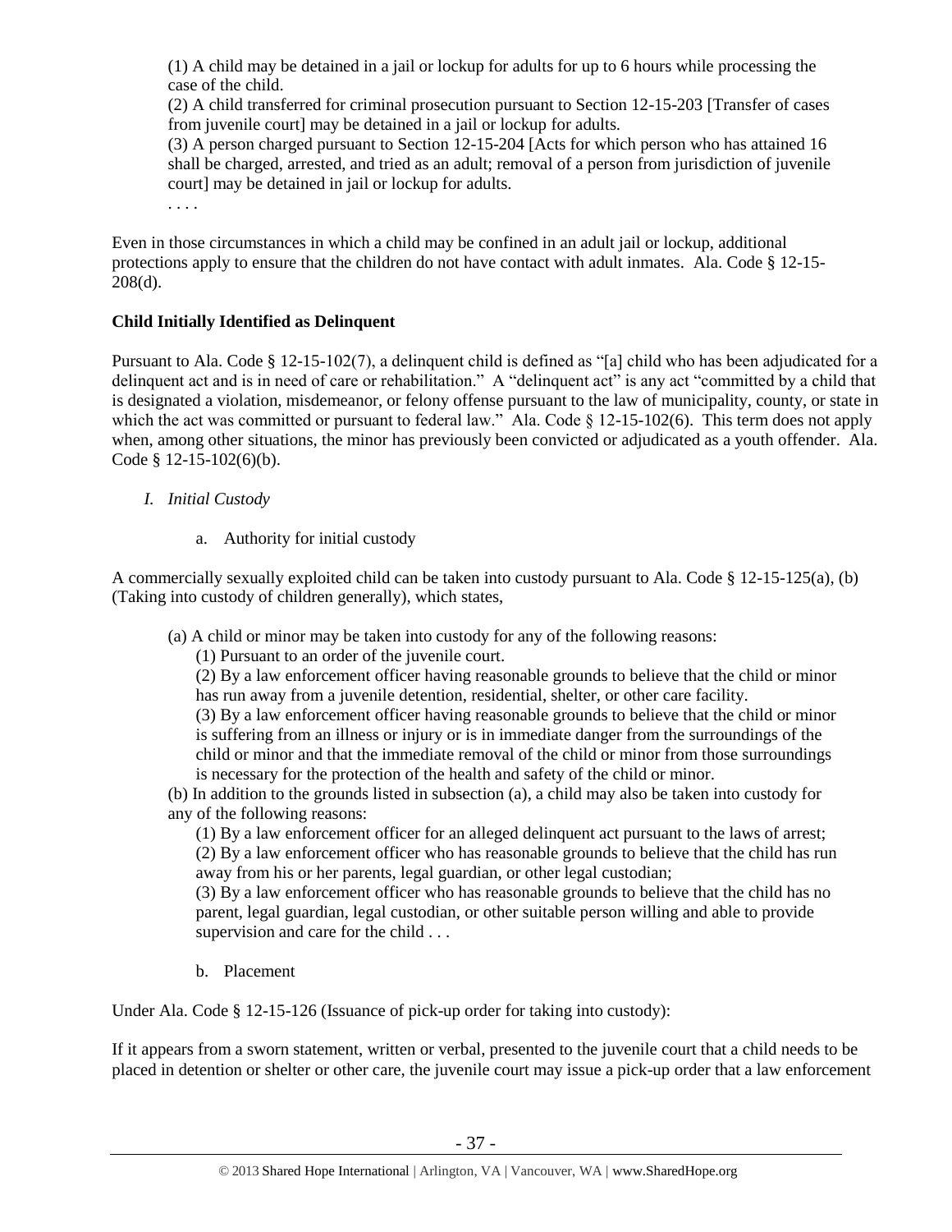> (1) A child may be detained in a jail or lockup for adults for up to 6 hours while processing the case of the child.
> (2) A child transferred for criminal prosecution pursuant to Section 12-15-203 [Transfer of cases from juvenile court] may be detained in a jail or lockup for adults.
> (3) A person charged pursuant to Section 12-15-204 [Acts for which person who has attained 16 shall be charged, arrested, and tried as an adult; removal of a person from jurisdiction of juvenile court] may be detained in jail or lockup for adults.
> . . . .

Even in those circumstances in which a child may be confined in an adult jail or lockup, additional protections apply to ensure that the children do not have contact with adult inmates. Ala. Code § 12-15-208(d).

**Child Initially Identified as Delinquent**

Pursuant to Ala. Code § 12-15-102(7), a delinquent child is defined as "[a] child who has been adjudicated for a delinquent act and is in need of care or rehabilitation." A "delinquent act" is any act "committed by a child that is designated a violation, misdemeanor, or felony offense pursuant to the law of municipality, county, or state in which the act was committed or pursuant to federal law." Ala. Code § 12-15-102(6). This term does not apply when, among other situations, the minor has previously been convicted or adjudicated as a youth offender. Ala. Code § 12-15-102(6)(b).

*I. Initial Custody*

a. Authority for initial custody

A commercially sexually exploited child can be taken into custody pursuant to Ala. Code § 12-15-125(a), (b) (Taking into custody of children generally), which states,

> (a) A child or minor may be taken into custody for any of the following reasons:
> (1) Pursuant to an order of the juvenile court.
> (2) By a law enforcement officer having reasonable grounds to believe that the child or minor has run away from a juvenile detention, residential, shelter, or other care facility.
> (3) By a law enforcement officer having reasonable grounds to believe that the child or minor is suffering from an illness or injury or is in immediate danger from the surroundings of the child or minor and that the immediate removal of the child or minor from those surroundings is necessary for the protection of the health and safety of the child or minor.
> (b) In addition to the grounds listed in subsection (a), a child may also be taken into custody for any of the following reasons:
> (1) By a law enforcement officer for an alleged delinquent act pursuant to the laws of arrest;
> (2) By a law enforcement officer who has reasonable grounds to believe that the child has run away from his or her parents, legal guardian, or other legal custodian;
> (3) By a law enforcement officer who has reasonable grounds to believe that the child has no parent, legal guardian, legal custodian, or other suitable person willing and able to provide supervision and care for the child . . .

b. Placement

Under Ala. Code § 12-15-126 (Issuance of pick-up order for taking into custody):

If it appears from a sworn statement, written or verbal, presented to the juvenile court that a child needs to be placed in detention or shelter or other care, the juvenile court may issue a pick-up order that a law enforcement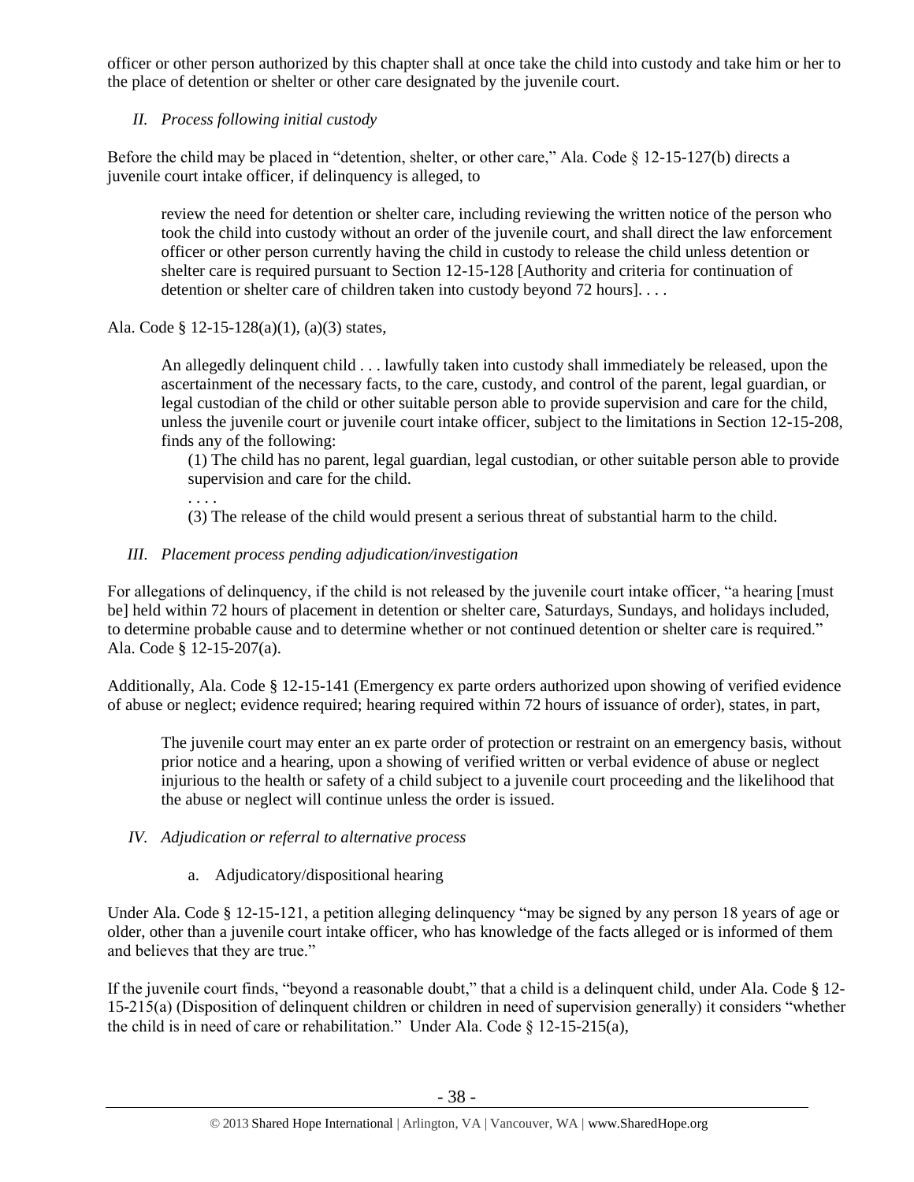officer or other person authorized by this chapter shall at once take the child into custody and take him or her to the place of detention or shelter or other care designated by the juvenile court.

*II. Process following initial custody*

Before the child may be placed in "detention, shelter, or other care," Ala. Code § 12-15-127(b) directs a juvenile court intake officer, if delinquency is alleged, to

> review the need for detention or shelter care, including reviewing the written notice of the person who took the child into custody without an order of the juvenile court, and shall direct the law enforcement officer or other person currently having the child in custody to release the child unless detention or shelter care is required pursuant to Section 12-15-128 [Authority and criteria for continuation of detention or shelter care of children taken into custody beyond 72 hours]. . . .

Ala. Code § 12-15-128(a)(1), (a)(3) states,

> An allegedly delinquent child . . . lawfully taken into custody shall immediately be released, upon the ascertainment of the necessary facts, to the care, custody, and control of the parent, legal guardian, or legal custodian of the child or other suitable person able to provide supervision and care for the child, unless the juvenile court or juvenile court intake officer, subject to the limitations in Section 12-15-208, finds any of the following:
>
> (1) The child has no parent, legal guardian, legal custodian, or other suitable person able to provide supervision and care for the child.
>
> . . . .
>
> (3) The release of the child would present a serious threat of substantial harm to the child.

*III. Placement process pending adjudication/investigation*

For allegations of delinquency, if the child is not released by the juvenile court intake officer, "a hearing [must be] held within 72 hours of placement in detention or shelter care, Saturdays, Sundays, and holidays included, to determine probable cause and to determine whether or not continued detention or shelter care is required." Ala. Code § 12-15-207(a).

Additionally, Ala. Code § 12-15-141 (Emergency ex parte orders authorized upon showing of verified evidence of abuse or neglect; evidence required; hearing required within 72 hours of issuance of order), states, in part,

> The juvenile court may enter an ex parte order of protection or restraint on an emergency basis, without prior notice and a hearing, upon a showing of verified written or verbal evidence of abuse or neglect injurious to the health or safety of a child subject to a juvenile court proceeding and the likelihood that the abuse or neglect will continue unless the order is issued.

*IV. Adjudication or referral to alternative process*

a. Adjudicatory/dispositional hearing

Under Ala. Code § 12-15-121, a petition alleging delinquency "may be signed by any person 18 years of age or older, other than a juvenile court intake officer, who has knowledge of the facts alleged or is informed of them and believes that they are true."

If the juvenile court finds, "beyond a reasonable doubt," that a child is a delinquent child, under Ala. Code § 12-15-215(a) (Disposition of delinquent children or children in need of supervision generally) it considers "whether the child is in need of care or rehabilitation." Under Ala. Code § 12-15-215(a),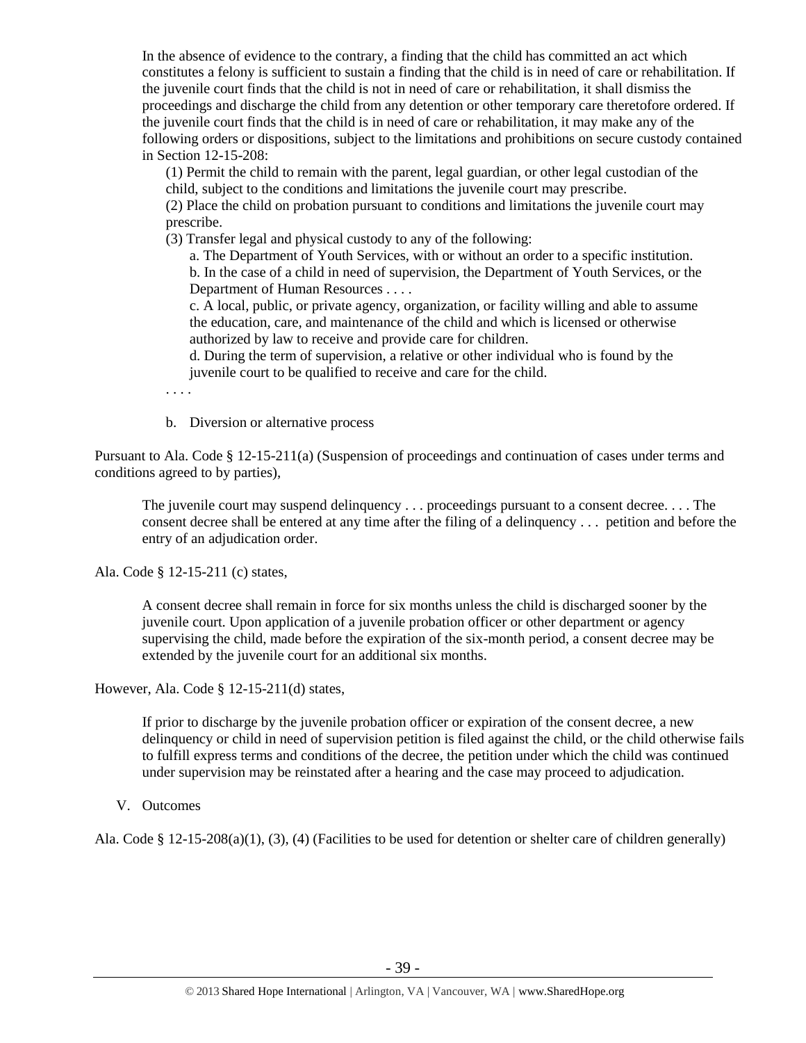In the absence of evidence to the contrary, a finding that the child has committed an act which constitutes a felony is sufficient to sustain a finding that the child is in need of care or rehabilitation. If the juvenile court finds that the child is not in need of care or rehabilitation, it shall dismiss the proceedings and discharge the child from any detention or other temporary care theretofore ordered. If the juvenile court finds that the child is in need of care or rehabilitation, it may make any of the following orders or dispositions, subject to the limitations and prohibitions on secure custody contained in Section 12-15-208:

> (1) Permit the child to remain with the parent, legal guardian, or other legal custodian of the child, subject to the conditions and limitations the juvenile court may prescribe.
>
> (2) Place the child on probation pursuant to conditions and limitations the juvenile court may prescribe.
>
> (3) Transfer legal and physical custody to any of the following:
>
> > a. The Department of Youth Services, with or without an order to a specific institution.
> >
> > b. In the case of a child in need of supervision, the Department of Youth Services, or the Department of Human Resources . . . .
> >
> > c. A local, public, or private agency, organization, or facility willing and able to assume the education, care, and maintenance of the child and which is licensed or otherwise authorized by law to receive and provide care for children.
> >
> > d. During the term of supervision, a relative or other individual who is found by the juvenile court to be qualified to receive and care for the child.
>
> . . . .

b. Diversion or alternative process

Pursuant to Ala. Code § 12-15-211(a) (Suspension of proceedings and continuation of cases under terms and conditions agreed to by parties),

> The juvenile court may suspend delinquency . . . proceedings pursuant to a consent decree. . . . The consent decree shall be entered at any time after the filing of a delinquency . . . petition and before the entry of an adjudication order.

Ala. Code § 12-15-211 (c) states,

> A consent decree shall remain in force for six months unless the child is discharged sooner by the juvenile court. Upon application of a juvenile probation officer or other department or agency supervising the child, made before the expiration of the six-month period, a consent decree may be extended by the juvenile court for an additional six months.

However, Ala. Code § 12-15-211(d) states,

> If prior to discharge by the juvenile probation officer or expiration of the consent decree, a new delinquency or child in need of supervision petition is filed against the child, or the child otherwise fails to fulfill express terms and conditions of the decree, the petition under which the child was continued under supervision may be reinstated after a hearing and the case may proceed to adjudication.

V. Outcomes

Ala. Code § 12-15-208(a)(1), (3), (4) (Facilities to be used for detention or shelter care of children generally)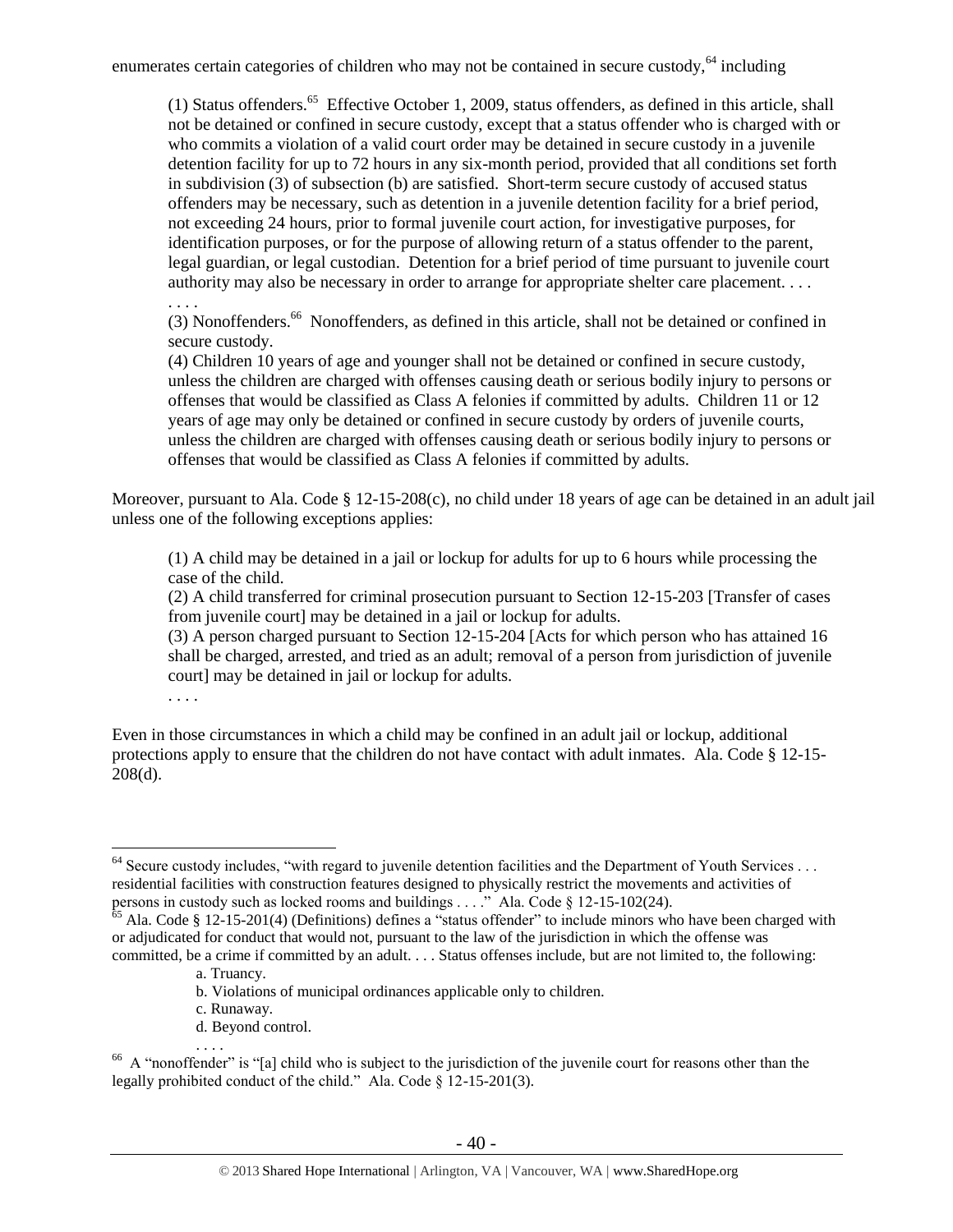enumerates certain categories of children who may not be contained in secure custody,[64] including

> (1) Status offenders.[65] Effective October 1, 2009, status offenders, as defined in this article, shall not be detained or confined in secure custody, except that a status offender who is charged with or who commits a violation of a valid court order may be detained in secure custody in a juvenile detention facility for up to 72 hours in any six-month period, provided that all conditions set forth in subdivision (3) of subsection (b) are satisfied. Short-term secure custody of accused status offenders may be necessary, such as detention in a juvenile detention facility for a brief period, not exceeding 24 hours, prior to formal juvenile court action, for investigative purposes, for identification purposes, or for the purpose of allowing return of a status offender to the parent, legal guardian, or legal custodian. Detention for a brief period of time pursuant to juvenile court authority may also be necessary in order to arrange for appropriate shelter care placement. . . .
> . . . .
> (3) Nonoffenders.[66] Nonoffenders, as defined in this article, shall not be detained or confined in secure custody.
> (4) Children 10 years of age and younger shall not be detained or confined in secure custody, unless the children are charged with offenses causing death or serious bodily injury to persons or offenses that would be classified as Class A felonies if committed by adults. Children 11 or 12 years of age may only be detained or confined in secure custody by orders of juvenile courts, unless the children are charged with offenses causing death or serious bodily injury to persons or offenses that would be classified as Class A felonies if committed by adults.

Moreover, pursuant to Ala. Code § 12-15-208(c), no child under 18 years of age can be detained in an adult jail unless one of the following exceptions applies:

> (1) A child may be detained in a jail or lockup for adults for up to 6 hours while processing the case of the child.
> (2) A child transferred for criminal prosecution pursuant to Section 12-15-203 [Transfer of cases from juvenile court] may be detained in a jail or lockup for adults.
> (3) A person charged pursuant to Section 12-15-204 [Acts for which person who has attained 16 shall be charged, arrested, and tried as an adult; removal of a person from jurisdiction of juvenile court] may be detained in jail or lockup for adults.
> . . . .

Even in those circumstances in which a child may be confined in an adult jail or lockup, additional protections apply to ensure that the children do not have contact with adult inmates. Ala. Code § 12-15-208(d).

---

[64] Secure custody includes, "with regard to juvenile detention facilities and the Department of Youth Services . . . residential facilities with construction features designed to physically restrict the movements and activities of persons in custody such as locked rooms and buildings . . . ." Ala. Code § 12-15-102(24).

[65] Ala. Code § 12-15-201(4) (Definitions) defines a "status offender" to include minors who have been charged with or adjudicated for conduct that would not, pursuant to the law of the jurisdiction in which the offense was committed, be a crime if committed by an adult. . . . Status offenses include, but are not limited to, the following:

> a. Truancy.
> b. Violations of municipal ordinances applicable only to children.
> c. Runaway.
> d. Beyond control.
> . . . .

[66] A "nonoffender" is "[a] child who is subject to the jurisdiction of the juvenile court for reasons other than the legally prohibited conduct of the child." Ala. Code § 12-15-201(3).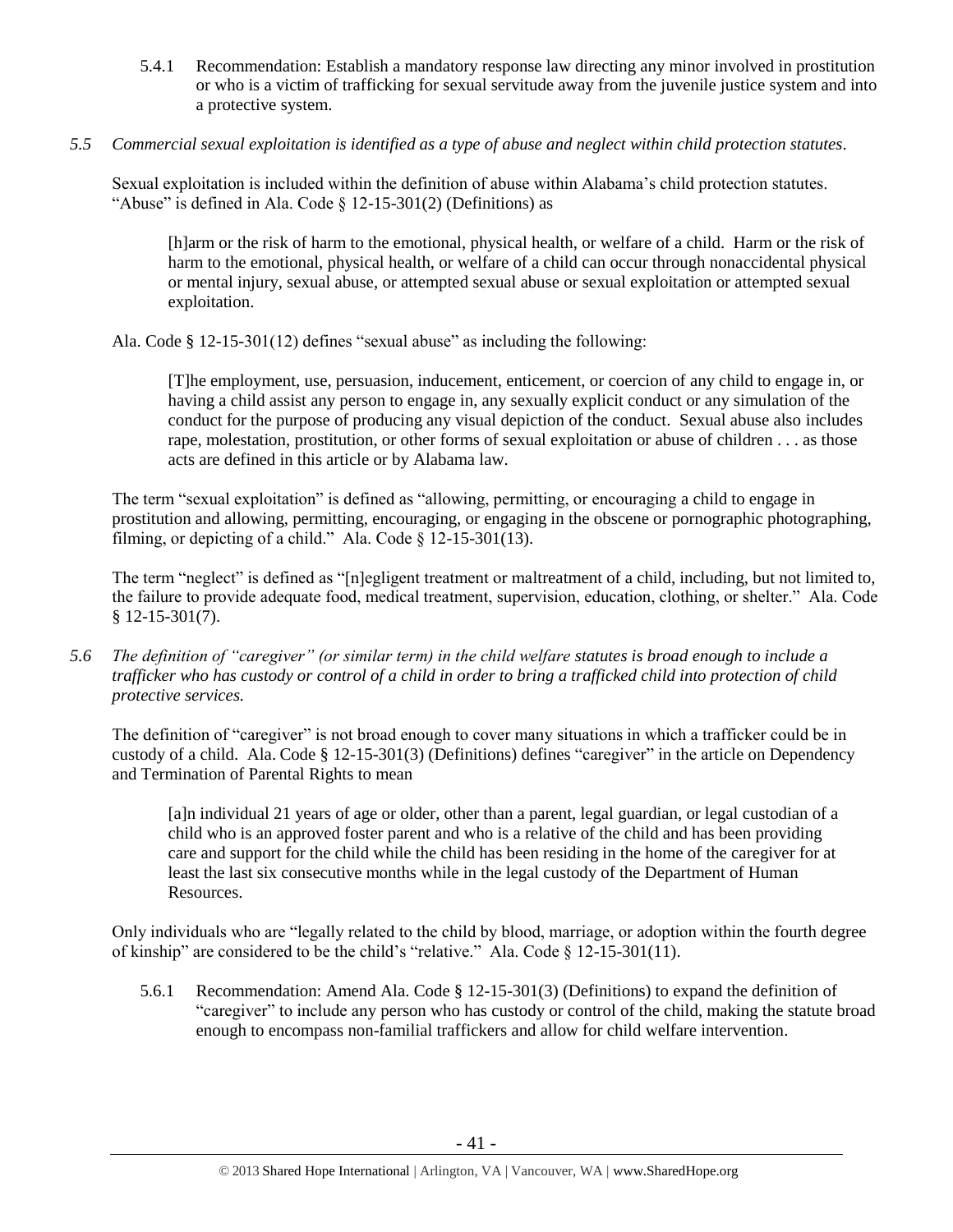5.4.1 Recommendation: Establish a mandatory response law directing any minor involved in prostitution or who is a victim of trafficking for sexual servitude away from the juvenile justice system and into a protective system.

*5.5 Commercial sexual exploitation is identified as a type of abuse and neglect within child protection statutes.*

Sexual exploitation is included within the definition of abuse within Alabama's child protection statutes. "Abuse" is defined in Ala. Code § 12-15-301(2) (Definitions) as

> [h]arm or the risk of harm to the emotional, physical health, or welfare of a child. Harm or the risk of harm to the emotional, physical health, or welfare of a child can occur through nonaccidental physical or mental injury, sexual abuse, or attempted sexual abuse or sexual exploitation or attempted sexual exploitation.

Ala. Code § 12-15-301(12) defines "sexual abuse" as including the following:

> [T]he employment, use, persuasion, inducement, enticement, or coercion of any child to engage in, or having a child assist any person to engage in, any sexually explicit conduct or any simulation of the conduct for the purpose of producing any visual depiction of the conduct. Sexual abuse also includes rape, molestation, prostitution, or other forms of sexual exploitation or abuse of children . . . as those acts are defined in this article or by Alabama law.

The term "sexual exploitation" is defined as "allowing, permitting, or encouraging a child to engage in prostitution and allowing, permitting, encouraging, or engaging in the obscene or pornographic photographing, filming, or depicting of a child." Ala. Code § 12-15-301(13).

The term "neglect" is defined as "[n]egligent treatment or maltreatment of a child, including, but not limited to, the failure to provide adequate food, medical treatment, supervision, education, clothing, or shelter." Ala. Code § 12-15-301(7).

*5.6 The definition of "caregiver" (or similar term) in the child welfare statutes is broad enough to include a trafficker who has custody or control of a child in order to bring a trafficked child into protection of child protective services.*

The definition of "caregiver" is not broad enough to cover many situations in which a trafficker could be in custody of a child. Ala. Code § 12-15-301(3) (Definitions) defines "caregiver" in the article on Dependency and Termination of Parental Rights to mean

> [a]n individual 21 years of age or older, other than a parent, legal guardian, or legal custodian of a child who is an approved foster parent and who is a relative of the child and has been providing care and support for the child while the child has been residing in the home of the caregiver for at least the last six consecutive months while in the legal custody of the Department of Human Resources.

Only individuals who are "legally related to the child by blood, marriage, or adoption within the fourth degree of kinship" are considered to be the child's "relative." Ala. Code § 12-15-301(11).

5.6.1 Recommendation: Amend Ala. Code § 12-15-301(3) (Definitions) to expand the definition of "caregiver" to include any person who has custody or control of the child, making the statute broad enough to encompass non-familial traffickers and allow for child welfare intervention.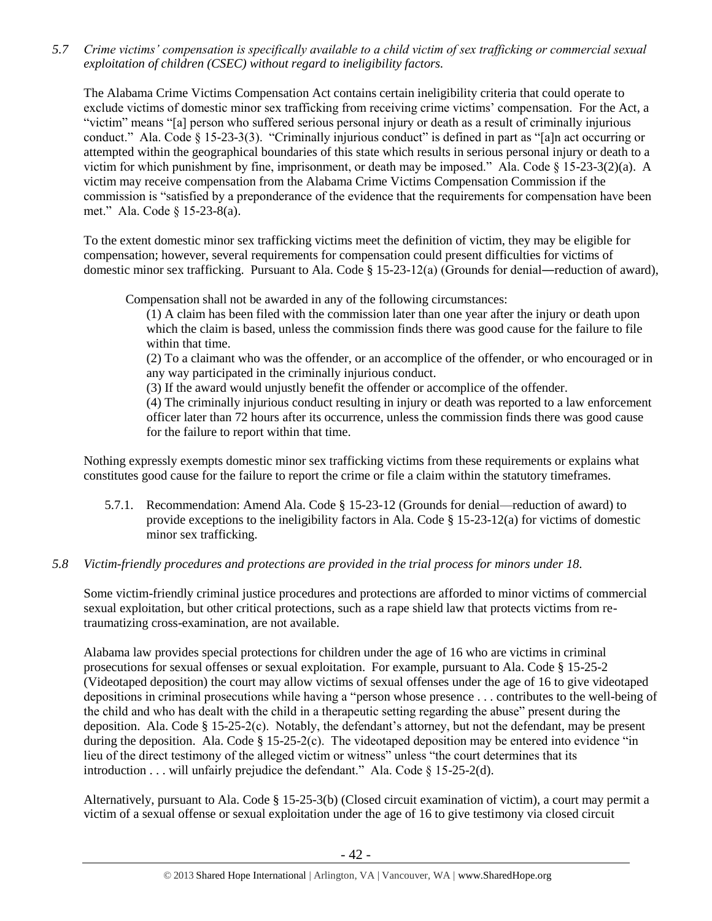*5.7 Crime victims' compensation is specifically available to a child victim of sex trafficking or commercial sexual exploitation of children (CSEC) without regard to ineligibility factors.*

The Alabama Crime Victims Compensation Act contains certain ineligibility criteria that could operate to exclude victims of domestic minor sex trafficking from receiving crime victims' compensation. For the Act, a "victim" means "[a] person who suffered serious personal injury or death as a result of criminally injurious conduct." Ala. Code § 15-23-3(3). "Criminally injurious conduct" is defined in part as "[a]n act occurring or attempted within the geographical boundaries of this state which results in serious personal injury or death to a victim for which punishment by fine, imprisonment, or death may be imposed." Ala. Code § 15-23-3(2)(a). A victim may receive compensation from the Alabama Crime Victims Compensation Commission if the commission is "satisfied by a preponderance of the evidence that the requirements for compensation have been met." Ala. Code § 15-23-8(a).

To the extent domestic minor sex trafficking victims meet the definition of victim, they may be eligible for compensation; however, several requirements for compensation could present difficulties for victims of domestic minor sex trafficking. Pursuant to Ala. Code § 15-23-12(a) (Grounds for denial―reduction of award),

> Compensation shall not be awarded in any of the following circumstances:
>
> (1) A claim has been filed with the commission later than one year after the injury or death upon which the claim is based, unless the commission finds there was good cause for the failure to file within that time.
>
> (2) To a claimant who was the offender, or an accomplice of the offender, or who encouraged or in any way participated in the criminally injurious conduct.
>
> (3) If the award would unjustly benefit the offender or accomplice of the offender.
>
> (4) The criminally injurious conduct resulting in injury or death was reported to a law enforcement officer later than 72 hours after its occurrence, unless the commission finds there was good cause for the failure to report within that time.

Nothing expressly exempts domestic minor sex trafficking victims from these requirements or explains what constitutes good cause for the failure to report the crime or file a claim within the statutory timeframes.

5.7.1. Recommendation: Amend Ala. Code § 15-23-12 (Grounds for denial—reduction of award) to provide exceptions to the ineligibility factors in Ala. Code § 15-23-12(a) for victims of domestic minor sex trafficking.

*5.8 Victim-friendly procedures and protections are provided in the trial process for minors under 18.*

Some victim-friendly criminal justice procedures and protections are afforded to minor victims of commercial sexual exploitation, but other critical protections, such as a rape shield law that protects victims from re-traumatizing cross-examination, are not available.

Alabama law provides special protections for children under the age of 16 who are victims in criminal prosecutions for sexual offenses or sexual exploitation. For example, pursuant to Ala. Code § 15-25-2 (Videotaped deposition) the court may allow victims of sexual offenses under the age of 16 to give videotaped depositions in criminal prosecutions while having a "person whose presence . . . contributes to the well-being of the child and who has dealt with the child in a therapeutic setting regarding the abuse" present during the deposition. Ala. Code § 15-25-2(c). Notably, the defendant's attorney, but not the defendant, may be present during the deposition. Ala. Code § 15-25-2(c). The videotaped deposition may be entered into evidence "in lieu of the direct testimony of the alleged victim or witness" unless "the court determines that its introduction . . . will unfairly prejudice the defendant." Ala. Code § 15-25-2(d).

Alternatively, pursuant to Ala. Code § 15-25-3(b) (Closed circuit examination of victim), a court may permit a victim of a sexual offense or sexual exploitation under the age of 16 to give testimony via closed circuit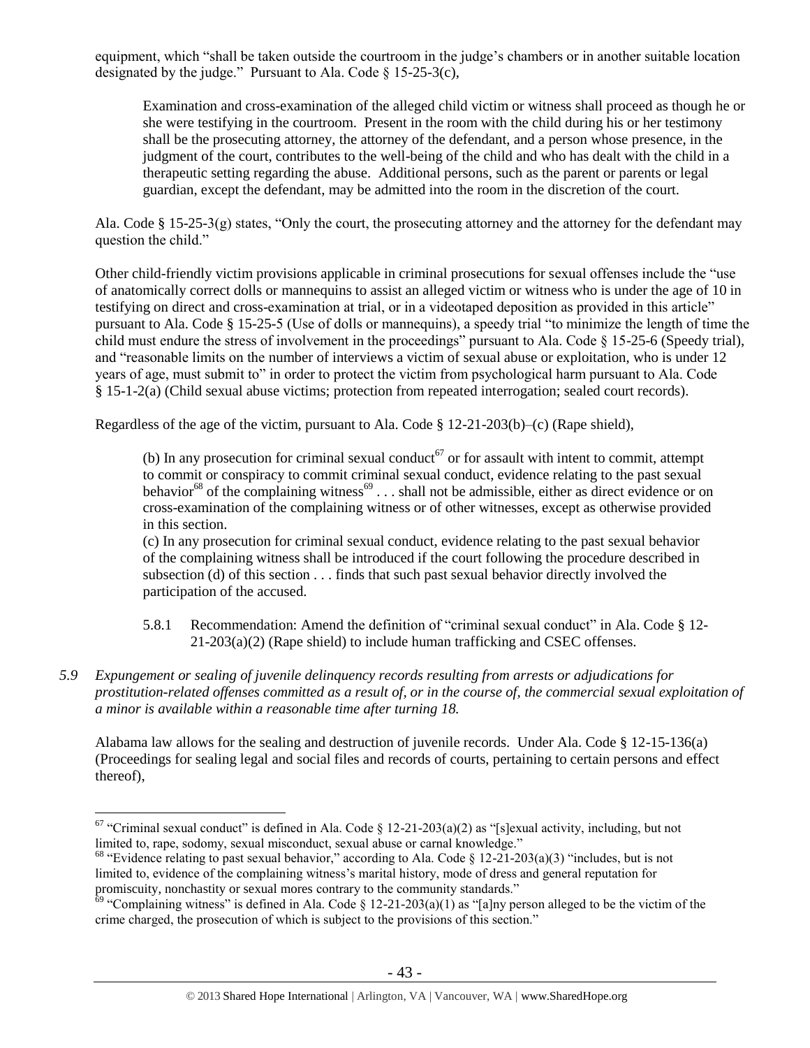equipment, which "shall be taken outside the courtroom in the judge's chambers or in another suitable location designated by the judge." Pursuant to Ala. Code § 15-25-3(c),

> Examination and cross-examination of the alleged child victim or witness shall proceed as though he or she were testifying in the courtroom. Present in the room with the child during his or her testimony shall be the prosecuting attorney, the attorney of the defendant, and a person whose presence, in the judgment of the court, contributes to the well-being of the child and who has dealt with the child in a therapeutic setting regarding the abuse. Additional persons, such as the parent or parents or legal guardian, except the defendant, may be admitted into the room in the discretion of the court.

Ala. Code § 15-25-3(g) states, "Only the court, the prosecuting attorney and the attorney for the defendant may question the child."

Other child-friendly victim provisions applicable in criminal prosecutions for sexual offenses include the "use of anatomically correct dolls or mannequins to assist an alleged victim or witness who is under the age of 10 in testifying on direct and cross-examination at trial, or in a videotaped deposition as provided in this article" pursuant to Ala. Code § 15-25-5 (Use of dolls or mannequins), a speedy trial "to minimize the length of time the child must endure the stress of involvement in the proceedings" pursuant to Ala. Code § 15-25-6 (Speedy trial), and "reasonable limits on the number of interviews a victim of sexual abuse or exploitation, who is under 12 years of age, must submit to" in order to protect the victim from psychological harm pursuant to Ala. Code § 15-1-2(a) (Child sexual abuse victims; protection from repeated interrogation; sealed court records).

Regardless of the age of the victim, pursuant to Ala. Code § 12-21-203(b)–(c) (Rape shield),

> (b) In any prosecution for criminal sexual conduct[67] or for assault with intent to commit, attempt to commit or conspiracy to commit criminal sexual conduct, evidence relating to the past sexual behavior[68] of the complaining witness[69] . . . shall not be admissible, either as direct evidence or on cross-examination of the complaining witness or of other witnesses, except as otherwise provided in this section.
>
> (c) In any prosecution for criminal sexual conduct, evidence relating to the past sexual behavior of the complaining witness shall be introduced if the court following the procedure described in subsection (d) of this section . . . finds that such past sexual behavior directly involved the participation of the accused.

5.8.1 Recommendation: Amend the definition of "criminal sexual conduct" in Ala. Code § 12-21-203(a)(2) (Rape shield) to include human trafficking and CSEC offenses.

*5.9 Expungement or sealing of juvenile delinquency records resulting from arrests or adjudications for prostitution-related offenses committed as a result of, or in the course of, the commercial sexual exploitation of a minor is available within a reasonable time after turning 18.*

Alabama law allows for the sealing and destruction of juvenile records. Under Ala. Code § 12-15-136(a) (Proceedings for sealing legal and social files and records of courts, pertaining to certain persons and effect thereof),

---

[67] "Criminal sexual conduct" is defined in Ala. Code § 12-21-203(a)(2) as "[s]exual activity, including, but not limited to, rape, sodomy, sexual misconduct, sexual abuse or carnal knowledge."

[68] "Evidence relating to past sexual behavior," according to Ala. Code § 12-21-203(a)(3) "includes, but is not limited to, evidence of the complaining witness's marital history, mode of dress and general reputation for promiscuity, nonchastity or sexual mores contrary to the community standards."

[69] "Complaining witness" is defined in Ala. Code § 12-21-203(a)(1) as "[a]ny person alleged to be the victim of the crime charged, the prosecution of which is subject to the provisions of this section."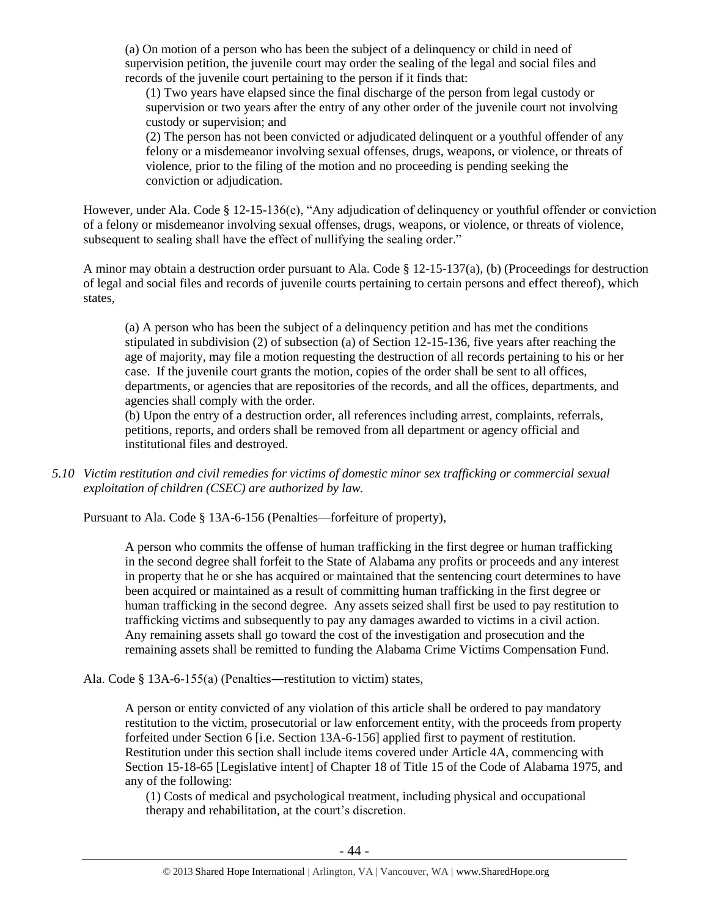> (a) On motion of a person who has been the subject of a delinquency or child in need of supervision petition, the juvenile court may order the sealing of the legal and social files and records of the juvenile court pertaining to the person if it finds that:
>
> (1) Two years have elapsed since the final discharge of the person from legal custody or supervision or two years after the entry of any other order of the juvenile court not involving custody or supervision; and
>
> (2) The person has not been convicted or adjudicated delinquent or a youthful offender of any felony or a misdemeanor involving sexual offenses, drugs, weapons, or violence, or threats of violence, prior to the filing of the motion and no proceeding is pending seeking the conviction or adjudication.

However, under Ala. Code § 12-15-136(e), "Any adjudication of delinquency or youthful offender or conviction of a felony or misdemeanor involving sexual offenses, drugs, weapons, or violence, or threats of violence, subsequent to sealing shall have the effect of nullifying the sealing order."

A minor may obtain a destruction order pursuant to Ala. Code § 12-15-137(a), (b) (Proceedings for destruction of legal and social files and records of juvenile courts pertaining to certain persons and effect thereof), which states,

> (a) A person who has been the subject of a delinquency petition and has met the conditions stipulated in subdivision (2) of subsection (a) of Section 12-15-136, five years after reaching the age of majority, may file a motion requesting the destruction of all records pertaining to his or her case. If the juvenile court grants the motion, copies of the order shall be sent to all offices, departments, or agencies that are repositories of the records, and all the offices, departments, and agencies shall comply with the order.
>
> (b) Upon the entry of a destruction order, all references including arrest, complaints, referrals, petitions, reports, and orders shall be removed from all department or agency official and institutional files and destroyed.

*5.10 Victim restitution and civil remedies for victims of domestic minor sex trafficking or commercial sexual exploitation of children (CSEC) are authorized by law.*

Pursuant to Ala. Code § 13A-6-156 (Penalties—forfeiture of property),

> A person who commits the offense of human trafficking in the first degree or human trafficking in the second degree shall forfeit to the State of Alabama any profits or proceeds and any interest in property that he or she has acquired or maintained that the sentencing court determines to have been acquired or maintained as a result of committing human trafficking in the first degree or human trafficking in the second degree. Any assets seized shall first be used to pay restitution to trafficking victims and subsequently to pay any damages awarded to victims in a civil action. Any remaining assets shall go toward the cost of the investigation and prosecution and the remaining assets shall be remitted to funding the Alabama Crime Victims Compensation Fund.

Ala. Code § 13A-6-155(a) (Penalties—restitution to victim) states,

> A person or entity convicted of any violation of this article shall be ordered to pay mandatory restitution to the victim, prosecutorial or law enforcement entity, with the proceeds from property forfeited under Section 6 [i.e. Section 13A-6-156] applied first to payment of restitution. Restitution under this section shall include items covered under Article 4A, commencing with Section 15-18-65 [Legislative intent] of Chapter 18 of Title 15 of the Code of Alabama 1975, and any of the following:
>
> (1) Costs of medical and psychological treatment, including physical and occupational therapy and rehabilitation, at the court's discretion.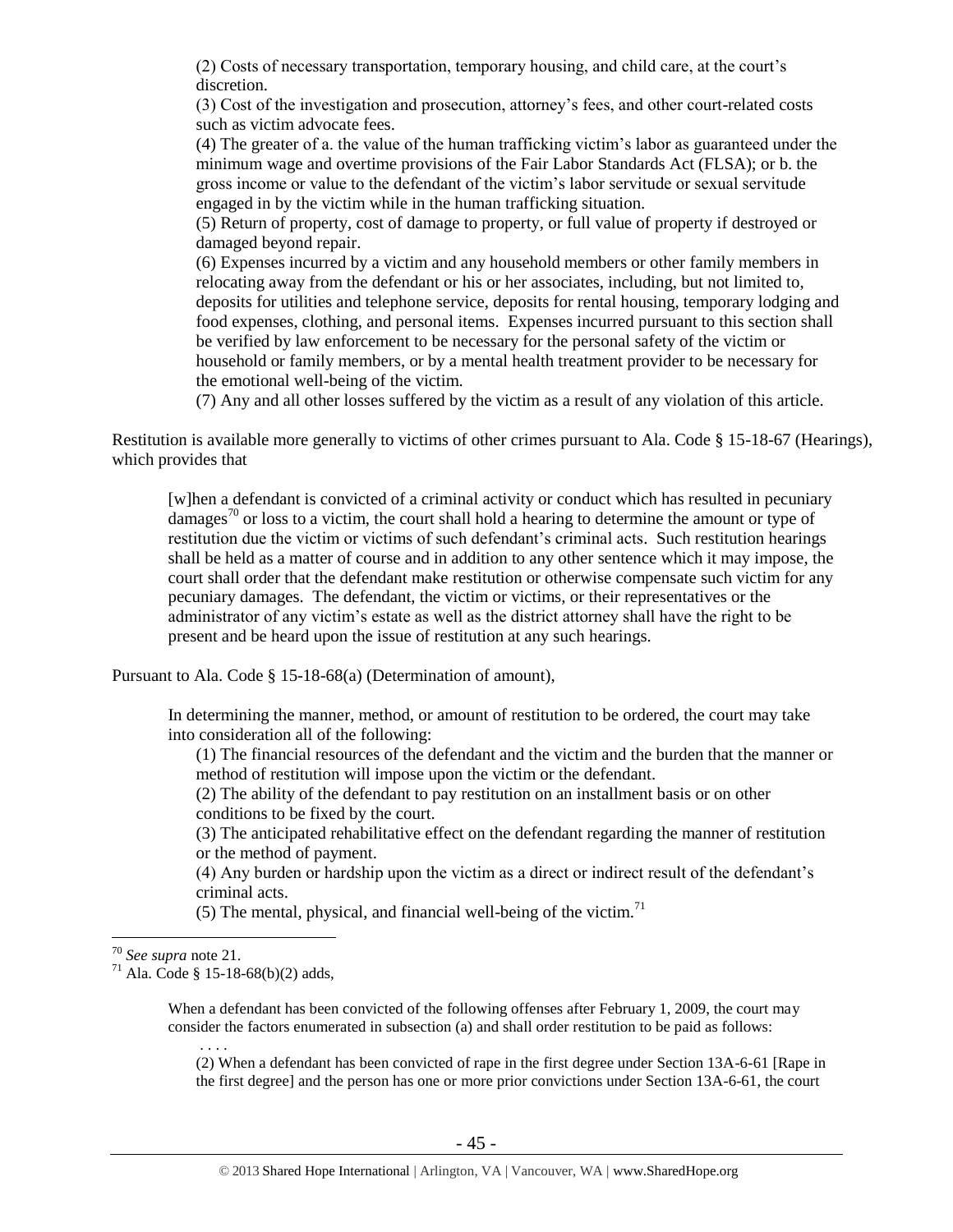(2) Costs of necessary transportation, temporary housing, and child care, at the court's discretion.

(3) Cost of the investigation and prosecution, attorney's fees, and other court-related costs such as victim advocate fees.

(4) The greater of a. the value of the human trafficking victim's labor as guaranteed under the minimum wage and overtime provisions of the Fair Labor Standards Act (FLSA); or b. the gross income or value to the defendant of the victim's labor servitude or sexual servitude engaged in by the victim while in the human trafficking situation.

(5) Return of property, cost of damage to property, or full value of property if destroyed or damaged beyond repair.

(6) Expenses incurred by a victim and any household members or other family members in relocating away from the defendant or his or her associates, including, but not limited to, deposits for utilities and telephone service, deposits for rental housing, temporary lodging and food expenses, clothing, and personal items. Expenses incurred pursuant to this section shall be verified by law enforcement to be necessary for the personal safety of the victim or household or family members, or by a mental health treatment provider to be necessary for the emotional well-being of the victim.

(7) Any and all other losses suffered by the victim as a result of any violation of this article.

Restitution is available more generally to victims of other crimes pursuant to Ala. Code § 15-18-67 (Hearings), which provides that

> [w]hen a defendant is convicted of a criminal activity or conduct which has resulted in pecuniary damages[70] or loss to a victim, the court shall hold a hearing to determine the amount or type of restitution due the victim or victims of such defendant's criminal acts. Such restitution hearings shall be held as a matter of course and in addition to any other sentence which it may impose, the court shall order that the defendant make restitution or otherwise compensate such victim for any pecuniary damages. The defendant, the victim or victims, or their representatives or the administrator of any victim's estate as well as the district attorney shall have the right to be present and be heard upon the issue of restitution at any such hearings.

Pursuant to Ala. Code § 15-18-68(a) (Determination of amount),

> In determining the manner, method, or amount of restitution to be ordered, the court may take into consideration all of the following:
>
> (1) The financial resources of the defendant and the victim and the burden that the manner or method of restitution will impose upon the victim or the defendant.
>
> (2) The ability of the defendant to pay restitution on an installment basis or on other conditions to be fixed by the court.
>
> (3) The anticipated rehabilitative effect on the defendant regarding the manner of restitution or the method of payment.
>
> (4) Any burden or hardship upon the victim as a direct or indirect result of the defendant's criminal acts.
>
> (5) The mental, physical, and financial well-being of the victim.[71]

---

[70] *See supra* note 21.

[71] Ala. Code § 15-18-68(b)(2) adds,

> When a defendant has been convicted of the following offenses after February 1, 2009, the court may consider the factors enumerated in subsection (a) and shall order restitution to be paid as follows:
>
> . . . .
>
> (2) When a defendant has been convicted of rape in the first degree under Section 13A-6-61 [Rape in the first degree] and the person has one or more prior convictions under Section 13A-6-61, the court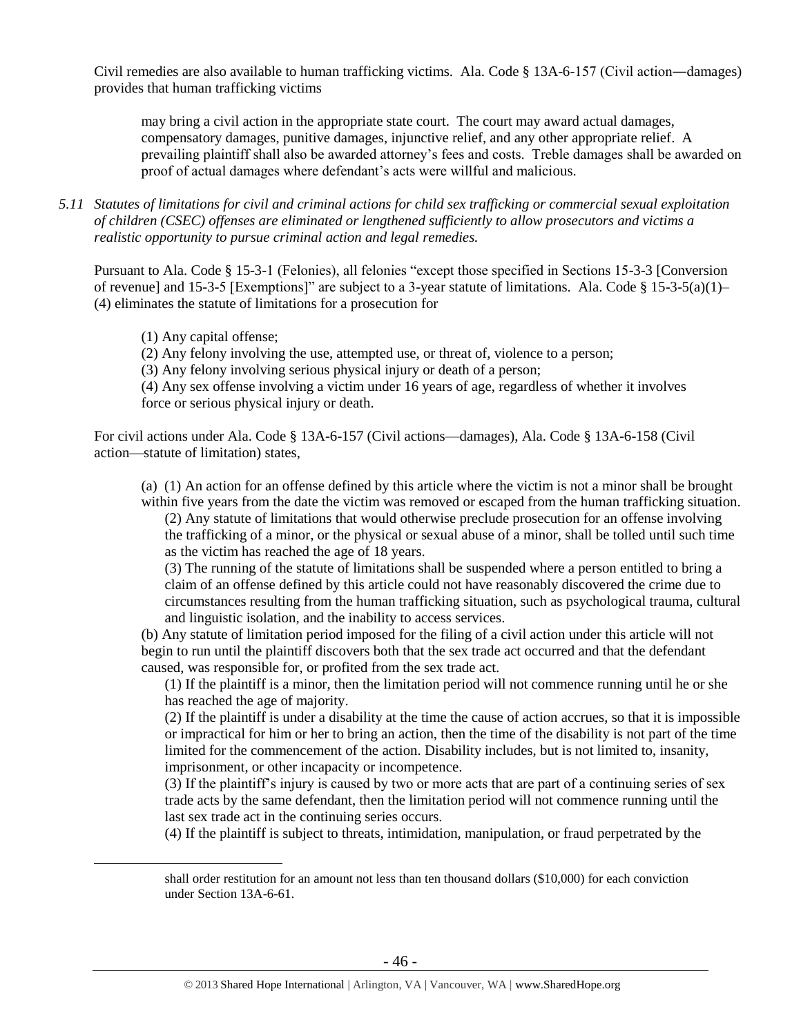Civil remedies are also available to human trafficking victims. Ala. Code § 13A-6-157 (Civil action―damages) provides that human trafficking victims

> may bring a civil action in the appropriate state court. The court may award actual damages, compensatory damages, punitive damages, injunctive relief, and any other appropriate relief. A prevailing plaintiff shall also be awarded attorney's fees and costs. Treble damages shall be awarded on proof of actual damages where defendant's acts were willful and malicious.

*5.11 Statutes of limitations for civil and criminal actions for child sex trafficking or commercial sexual exploitation of children (CSEC) offenses are eliminated or lengthened sufficiently to allow prosecutors and victims a realistic opportunity to pursue criminal action and legal remedies.*

Pursuant to Ala. Code § 15-3-1 (Felonies), all felonies "except those specified in Sections 15-3-3 [Conversion of revenue] and 15-3-5 [Exemptions]" are subject to a 3-year statute of limitations. Ala. Code § 15-3-5(a)(1)–(4) eliminates the statute of limitations for a prosecution for

> (1) Any capital offense;
> (2) Any felony involving the use, attempted use, or threat of, violence to a person;
> (3) Any felony involving serious physical injury or death of a person;
> (4) Any sex offense involving a victim under 16 years of age, regardless of whether it involves force or serious physical injury or death.

For civil actions under Ala. Code § 13A-6-157 (Civil actions—damages), Ala. Code § 13A-6-158 (Civil action—statute of limitation) states,

> (a) (1) An action for an offense defined by this article where the victim is not a minor shall be brought within five years from the date the victim was removed or escaped from the human trafficking situation.
> (2) Any statute of limitations that would otherwise preclude prosecution for an offense involving the trafficking of a minor, or the physical or sexual abuse of a minor, shall be tolled until such time as the victim has reached the age of 18 years.
> (3) The running of the statute of limitations shall be suspended where a person entitled to bring a claim of an offense defined by this article could not have reasonably discovered the crime due to circumstances resulting from the human trafficking situation, such as psychological trauma, cultural and linguistic isolation, and the inability to access services.
>
> (b) Any statute of limitation period imposed for the filing of a civil action under this article will not begin to run until the plaintiff discovers both that the sex trade act occurred and that the defendant caused, was responsible for, or profited from the sex trade act.
> (1) If the plaintiff is a minor, then the limitation period will not commence running until he or she has reached the age of majority.
> (2) If the plaintiff is under a disability at the time the cause of action accrues, so that it is impossible or impractical for him or her to bring an action, then the time of the disability is not part of the time limited for the commencement of the action. Disability includes, but is not limited to, insanity, imprisonment, or other incapacity or incompetence.
> (3) If the plaintiff's injury is caused by two or more acts that are part of a continuing series of sex trade acts by the same defendant, then the limitation period will not commence running until the last sex trade act in the continuing series occurs.
> (4) If the plaintiff is subject to threats, intimidation, manipulation, or fraud perpetrated by the

---

shall order restitution for an amount not less than ten thousand dollars ($10,000) for each conviction under Section 13A-6-61.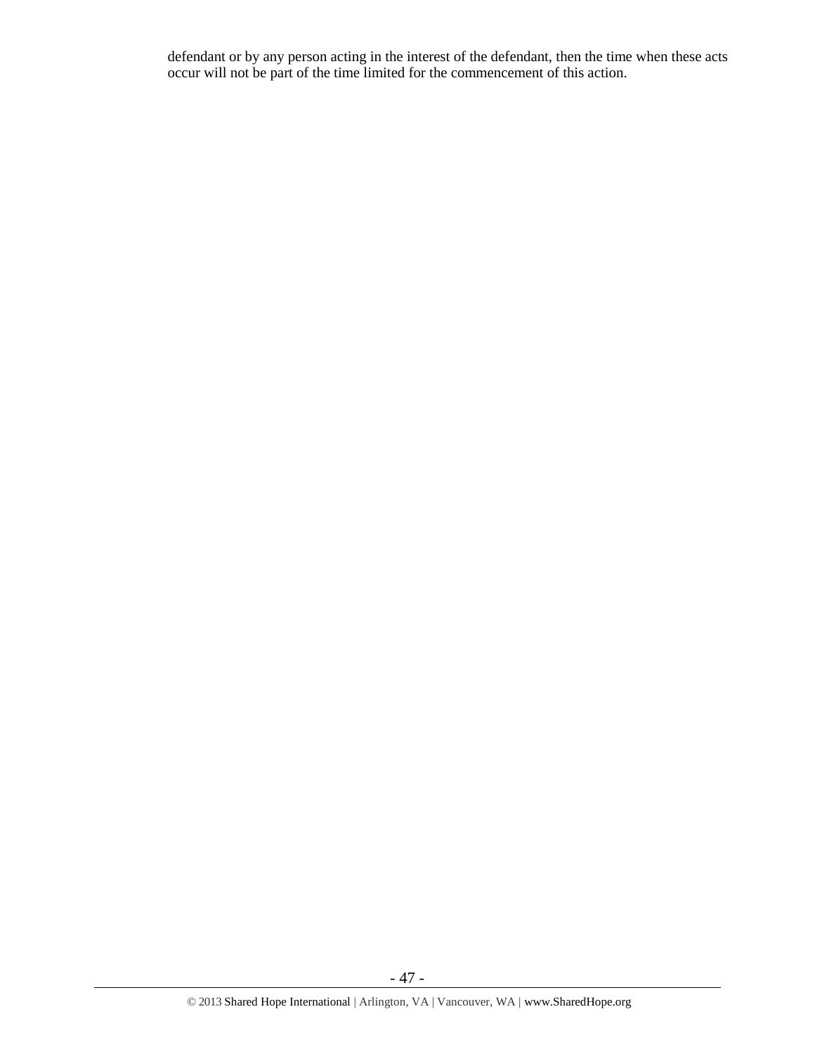defendant or by any person acting in the interest of the defendant, then the time when these acts occur will not be part of the time limited for the commencement of this action.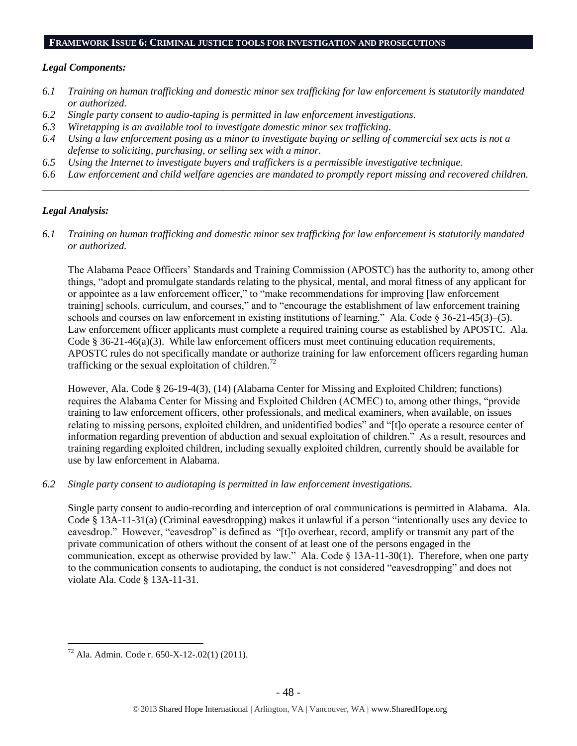## FRAMEWORK ISSUE 6: CRIMINAL JUSTICE TOOLS FOR INVESTIGATION AND PROSECUTIONS

***Legal Components:***

*6.1 Training on human trafficking and domestic minor sex trafficking for law enforcement is statutorily mandated or authorized.*

*6.2 Single party consent to audio-taping is permitted in law enforcement investigations.*

*6.3 Wiretapping is an available tool to investigate domestic minor sex trafficking.*

*6.4 Using a law enforcement posing as a minor to investigate buying or selling of commercial sex acts is not a defense to soliciting, purchasing, or selling sex with a minor.*

*6.5 Using the Internet to investigate buyers and traffickers is a permissible investigative technique.*

*6.6 Law enforcement and child welfare agencies are mandated to promptly report missing and recovered children.*

---

***Legal Analysis:***

*6.1 Training on human trafficking and domestic minor sex trafficking for law enforcement is statutorily mandated or authorized.*

The Alabama Peace Officers' Standards and Training Commission (APOSTC) has the authority to, among other things, "adopt and promulgate standards relating to the physical, mental, and moral fitness of any applicant for or appointee as a law enforcement officer," to "make recommendations for improving [law enforcement training] schools, curriculum, and courses," and to "encourage the establishment of law enforcement training schools and courses on law enforcement in existing institutions of learning." Ala. Code § 36-21-45(3)–(5). Law enforcement officer applicants must complete a required training course as established by APOSTC. Ala. Code § 36-21-46(a)(3). While law enforcement officers must meet continuing education requirements, APOSTC rules do not specifically mandate or authorize training for law enforcement officers regarding human trafficking or the sexual exploitation of children.[72]

However, Ala. Code § 26-19-4(3), (14) (Alabama Center for Missing and Exploited Children; functions) requires the Alabama Center for Missing and Exploited Children (ACMEC) to, among other things, "provide training to law enforcement officers, other professionals, and medical examiners, when available, on issues relating to missing persons, exploited children, and unidentified bodies" and "[t]o operate a resource center of information regarding prevention of abduction and sexual exploitation of children." As a result, resources and training regarding exploited children, including sexually exploited children, currently should be available for use by law enforcement in Alabama.

*6.2 Single party consent to audiotaping is permitted in law enforcement investigations.*

Single party consent to audio-recording and interception of oral communications is permitted in Alabama. Ala. Code § 13A-11-31(a) (Criminal eavesdropping) makes it unlawful if a person "intentionally uses any device to eavesdrop." However, "eavesdrop" is defined as "[t]o overhear, record, amplify or transmit any part of the private communication of others without the consent of at least one of the persons engaged in the communication, except as otherwise provided by law." Ala. Code § 13A-11-30(1). Therefore, when one party to the communication consents to audiotaping, the conduct is not considered "eavesdropping" and does not violate Ala. Code § 13A-11-31.

---

[72] Ala. Admin. Code r. 650-X-12-.02(1) (2011).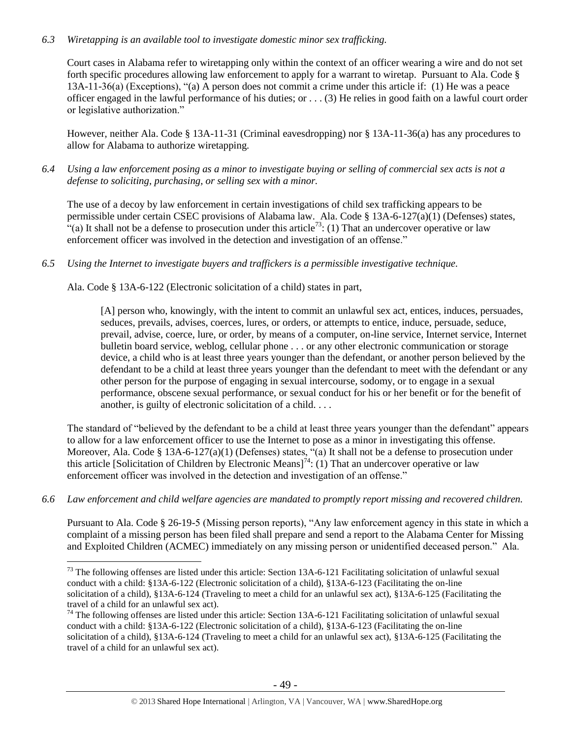*6.3 Wiretapping is an available tool to investigate domestic minor sex trafficking.*

Court cases in Alabama refer to wiretapping only within the context of an officer wearing a wire and do not set forth specific procedures allowing law enforcement to apply for a warrant to wiretap. Pursuant to Ala. Code § 13A-11-36(a) (Exceptions), "(a) A person does not commit a crime under this article if: (1) He was a peace officer engaged in the lawful performance of his duties; or . . . (3) He relies in good faith on a lawful court order or legislative authorization."

However, neither Ala. Code § 13A-11-31 (Criminal eavesdropping) nor § 13A-11-36(a) has any procedures to allow for Alabama to authorize wiretapping.

*6.4 Using a law enforcement posing as a minor to investigate buying or selling of commercial sex acts is not a defense to soliciting, purchasing, or selling sex with a minor.*

The use of a decoy by law enforcement in certain investigations of child sex trafficking appears to be permissible under certain CSEC provisions of Alabama law. Ala. Code § 13A-6-127(a)(1) (Defenses) states, "(a) It shall not be a defense to prosecution under this article[73]: (1) That an undercover operative or law enforcement officer was involved in the detection and investigation of an offense."

*6.5 Using the Internet to investigate buyers and traffickers is a permissible investigative technique.*

Ala. Code § 13A-6-122 (Electronic solicitation of a child) states in part,

> [A] person who, knowingly, with the intent to commit an unlawful sex act, entices, induces, persuades, seduces, prevails, advises, coerces, lures, or orders, or attempts to entice, induce, persuade, seduce, prevail, advise, coerce, lure, or order, by means of a computer, on-line service, Internet service, Internet bulletin board service, weblog, cellular phone . . . or any other electronic communication or storage device, a child who is at least three years younger than the defendant, or another person believed by the defendant to be a child at least three years younger than the defendant to meet with the defendant or any other person for the purpose of engaging in sexual intercourse, sodomy, or to engage in a sexual performance, obscene sexual performance, or sexual conduct for his or her benefit or for the benefit of another, is guilty of electronic solicitation of a child. . . .

The standard of "believed by the defendant to be a child at least three years younger than the defendant" appears to allow for a law enforcement officer to use the Internet to pose as a minor in investigating this offense. Moreover, Ala. Code § 13A-6-127(a)(1) (Defenses) states, "(a) It shall not be a defense to prosecution under this article [Solicitation of Children by Electronic Means][74]: (1) That an undercover operative or law enforcement officer was involved in the detection and investigation of an offense."

*6.6 Law enforcement and child welfare agencies are mandated to promptly report missing and recovered children.*

Pursuant to Ala. Code § 26-19-5 (Missing person reports), "Any law enforcement agency in this state in which a complaint of a missing person has been filed shall prepare and send a report to the Alabama Center for Missing and Exploited Children (ACMEC) immediately on any missing person or unidentified deceased person." Ala.

---

[73] The following offenses are listed under this article: Section 13A-6-121 Facilitating solicitation of unlawful sexual conduct with a child: §13A-6-122 (Electronic solicitation of a child), §13A-6-123 (Facilitating the on-line solicitation of a child), §13A-6-124 (Traveling to meet a child for an unlawful sex act), §13A-6-125 (Facilitating the travel of a child for an unlawful sex act).

[74] The following offenses are listed under this article: Section 13A-6-121 Facilitating solicitation of unlawful sexual conduct with a child: §13A-6-122 (Electronic solicitation of a child), §13A-6-123 (Facilitating the on-line solicitation of a child), §13A-6-124 (Traveling to meet a child for an unlawful sex act), §13A-6-125 (Facilitating the travel of a child for an unlawful sex act).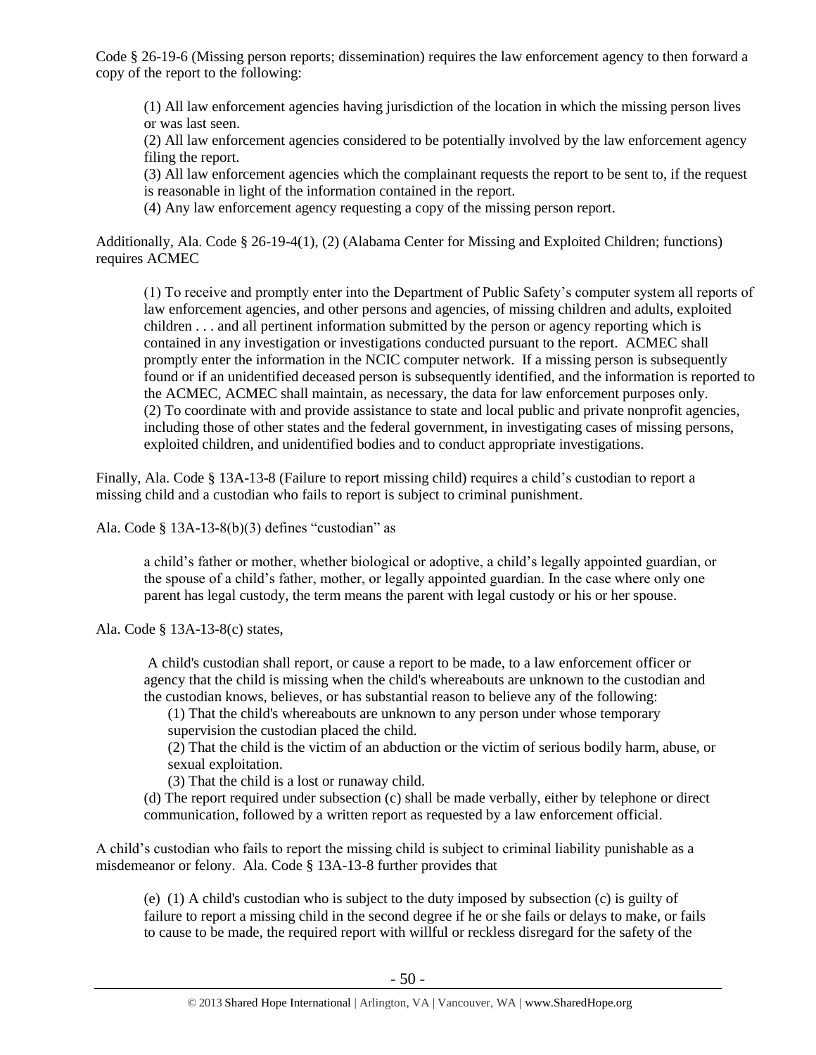Code § 26-19-6 (Missing person reports; dissemination) requires the law enforcement agency to then forward a copy of the report to the following:

> (1) All law enforcement agencies having jurisdiction of the location in which the missing person lives or was last seen.
> (2) All law enforcement agencies considered to be potentially involved by the law enforcement agency filing the report.
> (3) All law enforcement agencies which the complainant requests the report to be sent to, if the request is reasonable in light of the information contained in the report.
> (4) Any law enforcement agency requesting a copy of the missing person report.

Additionally, Ala. Code § 26-19-4(1), (2) (Alabama Center for Missing and Exploited Children; functions) requires ACMEC

> (1) To receive and promptly enter into the Department of Public Safety's computer system all reports of law enforcement agencies, and other persons and agencies, of missing children and adults, exploited children . . . and all pertinent information submitted by the person or agency reporting which is contained in any investigation or investigations conducted pursuant to the report. ACMEC shall promptly enter the information in the NCIC computer network. If a missing person is subsequently found or if an unidentified deceased person is subsequently identified, and the information is reported to the ACMEC, ACMEC shall maintain, as necessary, the data for law enforcement purposes only.
> (2) To coordinate with and provide assistance to state and local public and private nonprofit agencies, including those of other states and the federal government, in investigating cases of missing persons, exploited children, and unidentified bodies and to conduct appropriate investigations.

Finally, Ala. Code § 13A-13-8 (Failure to report missing child) requires a child's custodian to report a missing child and a custodian who fails to report is subject to criminal punishment.

Ala. Code § 13A-13-8(b)(3) defines "custodian" as

> a child's father or mother, whether biological or adoptive, a child's legally appointed guardian, or the spouse of a child's father, mother, or legally appointed guardian. In the case where only one parent has legal custody, the term means the parent with legal custody or his or her spouse.

Ala. Code § 13A-13-8(c) states,

> A child's custodian shall report, or cause a report to be made, to a law enforcement officer or agency that the child is missing when the child's whereabouts are unknown to the custodian and the custodian knows, believes, or has substantial reason to believe any of the following:
>
> > (1) That the child's whereabouts are unknown to any person under whose temporary supervision the custodian placed the child.
> > (2) That the child is the victim of an abduction or the victim of serious bodily harm, abuse, or sexual exploitation.
> > (3) That the child is a lost or runaway child.
>
> (d) The report required under subsection (c) shall be made verbally, either by telephone or direct communication, followed by a written report as requested by a law enforcement official.

A child's custodian who fails to report the missing child is subject to criminal liability punishable as a misdemeanor or felony. Ala. Code § 13A-13-8 further provides that

> (e) (1) A child's custodian who is subject to the duty imposed by subsection (c) is guilty of failure to report a missing child in the second degree if he or she fails or delays to make, or fails to cause to be made, the required report with willful or reckless disregard for the safety of the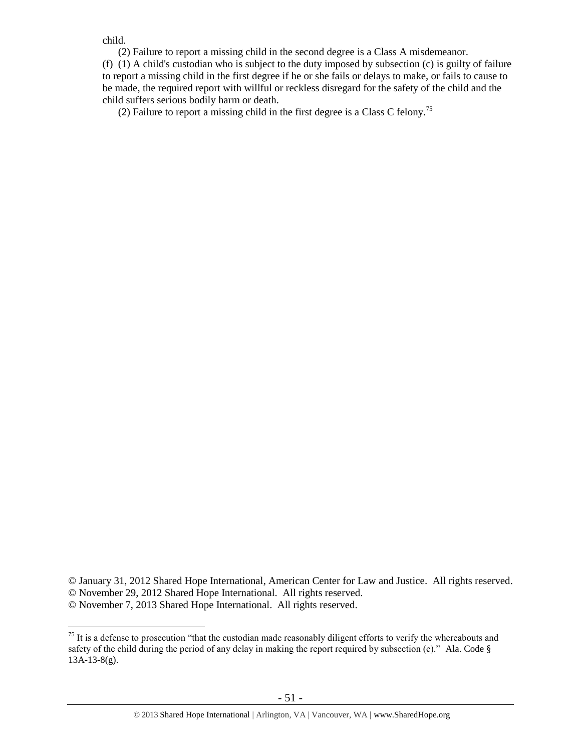child.

(2) Failure to report a missing child in the second degree is a Class A misdemeanor.

(f) (1) A child's custodian who is subject to the duty imposed by subsection (c) is guilty of failure to report a missing child in the first degree if he or she fails or delays to make, or fails to cause to be made, the required report with willful or reckless disregard for the safety of the child and the child suffers serious bodily harm or death.

(2) Failure to report a missing child in the first degree is a Class C felony.[75]

© January 31, 2012 Shared Hope International, American Center for Law and Justice. All rights reserved.
© November 29, 2012 Shared Hope International. All rights reserved.
© November 7, 2013 Shared Hope International. All rights reserved.

[75] It is a defense to prosecution "that the custodian made reasonably diligent efforts to verify the whereabouts and safety of the child during the period of any delay in making the report required by subsection (c)." Ala. Code § 13A-13-8(g).